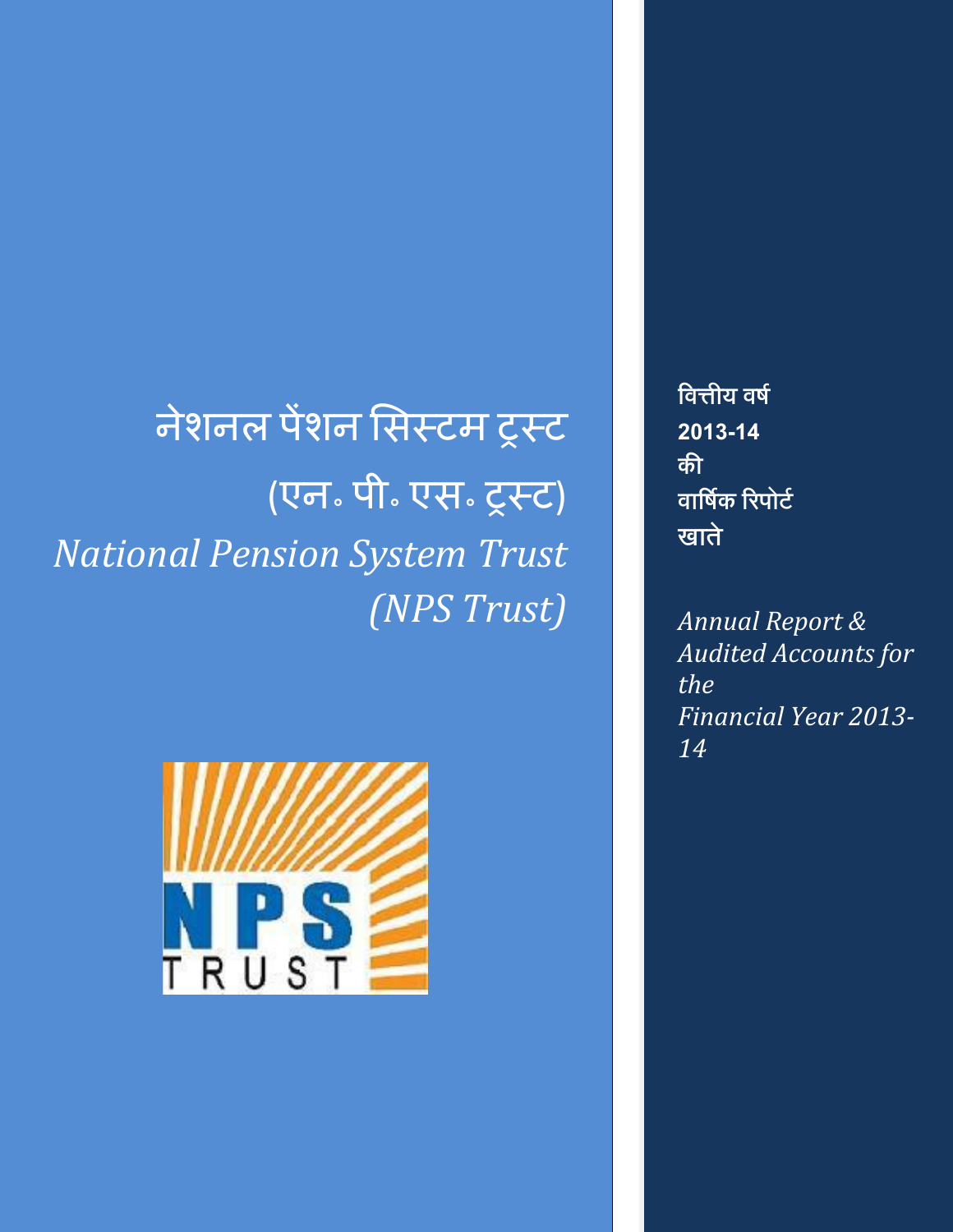# नेशनल पेंशन सिस्टम ट्रस्ट
# (एन॰ पी॰ एस॰ ट्रस्ट)
# *National Pension System Trust*
# *(NPS Trust)*

NPS TRUST

**वित्तीय वर्ष**
**2013-14**
**की**
**वार्षिक रिपोर्ट**
**खाते**

*Annual Report & Audited Accounts for the Financial Year 2013-14*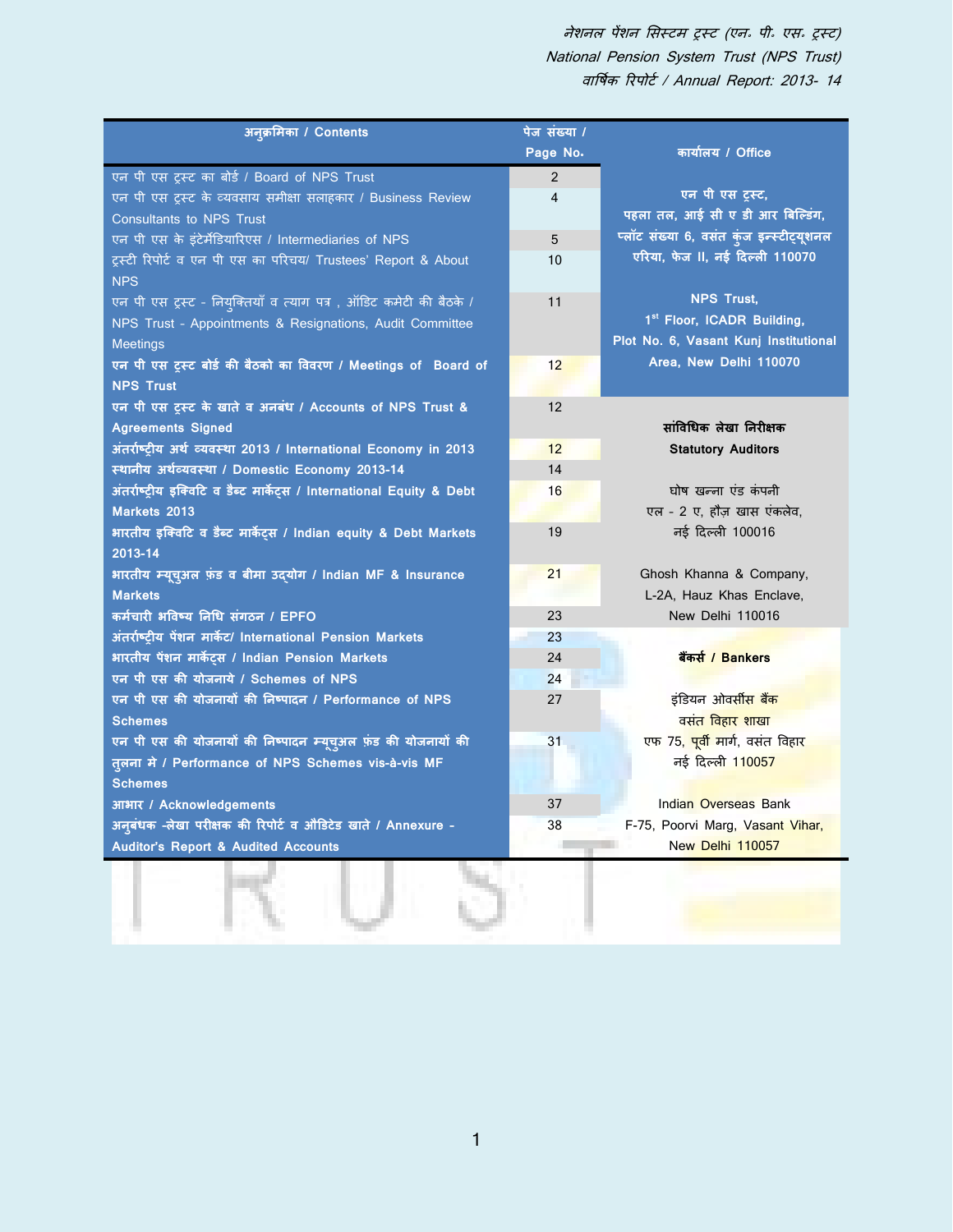| अनुक्रमिका / Contents | पेज संख्या / Page No. |
|---|---|
| एन पी एस ट्रस्ट का बोर्ड / Board of NPS Trust | 2 |
| एन पी एस ट्रस्ट के व्यवसाय समीक्षा सलाहकार / Business Review Consultants to NPS Trust | 4 |
| एन पी एस के इंटेर्मेडियारिएस / Intermediaries of NPS | 5 |
| ट्रस्टी रिपोर्ट व एन पी एस का परिचय/ Trustees' Report & About NPS | 10 |
| एन पी एस ट्रस्ट - नियुक्तियाँ व त्याग पत्र , ऑडिट कमेटी की बैठके / NPS Trust - Appointments & Resignations, Audit Committee Meetings | 11 |
| **एन पी एस ट्रस्ट बोर्ड की बैठको का विवरण / Meetings of Board of NPS Trust** | 12 |
| **एन पी एस ट्रस्ट के खाते व अनबंध / Accounts of NPS Trust & Agreements Signed** | 12 |
| **अंतर्राष्ट्रीय अर्थ व्यवस्था 2013 / International Economy in 2013** | 12 |
| **स्थानीय अर्थव्यवस्था / Domestic Economy 2013-14** | 14 |
| **अंतर्राष्ट्रीय इक्विटि व डैब्ट मार्केट्स / International Equity & Debt Markets 2013** | 16 |
| **भारतीय इक्विटि व डैब्ट मार्केट्स / Indian equity & Debt Markets 2013-14** | 19 |
| **भारतीय म्यूचुअल फ़ंड व बीमा उद्योग / Indian MF & Insurance Markets** | 21 |
| **कर्मचारी भविष्य निधि संगठन / EPFO** | 23 |
| **अंतर्राष्ट्रीय पेंशन मार्केट/ International Pension Markets** | 23 |
| **भारतीय पेंशन मार्केट्स / Indian Pension Markets** | 24 |
| **एन पी एस की योजनाये / Schemes of NPS** | 24 |
| **एन पी एस की योजनायों की निष्पादन / Performance of NPS Schemes** | 27 |
| **एन पी एस की योजनायों की निष्पादन म्यूचुअल फ़ंड की योजनायों की तुलना मे / Performance of NPS Schemes vis-à-vis MF Schemes** | 31 |
| **आभार / Acknowledgements** | 37 |
| **अनुबंधक -लेखा परीक्षक की रिपोर्ट व औडिटेड खाते / Annexure - Auditor's Report & Audited Accounts** | 38 |

**कार्यालय / Office**

**एन पी एस ट्रस्ट,**
**पहला तल, आई सी ए डी आर बिल्डिंग,**
**प्लॉट संख्या 6, वसंत कुंज इन्स्टीट्यूशनल एरिया, फेज II, नई दिल्ली 110070**

**NPS Trust,**
**1st Floor, ICADR Building,**
**Plot No. 6, Vasant Kunj Institutional Area, New Delhi 110070**

**सांविधिक लेखा निरीक्षक**
**Statutory Auditors**

घोष खन्ना एंड कंपनी
एल - 2 ए, हौज़ खास एंकलेव,
नई दिल्ली 100016

Ghosh Khanna & Company,
L-2A, Hauz Khas Enclave,
New Delhi 110016

**बैंकर्स / Bankers**

इंडियन ओवर्सीस बैंक
वसंत विहार शाखा
एफ 75, पूर्वी मार्ग, वसंत विहार
नई दिल्ली 110057

Indian Overseas Bank
F-75, Poorvi Marg, Vasant Vihar,
New Delhi 110057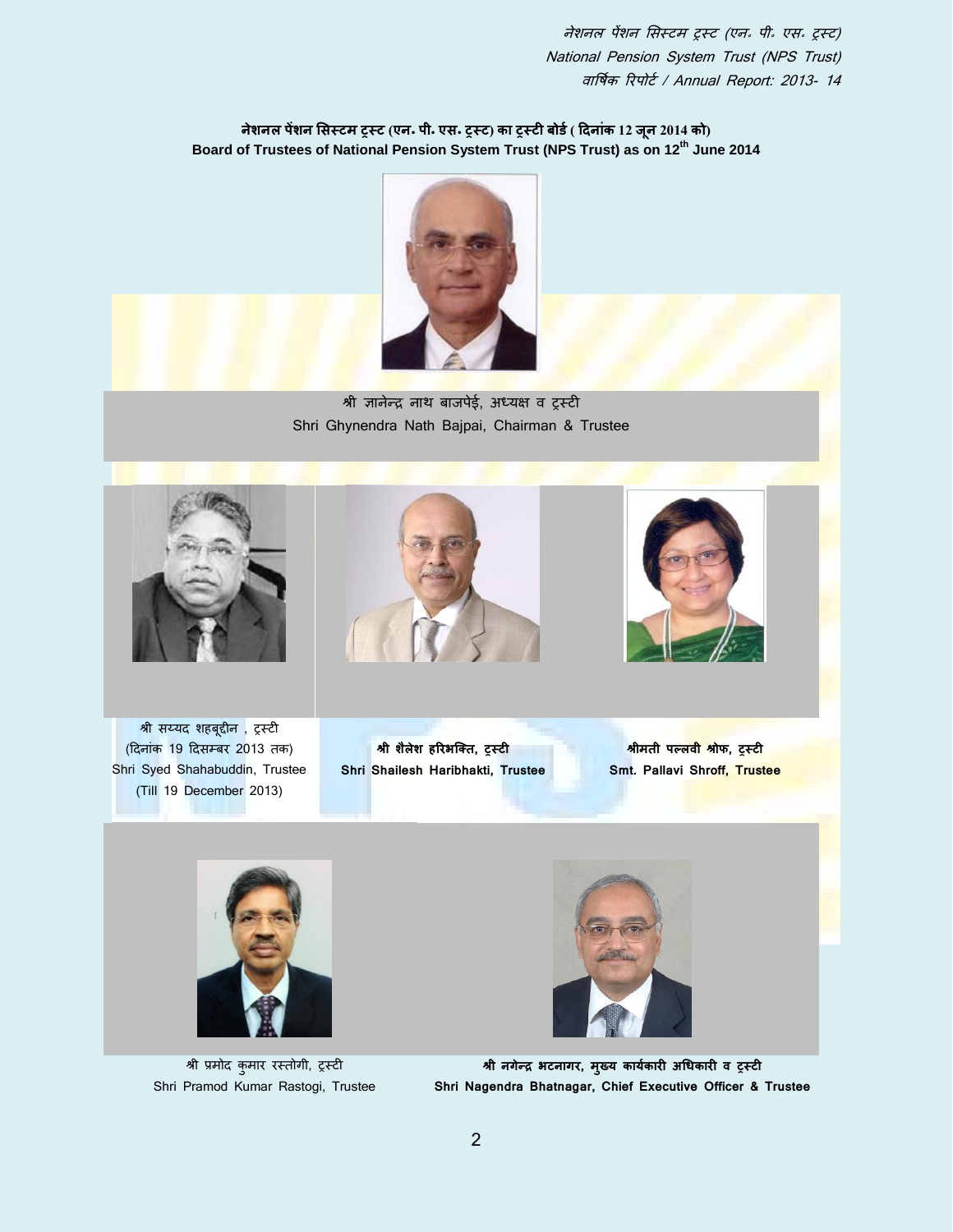## नेशनल पेंशन सिस्टम ट्रस्ट (एन. पी. एस. ट्रस्ट) का ट्रस्टी बोर्ड ( दिनांक 12 जून 2014 को)
## Board of Trustees of National Pension System Trust (NPS Trust) as on 12th June 2014

श्री ज्ञानेन्द्र नाथ बाजपेई, अध्यक्ष व ट्रस्टी
Shri Ghynendra Nath Bajpai, Chairman & Trustee

श्री सय्यद शहबूद्दीन , ट्रस्टी
(दिनांक 19 दिसम्बर 2013 तक)
Shri Syed Shahabuddin, Trustee
(Till 19 December 2013)

**श्री शैलेश हरिभक्ति, ट्रस्टी**
**Shri Shailesh Haribhakti, Trustee**

**श्रीमती पल्लवी श्रोफ, ट्रस्टी**
**Smt. Pallavi Shroff, Trustee**

श्री प्रमोद कुमार रस्तोगी, ट्रस्टी
Shri Pramod Kumar Rastogi, Trustee

**श्री नगेन्द्र भटनागर, मुख्य कार्यकारी अधिकारी व ट्रस्टी**
**Shri Nagendra Bhatnagar, Chief Executive Officer & Trustee**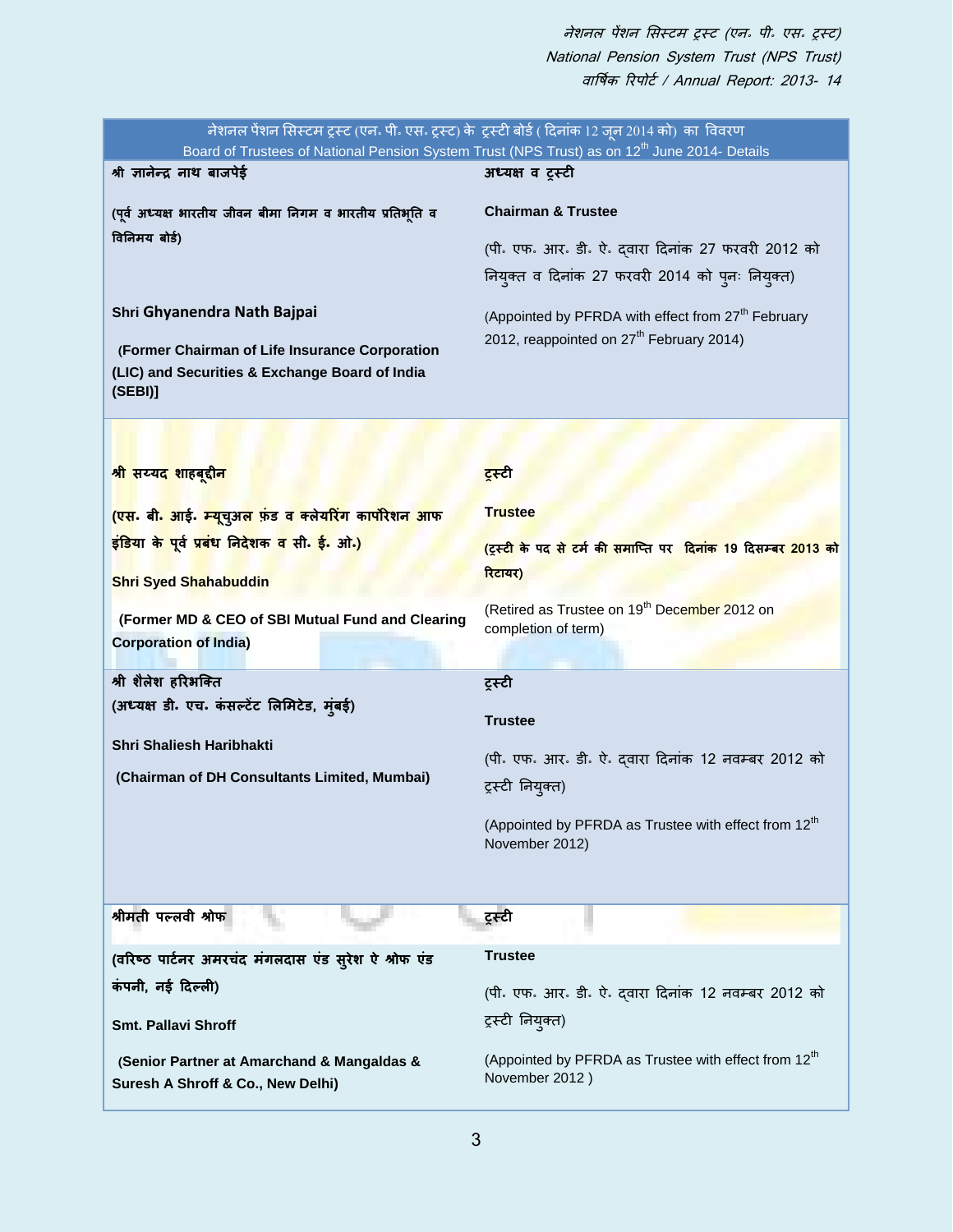| नेशनल पेंशन सिस्टम ट्रस्ट (एन॰ पी॰ एस॰ ट्रस्ट) के ट्रस्टी बोर्ड ( दिनांक 12 जून 2014 को) का विवरण<br>Board of Trustees of National Pension System Trust (NPS Trust) as on 12th June 2014- Details | |
|---|---|
| **श्री ज्ञानेन्द्र नाथ बाजपेई**<br><br>**(पूर्व अध्यक्ष भारतीय जीवन बीमा निगम व भारतीय प्रतिभूति व विनिमय बोर्ड)**<br><br>**Shri Ghyanendra Nath Bajpai**<br><br>**(Former Chairman of Life Insurance Corporation (LIC) and Securities & Exchange Board of India (SEBI)]** | **अध्यक्ष व ट्रस्टी**<br><br>**Chairman & Trustee**<br><br>(पी॰ एफ॰ आर॰ डी॰ ऐ॰ द्वारा दिनांक 27 फरवरी 2012 को नियुक्त व दिनांक 27 फरवरी 2014 को पुनः नियुक्त)<br><br>(Appointed by PFRDA with effect from 27th February 2012, reappointed on 27th February 2014) |
| **श्री सय्यद शाहबूद्दीन**<br><br>**(एस॰ बी॰ आई॰ म्यूचुअल फ़ंड व क्लेयरिंग कार्पोरेशन आफ इंडिया के पूर्व प्रबंध निदेशक व सी॰ ई॰ ओ॰)**<br><br>**Shri Syed Shahabuddin**<br><br>**(Former MD & CEO of SBI Mutual Fund and Clearing Corporation of India)** | **ट्रस्टी**<br><br>**Trustee**<br><br>**(ट्रस्टी के पद से टर्म की समाप्ति पर दिनांक 19 दिसम्बर 2013 को रिटायर)**<br><br>(Retired as Trustee on 19th December 2012 on completion of term) |
| **श्री शैलेश हरिभक्ति**<br>**(अध्यक्ष डी॰ एच॰ कंसल्टेंट लिमिटेड, मुंबई)**<br><br>**Shri Shaliesh Haribhakti**<br><br>**(Chairman of DH Consultants Limited, Mumbai)** | **ट्रस्टी**<br><br>**Trustee**<br><br>(पी॰ एफ॰ आर॰ डी॰ ऐ॰ द्वारा दिनांक 12 नवम्बर 2012 को ट्रस्टी नियुक्त)<br><br>(Appointed by PFRDA as Trustee with effect from 12th November 2012) |
| **श्रीमती पल्लवी श्रोफ**<br><br>**(वरिष्ठ पार्टनर अमरचंद मंगलदास एंड सुरेश ऐ श्रोफ एंड कंपनी, नई दिल्ली)**<br><br>**Smt. Pallavi Shroff**<br><br>**(Senior Partner at Amarchand & Mangaldas & Suresh A Shroff & Co., New Delhi)** | **ट्रस्टी**<br><br>**Trustee**<br><br>(पी॰ एफ॰ आर॰ डी॰ ऐ॰ द्वारा दिनांक 12 नवम्बर 2012 को ट्रस्टी नियुक्त)<br><br>(Appointed by PFRDA as Trustee with effect from 12th November 2012 ) |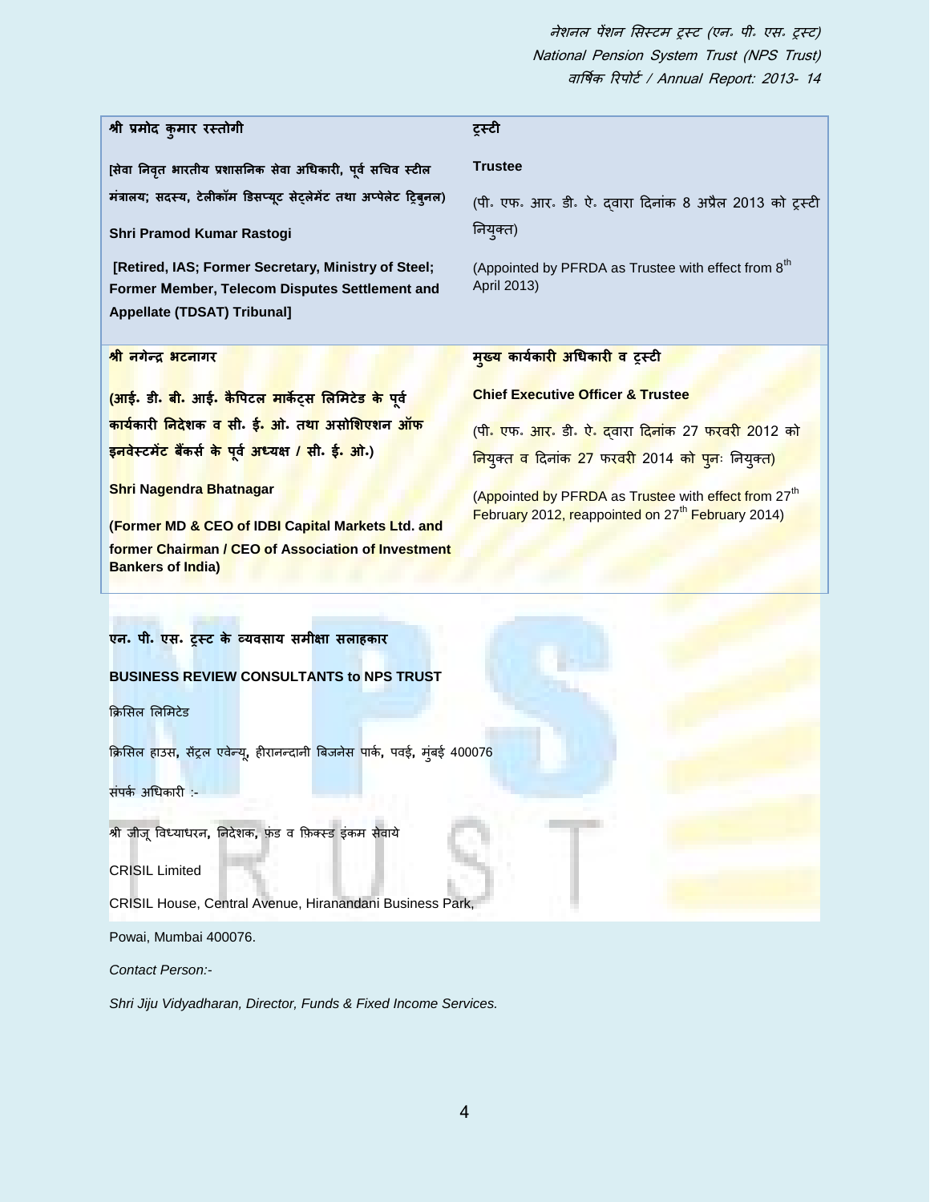| **श्री प्रमोद कुमार रस्तोगी** | **ट्रस्टी** |
|---|---|
| **[सेवा निवृत भारतीय प्रशासनिक सेवा अधिकारी, पूर्व सचिव स्टील मंत्रालय; सदस्य, टेलीकॉम डिसप्यूट सेट्लेमेंट तथा अप्पेलेट ट्रिबुनल)** | **Trustee** |
| **Shri Pramod Kumar Rastogi** | (पी. एफ. आर. डी. ऐ. द्वारा दिनांक 8 अप्रैल 2013 को ट्रस्टी नियुक्त) |
| **[Retired, IAS; Former Secretary, Ministry of Steel; Former Member, Telecom Disputes Settlement and Appellate (TDSAT) Tribunal]** | (Appointed by PFRDA as Trustee with effect from 8th April 2013) |
| **श्री नगेन्द्र भटनागर** | **मुख्य कार्यकारी अधिकारी व ट्रस्टी** |
| **(आई. डी. बी. आई. कैपिटल मार्केट्स लिमिटेड के पूर्व कार्यकारी निदेशक व सी. ई. ओ. तथा असोशिएशन ऑफ इनवेस्टमेंट बैंकर्स के पूर्व अध्यक्ष / सी. ई. ओ.)** | **Chief Executive Officer & Trustee** |
| **Shri Nagendra Bhatnagar** | (पी. एफ. आर. डी. ऐ. द्वारा दिनांक 27 फरवरी 2012 को नियुक्त व दिनांक 27 फरवरी 2014 को पुनः नियुक्त) |
| **(Former MD & CEO of IDBI Capital Markets Ltd. and former Chairman / CEO of Association of Investment Bankers of India)** | (Appointed by PFRDA as Trustee with effect from 27th February 2012, reappointed on 27th February 2014) |

**एन. पी. एस. ट्रस्ट के व्यवसाय समीक्षा सलाहकार**

**BUSINESS REVIEW CONSULTANTS to NPS TRUST**

क्रिसिल लिमिटेड

क्रिसिल हाउस, सेंट्रल एवेन्यू, हीरानन्दानी बिजनेस पार्क, पवई, मुंबई 400076

संपर्क अधिकारी :-

श्री जीजू विध्याधरन, निदेशक, फ़ंड व फ़िक्स्ड इंकम सेवाये

CRISIL Limited

CRISIL House, Central Avenue, Hiranandani Business Park,

Powai, Mumbai 400076.

*Contact Person:-*

*Shri Jiju Vidyadharan, Director, Funds & Fixed Income Services.*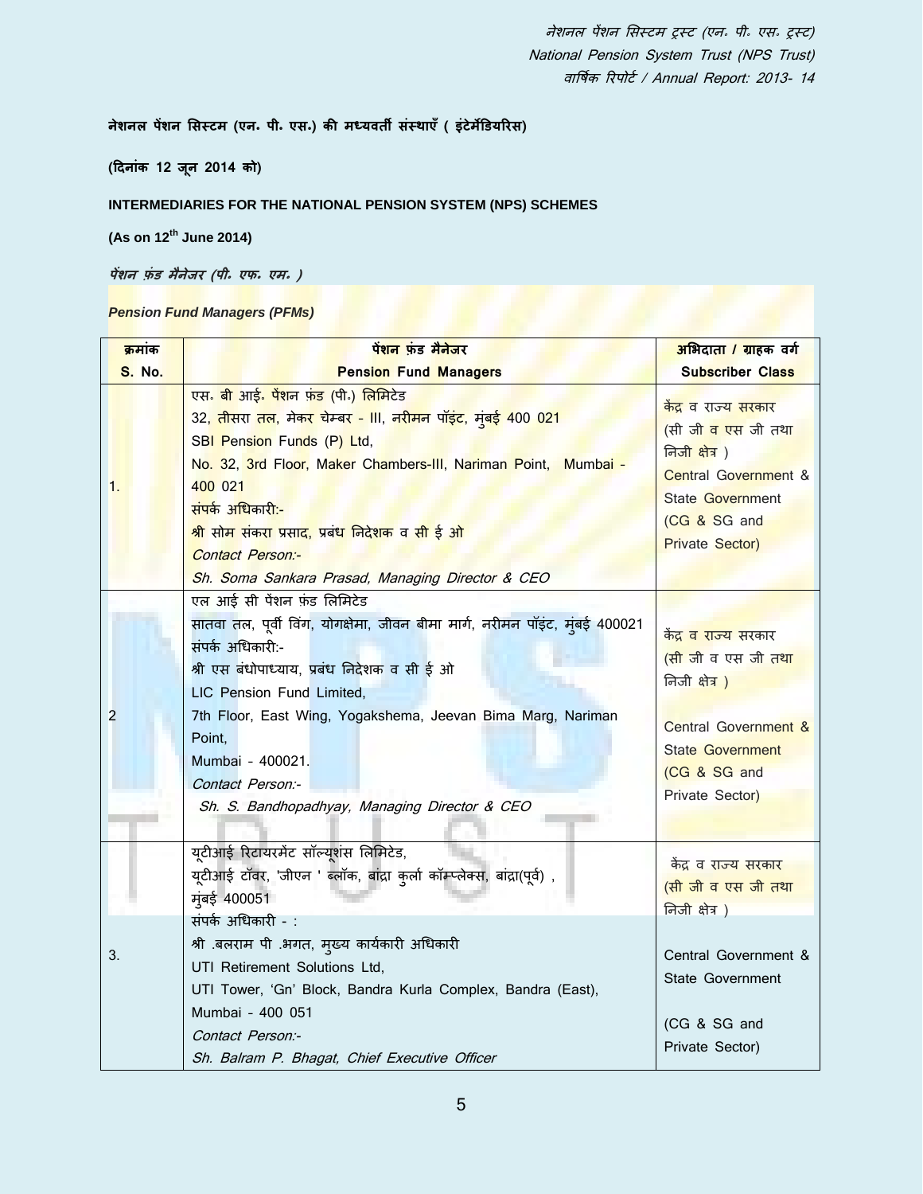**नेशनल पेंशन सिस्टम (एन. पी. एस.) की मध्यवर्ती संस्थाएँ ( इंटेर्मेडियरिस)**

**(दिनांक 12 जून 2014 को)**

**INTERMEDIARIES FOR THE NATIONAL PENSION SYSTEM (NPS) SCHEMES**

**(As on 12th June 2014)**

***पेंशन फ़ंड मैनेजर (पी. एफ. एम. )***

***Pension Fund Managers (PFMs)***

| क्रमांक<br>S. No. | पेंशन फ़ंड मैनेजर<br>Pension Fund Managers | अभिदाता / ग्राहक वर्ग<br>Subscriber Class |
|---|---|---|
| 1. | एस॰ बी आई॰ पेंशन फ़ंड (पी॰) लिमिटेड<br>32, तीसरा तल, मेकर चेम्बर - III, नरीमन पॉइंट, मुंबई 400 021<br>SBI Pension Funds (P) Ltd,<br>No. 32, 3rd Floor, Maker Chambers-III, Nariman Point, Mumbai - 400 021<br>संपर्क अधिकारी:-<br>श्री सोम संकरा प्रसाद, प्रबंध निदेशक व सी ई ओ<br>*Contact Person:-*<br>*Sh. Soma Sankara Prasad, Managing Director & CEO* | केंद्र व राज्य सरकार (सी जी व एस जी तथा निजी क्षेत्र )<br>Central Government & State Government (CG & SG and Private Sector) |
| 2 | एल आई सी पेंशन फ़ंड लिमिटेड<br>सातवा तल, पूर्वी विंग, योगक्षेमा, जीवन बीमा मार्ग, नरीमन पॉइंट, मुंबई 400021<br>संपर्क अधिकारी:-<br>श्री एस बंधोपाध्याय, प्रबंध निदेशक व सी ई ओ<br>LIC Pension Fund Limited,<br>7th Floor, East Wing, Yogakshema, Jeevan Bima Marg, Nariman Point,<br>Mumbai - 400021.<br>*Contact Person:-*<br>*Sh. S. Bandhopadhyay, Managing Director & CEO* | केंद्र व राज्य सरकार (सी जी व एस जी तथा निजी क्षेत्र )<br>Central Government & State Government (CG & SG and Private Sector) |
| 3. | यूटीआई रिटायरमेंट सॉल्यूशंस लिमिटेड,<br>यूटीआई टॉवर, 'जीएन ' ब्लॉक, बांद्रा कुर्ला कॉम्प्लेक्स, बांद्रा(पूर्व) , मुंबई 400051<br>संपर्क अधिकारी - :<br>श्री .बलराम पी .भगत, मुख्य कार्यकारी अधिकारी<br>UTI Retirement Solutions Ltd,<br>UTI Tower, 'Gn' Block, Bandra Kurla Complex, Bandra (East),<br>Mumbai - 400 051<br>*Contact Person:-*<br>*Sh. Balram P. Bhagat, Chief Executive Officer* | केंद्र व राज्य सरकार (सी जी व एस जी तथा निजी क्षेत्र )<br>Central Government & State Government (CG & SG and Private Sector) |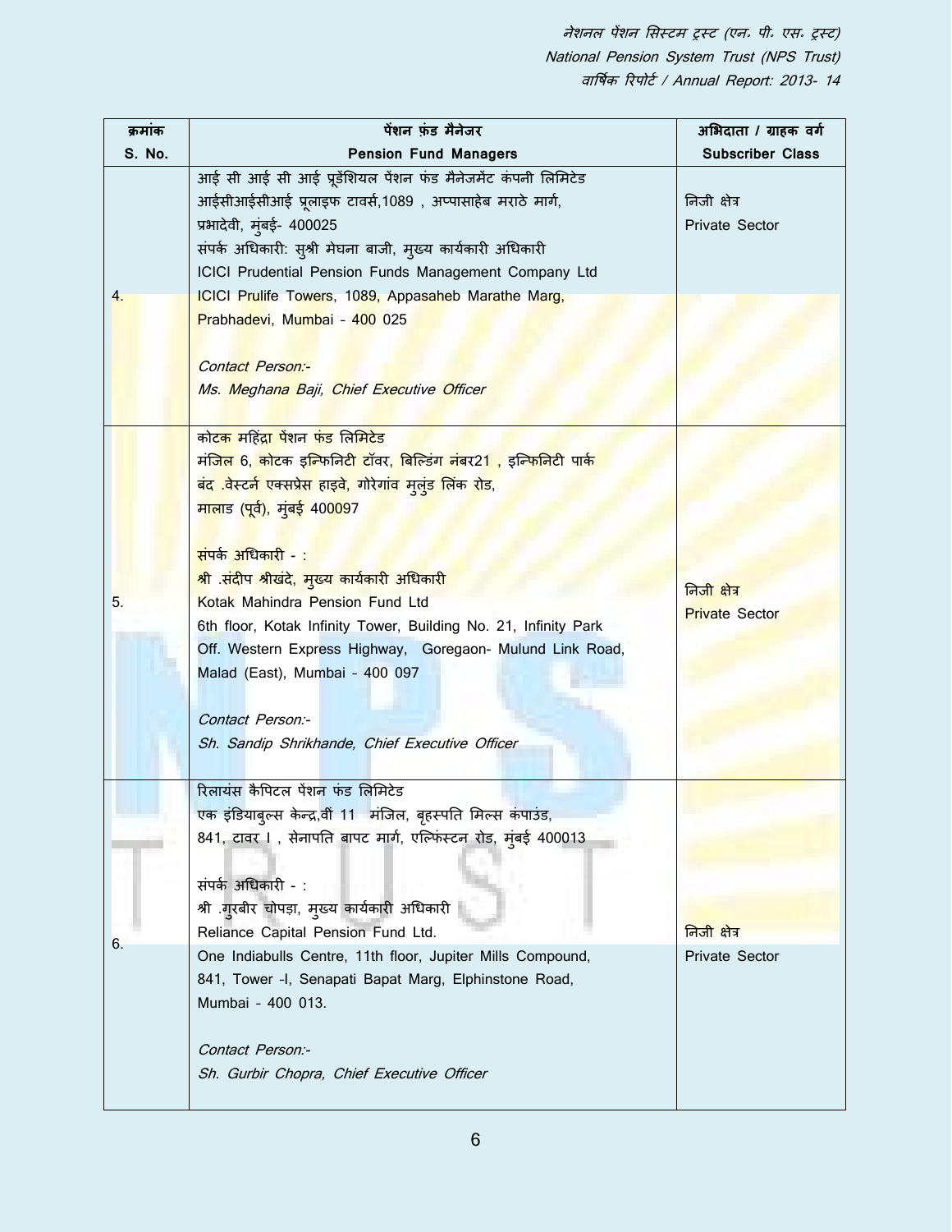| क्रमांक<br>S. No. | पेंशन फ़ंड मैनेजर<br>Pension Fund Managers | अभिदाता / ग्राहक वर्ग<br>Subscriber Class |
|---|---|---|
| 4. | आई सी आई सी आई प्रूडेंशियल पेंशन फंड मैनेजमेंट कंपनी लिमिटेड<br>आईसीआईसीआई प्रूलाइफ टावर्स,1089 , अप्पासाहेब मराठे मार्ग,<br>प्रभादेवी, मुंबई- 400025<br>संपर्क अधिकारी: सुश्री मेघना बाजी, मुख्य कार्यकारी अधिकारी<br>ICICI Prudential Pension Funds Management Company Ltd<br>ICICI Prulife Towers, 1089, Appasaheb Marathe Marg,<br>Prabhadevi, Mumbai - 400 025<br><br>*Contact Person:-*<br>*Ms. Meghana Baji, Chief Executive Officer* | निजी क्षेत्र<br>Private Sector |
| 5. | कोटक महिंद्रा पेंशन फंड लिमिटेड<br>मंजिल 6, कोटक इन्फिनिटी टॉवर, बिल्डिंग नंबर21 , इन्फिनिटी पार्क<br>बंद .वेस्टर्न एक्सप्रेस हाइवे, गोरेगांव मुलुंड लिंक रोड,<br>मालाड (पूर्व), मुंबई 400097<br><br>संपर्क अधिकारी - :<br>श्री .संदीप श्रीखंदे, मुख्य कार्यकारी अधिकारी<br>Kotak Mahindra Pension Fund Ltd<br>6th floor, Kotak Infinity Tower, Building No. 21, Infinity Park<br>Off. Western Express Highway, Goregaon- Mulund Link Road,<br>Malad (East), Mumbai - 400 097<br><br>*Contact Person:-*<br>*Sh. Sandip Shrikhande, Chief Executive Officer* | निजी क्षेत्र<br>Private Sector |
| 6. | रिलायंस कैपिटल पेंशन फंड लिमिटेड<br>एक इंडियाबुल्स केन्द्र,वीं 11 मंजिल, बृहस्पति मिल्स कंपाउंड,<br>841, टावर I , सेनापति बापट मार्ग, एल्फिंस्टन रोड, मुंबई 400013<br><br>संपर्क अधिकारी - :<br>श्री .गुरबीर चोपड़ा, मुख्य कार्यकारी अधिकारी<br>Reliance Capital Pension Fund Ltd.<br>One Indiabulls Centre, 11th floor, Jupiter Mills Compound,<br>841, Tower -I, Senapati Bapat Marg, Elphinstone Road,<br>Mumbai - 400 013.<br><br>*Contact Person:-*<br>*Sh. Gurbir Chopra, Chief Executive Officer* | निजी क्षेत्र<br>Private Sector |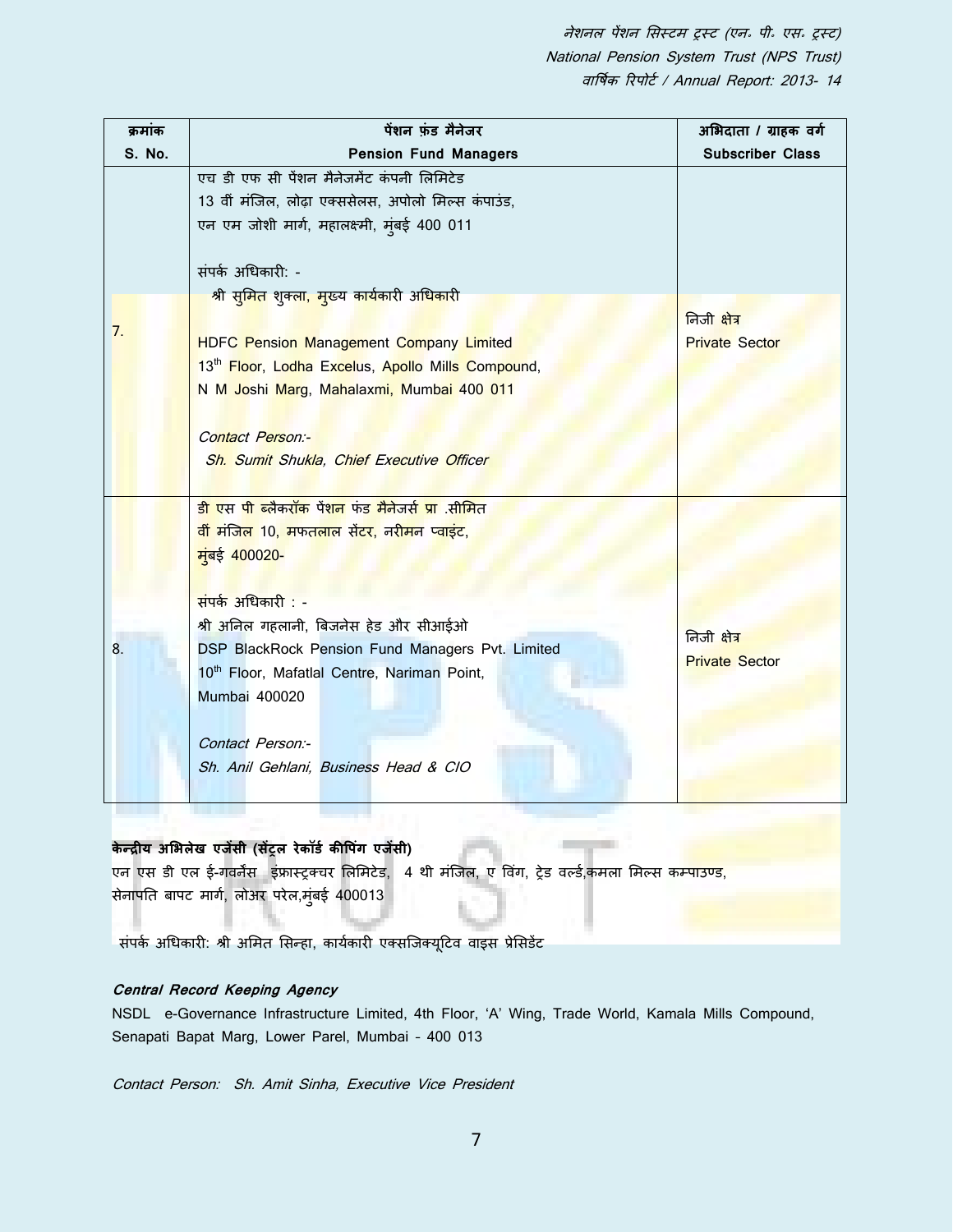| क्रमांक<br>S. No. | पेंशन फ़ंड मैनेजर<br>Pension Fund Managers | अभिदाता / ग्राहक वर्ग<br>Subscriber Class |
|---|---|---|
| 7. | एच डी एफ सी पेंशन मैनेजमेंट कंपनी लिमिटेड<br>13 वीं मंजिल, लोढ़ा एक्ससेलस, अपोलो मिल्स कंपाउंड,<br>एन एम जोशी मार्ग, महालक्ष्मी, मुंबई 400 011<br><br>संपर्क अधिकारी: -<br>श्री सुमित शुक्ला, मुख्य कार्यकारी अधिकारी<br><br>HDFC Pension Management Company Limited<br>13th Floor, Lodha Excelus, Apollo Mills Compound,<br>N M Joshi Marg, Mahalaxmi, Mumbai 400 011<br><br>*Contact Person:-*<br>*Sh. Sumit Shukla, Chief Executive Officer* | निजी क्षेत्र<br>Private Sector |
| 8. | डी एस पी ब्लैकरॉक पेंशन फंड मैनेजर्स प्रा .सीमित<br>वीं मंजिल 10, मफतलाल सेंटर, नरीमन प्वाइंट,<br>मुंबई 400020-<br><br>संपर्क अधिकारी : -<br>श्री अनिल गहलानी, बिजनेस हेड और सीआईओ<br>DSP BlackRock Pension Fund Managers Pvt. Limited<br>10th Floor, Mafatlal Centre, Nariman Point,<br>Mumbai 400020<br><br>*Contact Person:-*<br>*Sh. Anil Gehlani, Business Head & CIO* | निजी क्षेत्र<br>Private Sector |

**केन्द्रीय अभिलेख एजेंसी (सेंट्रल रेकॉर्ड कीपिंग एजेंसी)**

एन एस डी एल ई-गवर्नेंस इंफ्रास्ट्रक्चर लिमिटेड, 4 थी मंजिल, ए विंग, ट्रेड वर्ल्ड,कमला मिल्स कम्पाउण्ड, सेनापति बापट मार्ग, लोअर परेल,मुंबई 400013

संपर्क अधिकारी: श्री अमित सिन्हा, कार्यकारी एक्सजिक्यूटिव वाइस प्रेसिडेंट

***Central Record Keeping Agency***

NSDL e-Governance Infrastructure Limited, 4th Floor, 'A' Wing, Trade World, Kamala Mills Compound, Senapati Bapat Marg, Lower Parel, Mumbai - 400 013

*Contact Person: Sh. Amit Sinha, Executive Vice President*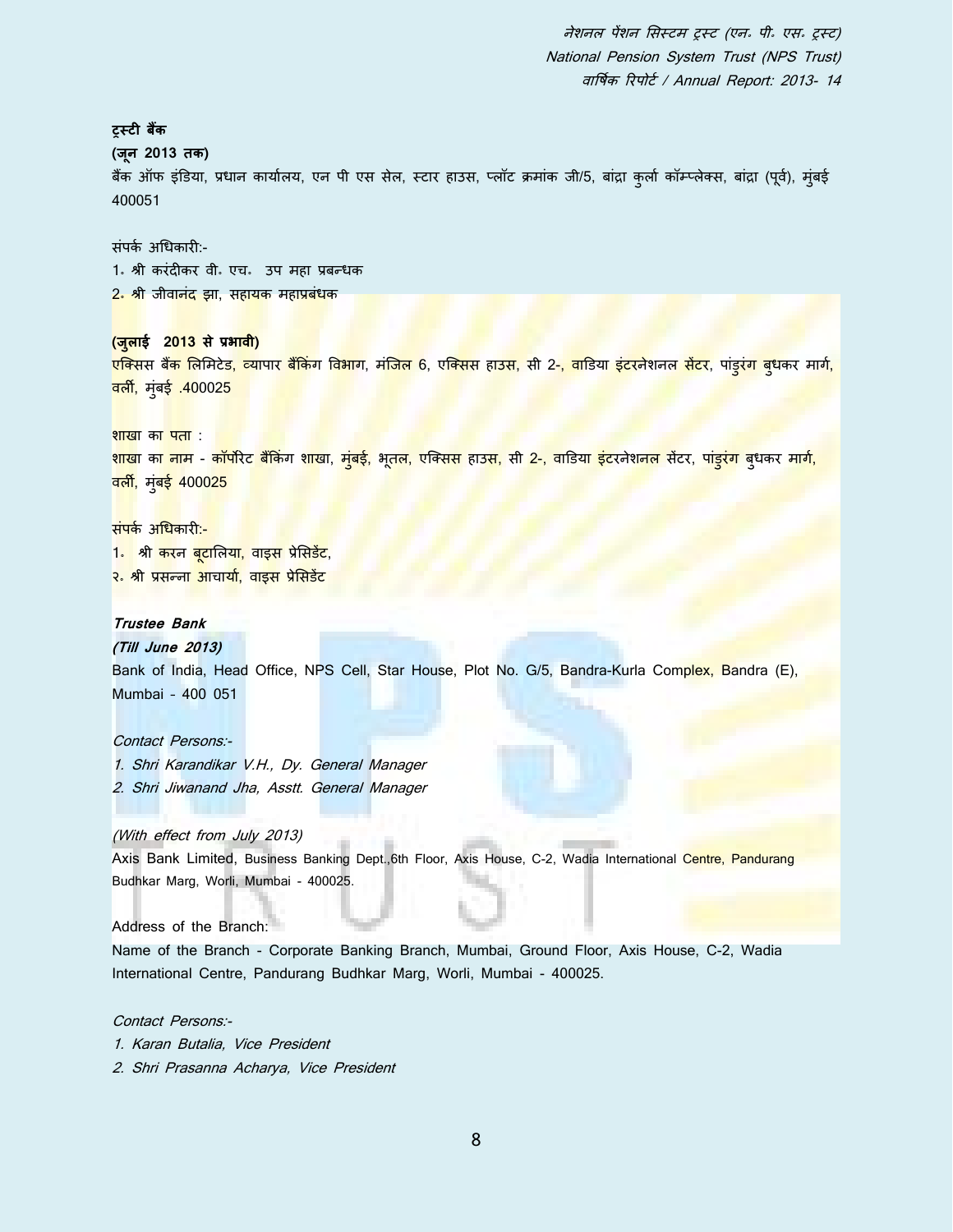**ट्रस्टी बैंक**

**(जून 2013 तक)**

बैंक ऑफ इंडिया, प्रधान कार्यालय, एन पी एस सेल, स्टार हाउस, प्लॉट क्रमांक जी/5, बांद्रा कुर्ला कॉम्प्लेक्स, बांद्रा (पूर्व), मुंबई 400051

संपर्क अधिकारी:-

1. श्री करंदीकर वी. एच. उप महा प्रबन्धक
2. श्री जीवानंद झा, सहायक महाप्रबंधक

**(जुलाई 2013 से प्रभावी)**

एक्सिस बैंक लिमिटेड, व्यापार बैंकिंग विभाग, मंजिल 6, एक्सिस हाउस, सी 2-, वाडिया इंटरनेशनल सेंटर, पांडुरंग बुधकर मार्ग, वर्ली, मुंबई .400025

शाखा का पता :

शाखा का नाम - कॉर्पोरेट बैंकिंग शाखा, मुंबई, भूतल, एक्सिस हाउस, सी 2-, वाडिया इंटरनेशनल सेंटर, पांडुरंग बुधकर मार्ग, वर्ली, मुंबई 400025

संपर्क अधिकारी:-

1. श्री करन बूटालिया, वाइस प्रेसिडेंट,
२. श्री प्रसन्ना आचार्या, वाइस प्रेसिडेंट

***Trustee Bank***

***(Till June 2013)***

Bank of India, Head Office, NPS Cell, Star House, Plot No. G/5, Bandra-Kurla Complex, Bandra (E), Mumbai - 400 051

*Contact Persons:-*

*1. Shri Karandikar V.H., Dy. General Manager*
*2. Shri Jiwanand Jha, Asstt. General Manager*

*(With effect from July 2013)*

Axis Bank Limited, Business Banking Dept.,6th Floor, Axis House, C-2, Wadia International Centre, Pandurang Budhkar Marg, Worli, Mumbai - 400025.

Address of the Branch:

Name of the Branch - Corporate Banking Branch, Mumbai, Ground Floor, Axis House, C-2, Wadia International Centre, Pandurang Budhkar Marg, Worli, Mumbai - 400025.

*Contact Persons:-*

*1. Karan Butalia, Vice President*
*2. Shri Prasanna Acharya, Vice President*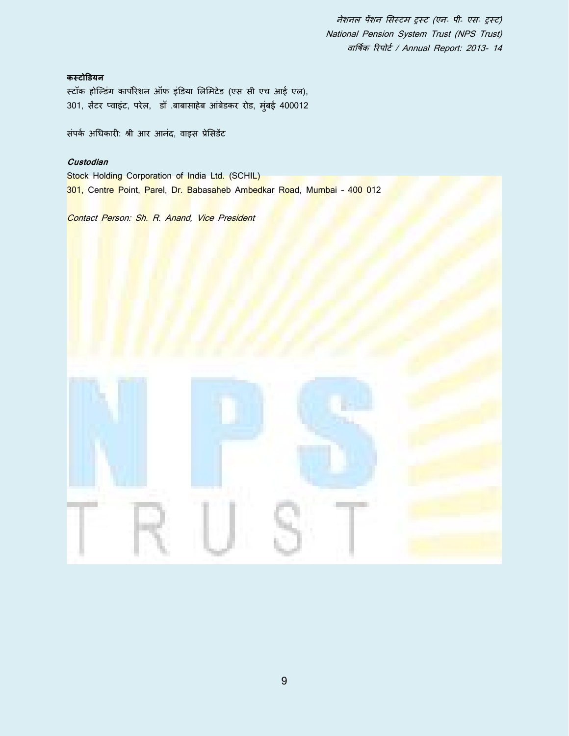**कस्टोडियन**

स्टॉक होल्डिंग कार्पोरेशन ऑफ इंडिया लिमिटेड (एस सी एच आई एल),
301, सेंटर प्वाइंट, परेल, डॉ .बाबासाहेब आंबेडकर रोड, मुंबई 400012

संपर्क अधिकारी: श्री आर आनंद, वाइस प्रेसिडेंट

***Custodian***

Stock Holding Corporation of India Ltd. (SCHIL)
301, Centre Point, Parel, Dr. Babasaheb Ambedkar Road, Mumbai - 400 012

*Contact Person: Sh. R. Anand, Vice President*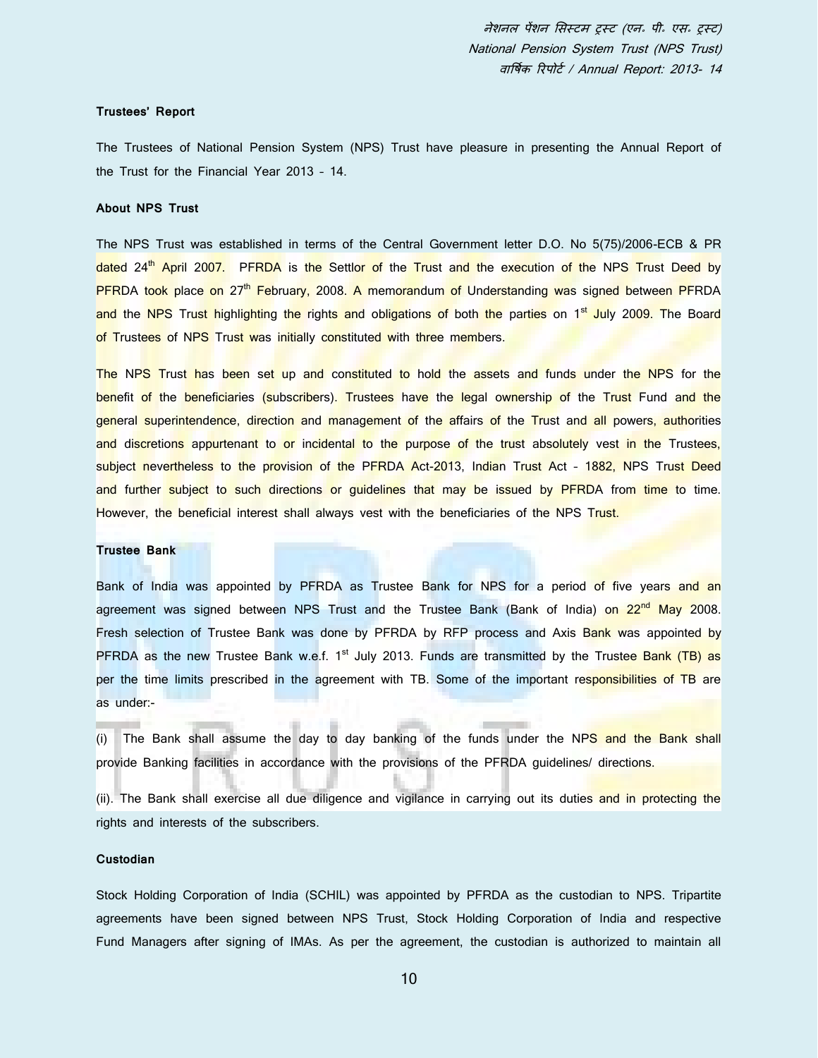### Trustees' Report

The Trustees of National Pension System (NPS) Trust have pleasure in presenting the Annual Report of the Trust for the Financial Year 2013 – 14.

### About NPS Trust

The NPS Trust was established in terms of the Central Government letter D.O. No 5(75)/2006-ECB & PR dated 24th April 2007. PFRDA is the Settlor of the Trust and the execution of the NPS Trust Deed by PFRDA took place on 27th February, 2008. A memorandum of Understanding was signed between PFRDA and the NPS Trust highlighting the rights and obligations of both the parties on 1st July 2009. The Board of Trustees of NPS Trust was initially constituted with three members.

The NPS Trust has been set up and constituted to hold the assets and funds under the NPS for the benefit of the beneficiaries (subscribers). Trustees have the legal ownership of the Trust Fund and the general superintendence, direction and management of the affairs of the Trust and all powers, authorities and discretions appurtenant to or incidental to the purpose of the trust absolutely vest in the Trustees, subject nevertheless to the provision of the PFRDA Act-2013, Indian Trust Act – 1882, NPS Trust Deed and further subject to such directions or guidelines that may be issued by PFRDA from time to time. However, the beneficial interest shall always vest with the beneficiaries of the NPS Trust.

### Trustee Bank

Bank of India was appointed by PFRDA as Trustee Bank for NPS for a period of five years and an agreement was signed between NPS Trust and the Trustee Bank (Bank of India) on 22nd May 2008. Fresh selection of Trustee Bank was done by PFRDA by RFP process and Axis Bank was appointed by PFRDA as the new Trustee Bank w.e.f. 1st July 2013. Funds are transmitted by the Trustee Bank (TB) as per the time limits prescribed in the agreement with TB. Some of the important responsibilities of TB are as under:-

(i) The Bank shall assume the day to day banking of the funds under the NPS and the Bank shall provide Banking facilities in accordance with the provisions of the PFRDA guidelines/ directions.

(ii). The Bank shall exercise all due diligence and vigilance in carrying out its duties and in protecting the rights and interests of the subscribers.

### Custodian

Stock Holding Corporation of India (SCHIL) was appointed by PFRDA as the custodian to NPS. Tripartite agreements have been signed between NPS Trust, Stock Holding Corporation of India and respective Fund Managers after signing of IMAs. As per the agreement, the custodian is authorized to maintain all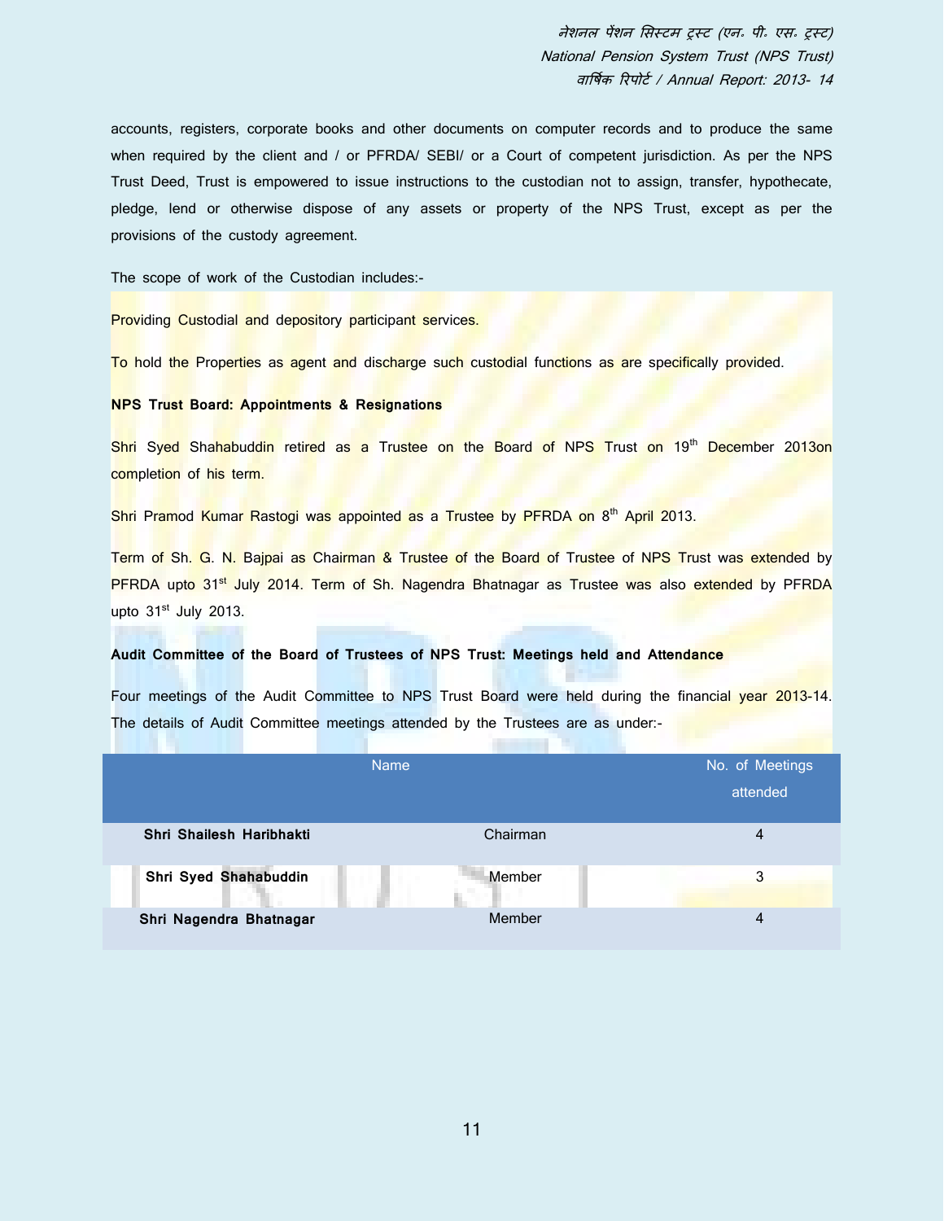accounts, registers, corporate books and other documents on computer records and to produce the same when required by the client and / or PFRDA/ SEBI/ or a Court of competent jurisdiction. As per the NPS Trust Deed, Trust is empowered to issue instructions to the custodian not to assign, transfer, hypothecate, pledge, lend or otherwise dispose of any assets or property of the NPS Trust, except as per the provisions of the custody agreement.

The scope of work of the Custodian includes:-

Providing Custodial and depository participant services.

To hold the Properties as agent and discharge such custodial functions as are specifically provided.

**NPS Trust Board: Appointments & Resignations**

Shri Syed Shahabuddin retired as a Trustee on the Board of NPS Trust on 19th December 2013on completion of his term.

Shri Pramod Kumar Rastogi was appointed as a Trustee by PFRDA on 8th April 2013.

Term of Sh. G. N. Bajpai as Chairman & Trustee of the Board of Trustee of NPS Trust was extended by PFRDA upto 31st July 2014. Term of Sh. Nagendra Bhatnagar as Trustee was also extended by PFRDA upto 31st July 2013.

**Audit Committee of the Board of Trustees of NPS Trust: Meetings held and Attendance**

Four meetings of the Audit Committee to NPS Trust Board were held during the financial year 2013-14. The details of Audit Committee meetings attended by the Trustees are as under:-

| Name | | No. of Meetings attended |
|---|---|---|
| **Shri Shailesh Haribhakti** | Chairman | 4 |
| **Shri Syed Shahabuddin** | Member | 3 |
| **Shri Nagendra Bhatnagar** | Member | 4 |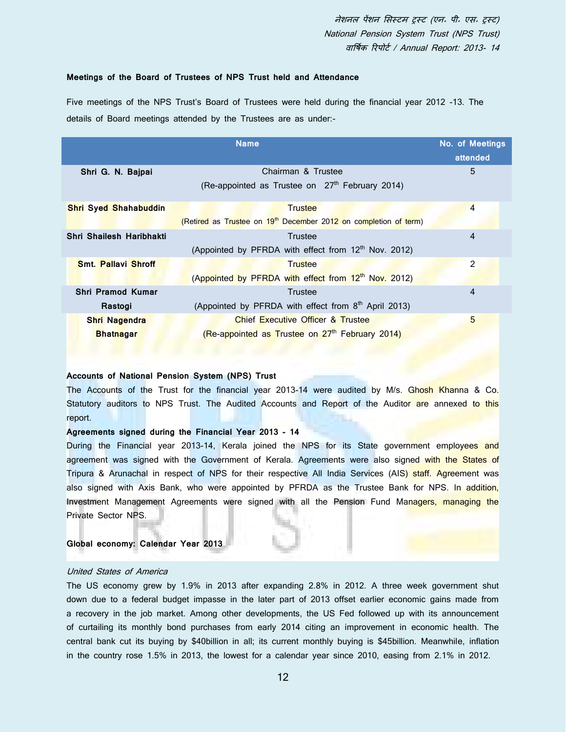**Meetings of the Board of Trustees of NPS Trust held and Attendance**

Five meetings of the NPS Trust's Board of Trustees were held during the financial year 2012 -13. The details of Board meetings attended by the Trustees are as under:-

| Name | | No. of Meetings attended |
|---|---|---|
| Shri G. N. Bajpai | Chairman & Trustee (Re-appointed as Trustee on 27th February 2014) | 5 |
| Shri Syed Shahabuddin | Trustee (Retired as Trustee on 19th December 2012 on completion of term) | 4 |
| Shri Shailesh Haribhakti | Trustee (Appointed by PFRDA with effect from 12th Nov. 2012) | 4 |
| Smt. Pallavi Shroff | Trustee (Appointed by PFRDA with effect from 12th Nov. 2012) | 2 |
| Shri Pramod Kumar Rastogi | Trustee (Appointed by PFRDA with effect from 8th April 2013) | 4 |
| Shri Nagendra Bhatnagar | Chief Executive Officer & Trustee (Re-appointed as Trustee on 27th February 2014) | 5 |

**Accounts of National Pension System (NPS) Trust**

The Accounts of the Trust for the financial year 2013-14 were audited by M/s. Ghosh Khanna & Co. Statutory auditors to NPS Trust. The Audited Accounts and Report of the Auditor are annexed to this report.

**Agreements signed during the Financial Year 2013 - 14**

During the Financial year 2013-14, Kerala joined the NPS for its State government employees and agreement was signed with the Government of Kerala. Agreements were also signed with the States of Tripura & Arunachal in respect of NPS for their respective All India Services (AIS) staff. Agreement was also signed with Axis Bank, who were appointed by PFRDA as the Trustee Bank for NPS. In addition, Investment Management Agreements were signed with all the Pension Fund Managers, managing the Private Sector NPS.

**Global economy: Calendar Year 2013**

*United States of America*

The US economy grew by 1.9% in 2013 after expanding 2.8% in 2012. A three week government shut down due to a federal budget impasse in the later part of 2013 offset earlier economic gains made from a recovery in the job market. Among other developments, the US Fed followed up with its announcement of curtailing its monthly bond purchases from early 2014 citing an improvement in economic health. The central bank cut its buying by $40billion in all; its current monthly buying is $45billion. Meanwhile, inflation in the country rose 1.5% in 2013, the lowest for a calendar year since 2010, easing from 2.1% in 2012.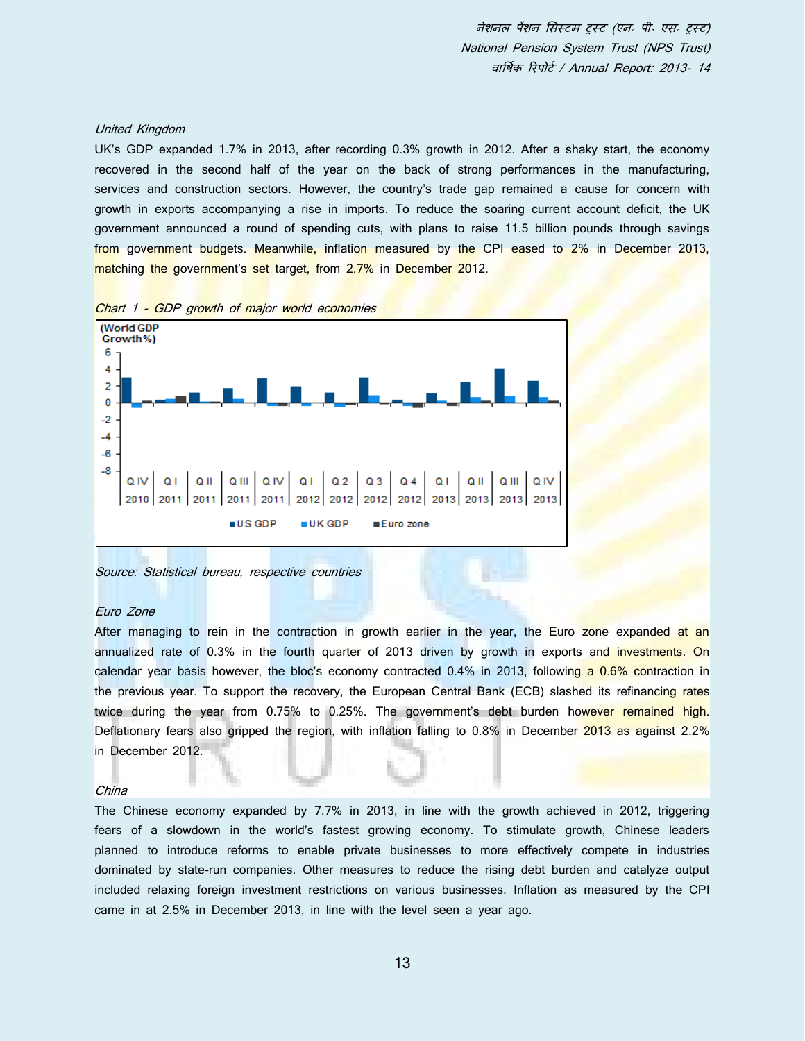*United Kingdom*

UK's GDP expanded 1.7% in 2013, after recording 0.3% growth in 2012. After a shaky start, the economy recovered in the second half of the year on the back of strong performances in the manufacturing, services and construction sectors. However, the country's trade gap remained a cause for concern with growth in exports accompanying a rise in imports. To reduce the soaring current account deficit, the UK government announced a round of spending cuts, with plans to raise 11.5 billion pounds through savings from government budgets. Meanwhile, inflation measured by the CPI eased to 2% in December 2013, matching the government's set target, from 2.7% in December 2012.

*Chart 1 - GDP growth of major world economies*

*Source: Statistical bureau, respective countries*

*Euro Zone*

After managing to rein in the contraction in growth earlier in the year, the Euro zone expanded at an annualized rate of 0.3% in the fourth quarter of 2013 driven by growth in exports and investments. On calendar year basis however, the bloc's economy contracted 0.4% in 2013, following a 0.6% contraction in the previous year. To support the recovery, the European Central Bank (ECB) slashed its refinancing rates twice during the year from 0.75% to 0.25%. The government's debt burden however remained high. Deflationary fears also gripped the region, with inflation falling to 0.8% in December 2013 as against 2.2% in December 2012.

*China*

The Chinese economy expanded by 7.7% in 2013, in line with the growth achieved in 2012, triggering fears of a slowdown in the world's fastest growing economy. To stimulate growth, Chinese leaders planned to introduce reforms to enable private businesses to more effectively compete in industries dominated by state-run companies. Other measures to reduce the rising debt burden and catalyze output included relaxing foreign investment restrictions on various businesses. Inflation as measured by the CPI came in at 2.5% in December 2013, in line with the level seen a year ago.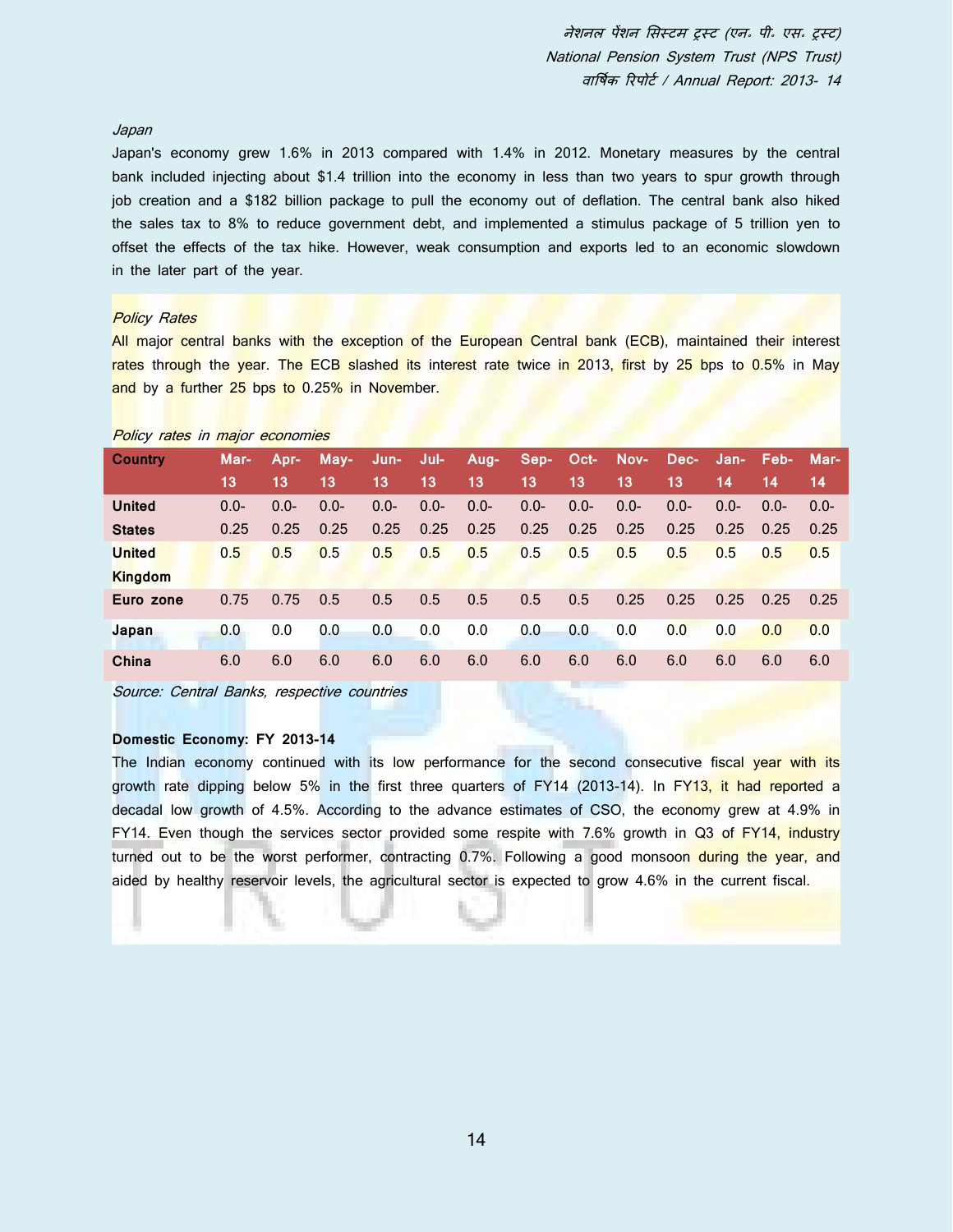*Japan*

Japan's economy grew 1.6% in 2013 compared with 1.4% in 2012. Monetary measures by the central bank included injecting about $1.4 trillion into the economy in less than two years to spur growth through job creation and a $182 billion package to pull the economy out of deflation. The central bank also hiked the sales tax to 8% to reduce government debt, and implemented a stimulus package of 5 trillion yen to offset the effects of the tax hike. However, weak consumption and exports led to an economic slowdown in the later part of the year.

*Policy Rates*

All major central banks with the exception of the European Central bank (ECB), maintained their interest rates through the year. The ECB slashed its interest rate twice in 2013, first by 25 bps to 0.5% in May and by a further 25 bps to 0.25% in November.

*Policy rates in major economies*

| Country | Mar-13 | Apr-13 | May-13 | Jun-13 | Jul-13 | Aug-13 | Sep-13 | Oct-13 | Nov-13 | Dec-13 | Jan-14 | Feb-14 | Mar-14 |
|---|---|---|---|---|---|---|---|---|---|---|---|---|---|
| **United States** | 0.0-0.25 | 0.0-0.25 | 0.0-0.25 | 0.0-0.25 | 0.0-0.25 | 0.0-0.25 | 0.0-0.25 | 0.0-0.25 | 0.0-0.25 | 0.0-0.25 | 0.0-0.25 | 0.0-0.25 | 0.0-0.25 |
| **United Kingdom** | 0.5 | 0.5 | 0.5 | 0.5 | 0.5 | 0.5 | 0.5 | 0.5 | 0.5 | 0.5 | 0.5 | 0.5 | 0.5 |
| **Euro zone** | 0.75 | 0.75 | 0.5 | 0.5 | 0.5 | 0.5 | 0.5 | 0.5 | 0.25 | 0.25 | 0.25 | 0.25 | 0.25 |
| **Japan** | 0.0 | 0.0 | 0.0 | 0.0 | 0.0 | 0.0 | 0.0 | 0.0 | 0.0 | 0.0 | 0.0 | 0.0 | 0.0 |
| **China** | 6.0 | 6.0 | 6.0 | 6.0 | 6.0 | 6.0 | 6.0 | 6.0 | 6.0 | 6.0 | 6.0 | 6.0 | 6.0 |

*Source: Central Banks, respective countries*

**Domestic Economy: FY 2013-14**

The Indian economy continued with its low performance for the second consecutive fiscal year with its growth rate dipping below 5% in the first three quarters of FY14 (2013-14). In FY13, it had reported a decadal low growth of 4.5%. According to the advance estimates of CSO, the economy grew at 4.9% in FY14. Even though the services sector provided some respite with 7.6% growth in Q3 of FY14, industry turned out to be the worst performer, contracting 0.7%. Following a good monsoon during the year, and aided by healthy reservoir levels, the agricultural sector is expected to grow 4.6% in the current fiscal.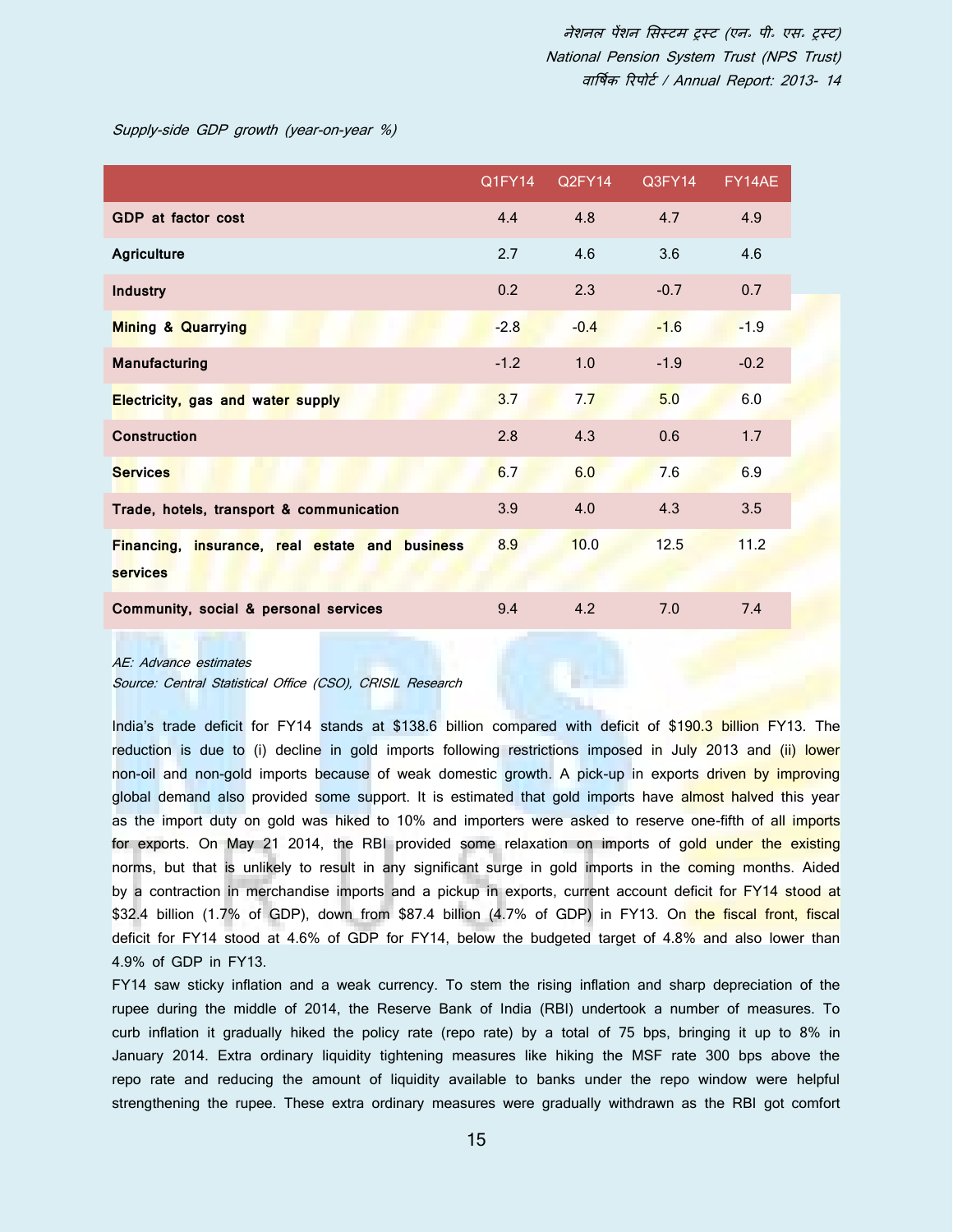*Supply-side GDP growth (year-on-year %)*

| | Q1FY14 | Q2FY14 | Q3FY14 | FY14AE |
|---|---|---|---|---|
| **GDP at factor cost** | 4.4 | 4.8 | 4.7 | 4.9 |
| **Agriculture** | 2.7 | 4.6 | 3.6 | 4.6 |
| **Industry** | 0.2 | 2.3 | -0.7 | 0.7 |
| **Mining & Quarrying** | -2.8 | -0.4 | -1.6 | -1.9 |
| **Manufacturing** | -1.2 | 1.0 | -1.9 | -0.2 |
| **Electricity, gas and water supply** | 3.7 | 7.7 | 5.0 | 6.0 |
| **Construction** | 2.8 | 4.3 | 0.6 | 1.7 |
| **Services** | 6.7 | 6.0 | 7.6 | 6.9 |
| **Trade, hotels, transport & communication** | 3.9 | 4.0 | 4.3 | 3.5 |
| **Financing, insurance, real estate and business services** | 8.9 | 10.0 | 12.5 | 11.2 |
| **Community, social & personal services** | 9.4 | 4.2 | 7.0 | 7.4 |

*AE: Advance estimates*
*Source: Central Statistical Office (CSO), CRISIL Research*

India's trade deficit for FY14 stands at $138.6 billion compared with deficit of $190.3 billion FY13. The reduction is due to (i) decline in gold imports following restrictions imposed in July 2013 and (ii) lower non-oil and non-gold imports because of weak domestic growth. A pick-up in exports driven by improving global demand also provided some support. It is estimated that gold imports have almost halved this year as the import duty on gold was hiked to 10% and importers were asked to reserve one-fifth of all imports for exports. On May 21 2014, the RBI provided some relaxation on imports of gold under the existing norms, but that is unlikely to result in any significant surge in gold imports in the coming months. Aided by a contraction in merchandise imports and a pickup in exports, current account deficit for FY14 stood at $32.4 billion (1.7% of GDP), down from $87.4 billion (4.7% of GDP) in FY13. On the fiscal front, fiscal deficit for FY14 stood at 4.6% of GDP for FY14, below the budgeted target of 4.8% and also lower than 4.9% of GDP in FY13.

FY14 saw sticky inflation and a weak currency. To stem the rising inflation and sharp depreciation of the rupee during the middle of 2014, the Reserve Bank of India (RBI) undertook a number of measures. To curb inflation it gradually hiked the policy rate (repo rate) by a total of 75 bps, bringing it up to 8% in January 2014. Extra ordinary liquidity tightening measures like hiking the MSF rate 300 bps above the repo rate and reducing the amount of liquidity available to banks under the repo window were helpful strengthening the rupee. These extra ordinary measures were gradually withdrawn as the RBI got comfort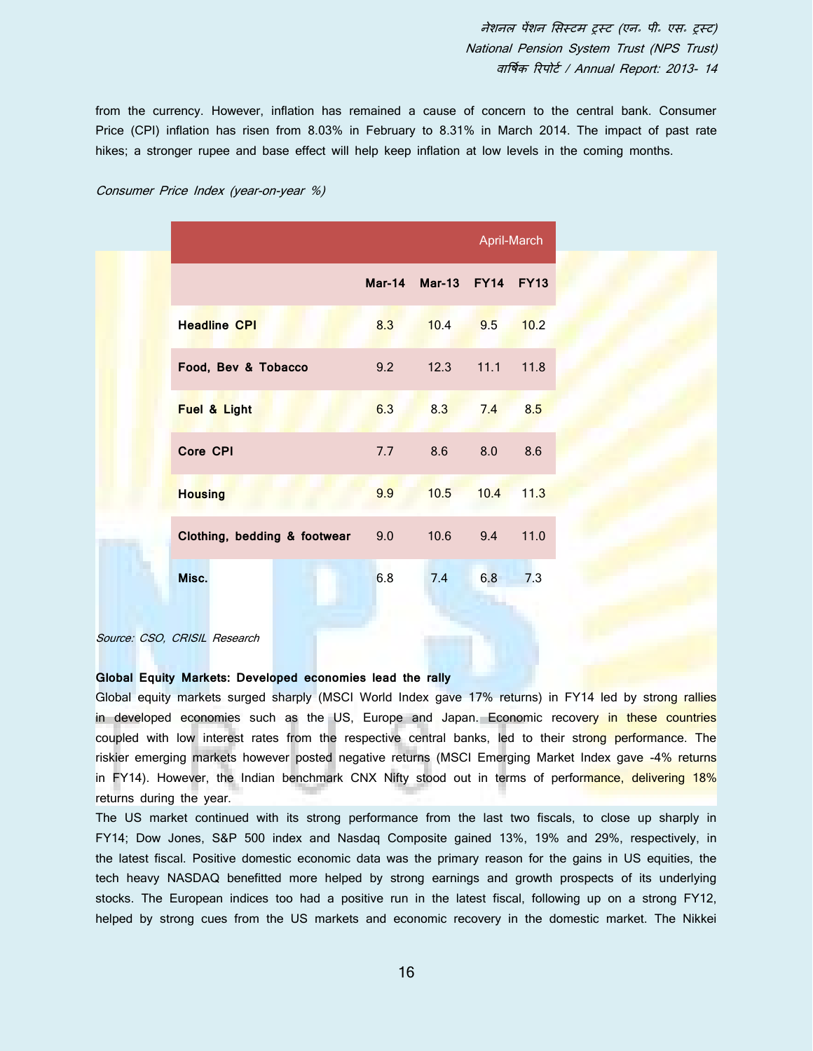from the currency. However, inflation has remained a cause of concern to the central bank. Consumer Price (CPI) inflation has risen from 8.03% in February to 8.31% in March 2014. The impact of past rate hikes; a stronger rupee and base effect will help keep inflation at low levels in the coming months.

*Consumer Price Index (year-on-year %)*

| | | | April-March | |
|---|---|---|---|---|
| | **Mar-14** | **Mar-13** | **FY14** | **FY13** |
| **Headline CPI** | 8.3 | 10.4 | 9.5 | 10.2 |
| **Food, Bev & Tobacco** | 9.2 | 12.3 | 11.1 | 11.8 |
| **Fuel & Light** | 6.3 | 8.3 | 7.4 | 8.5 |
| **Core CPI** | 7.7 | 8.6 | 8.0 | 8.6 |
| **Housing** | 9.9 | 10.5 | 10.4 | 11.3 |
| **Clothing, bedding & footwear** | 9.0 | 10.6 | 9.4 | 11.0 |
| **Misc.** | 6.8 | 7.4 | 6.8 | 7.3 |

*Source: CSO, CRISIL Research*

**Global Equity Markets: Developed economies lead the rally**

Global equity markets surged sharply (MSCI World Index gave 17% returns) in FY14 led by strong rallies in developed economies such as the US, Europe and Japan. Economic recovery in these countries coupled with low interest rates from the respective central banks, led to their strong performance. The riskier emerging markets however posted negative returns (MSCI Emerging Market Index gave -4% returns in FY14). However, the Indian benchmark CNX Nifty stood out in terms of performance, delivering 18% returns during the year.

The US market continued with its strong performance from the last two fiscals, to close up sharply in FY14; Dow Jones, S&P 500 index and Nasdaq Composite gained 13%, 19% and 29%, respectively, in the latest fiscal. Positive domestic economic data was the primary reason for the gains in US equities, the tech heavy NASDAQ benefitted more helped by strong earnings and growth prospects of its underlying stocks. The European indices too had a positive run in the latest fiscal, following up on a strong FY12, helped by strong cues from the US markets and economic recovery in the domestic market. The Nikkei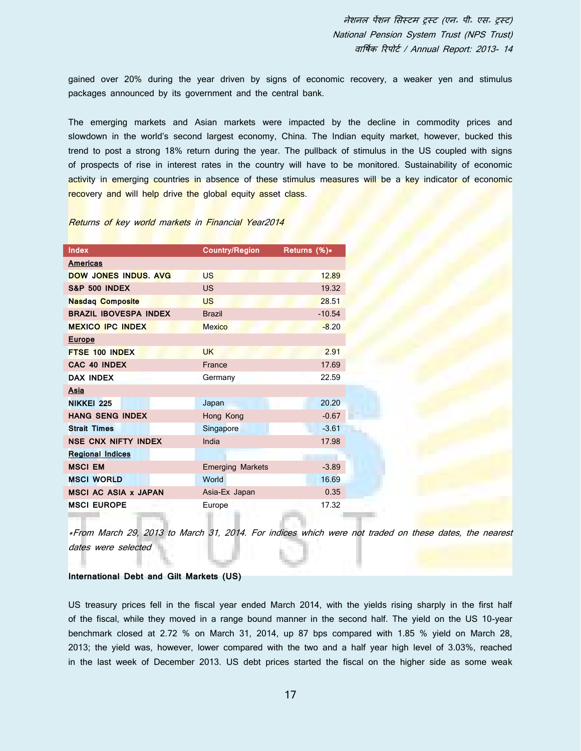gained over 20% during the year driven by signs of economic recovery, a weaker yen and stimulus packages announced by its government and the central bank.

The emerging markets and Asian markets were impacted by the decline in commodity prices and slowdown in the world's second largest economy, China. The Indian equity market, however, bucked this trend to post a strong 18% return during the year. The pullback of stimulus in the US coupled with signs of prospects of rise in interest rates in the country will have to be monitored. Sustainability of economic activity in emerging countries in absence of these stimulus measures will be a key indicator of economic recovery and will help drive the global equity asset class.

*Returns of key world markets in Financial Year2014*

| Index | Country/Region | Returns (%)* |
|---|---|---|
| **Americas** | | |
| **DOW JONES INDUS. AVG** | US | 12.89 |
| **S&P 500 INDEX** | US | 19.32 |
| **Nasdaq Composite** | US | 28.51 |
| **BRAZIL IBOVESPA INDEX** | Brazil | -10.54 |
| **MEXICO IPC INDEX** | Mexico | -8.20 |
| **Europe** | | |
| **FTSE 100 INDEX** | UK | 2.91 |
| **CAC 40 INDEX** | France | 17.69 |
| **DAX INDEX** | Germany | 22.59 |
| **Asia** | | |
| **NIKKEI 225** | Japan | 20.20 |
| **HANG SENG INDEX** | Hong Kong | -0.67 |
| **Strait Times** | Singapore | -3.61 |
| **NSE CNX NIFTY INDEX** | India | 17.98 |
| **Regional Indices** | | |
| **MSCI EM** | Emerging Markets | -3.89 |
| **MSCI WORLD** | World | 16.69 |
| **MSCI AC ASIA x JAPAN** | Asia-Ex Japan | 0.35 |
| **MSCI EUROPE** | Europe | 17.32 |

**From March 29, 2013 to March 31, 2014. For indices which were not traded on these dates, the nearest dates were selected*

**International Debt and Gilt Markets (US)**

US treasury prices fell in the fiscal year ended March 2014, with the yields rising sharply in the first half of the fiscal, while they moved in a range bound manner in the second half. The yield on the US 10-year benchmark closed at 2.72 % on March 31, 2014, up 87 bps compared with 1.85 % yield on March 28, 2013; the yield was, however, lower compared with the two and a half year high level of 3.03%, reached in the last week of December 2013. US debt prices started the fiscal on the higher side as some weak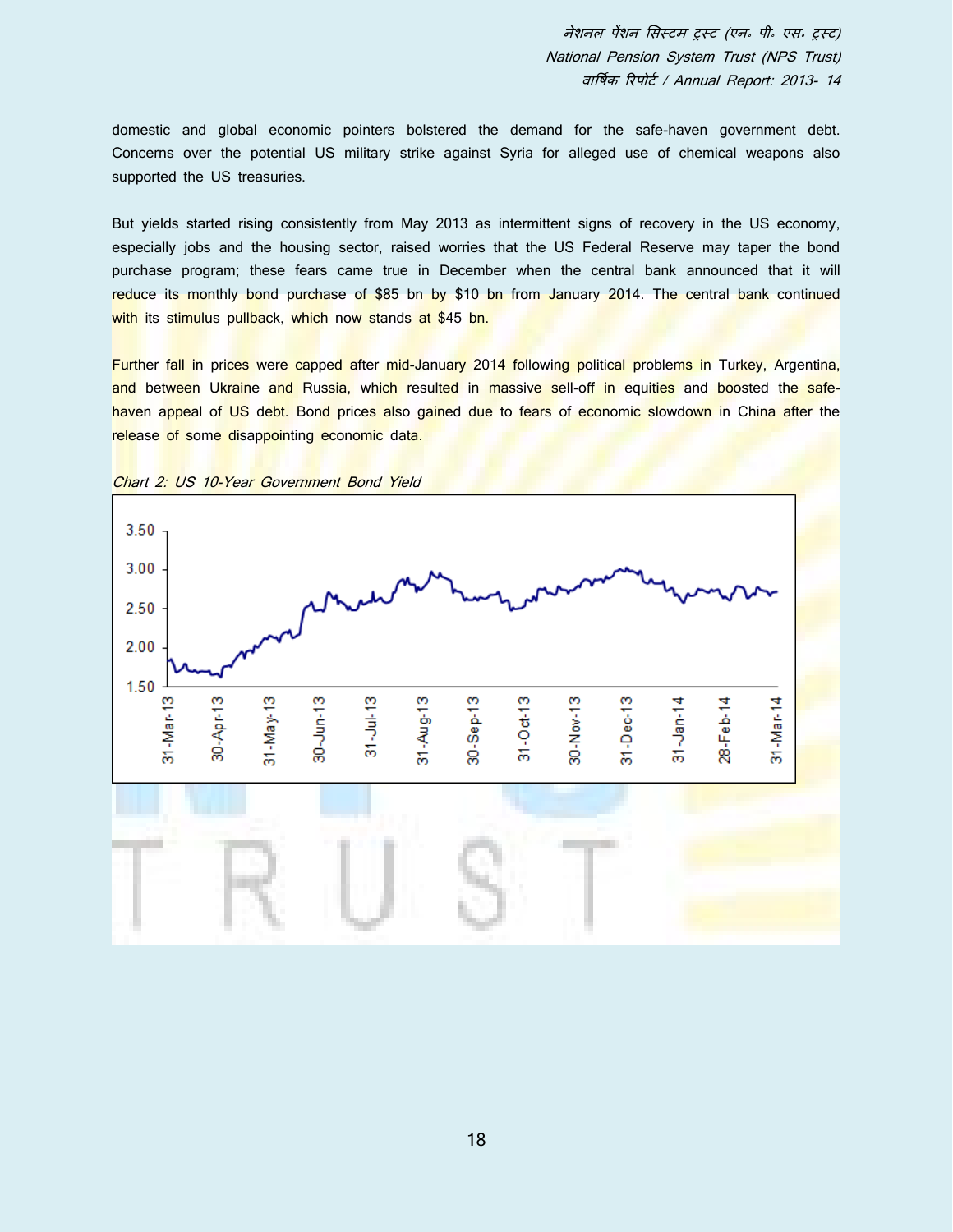domestic and global economic pointers bolstered the demand for the safe-haven government debt. Concerns over the potential US military strike against Syria for alleged use of chemical weapons also supported the US treasuries.

But yields started rising consistently from May 2013 as intermittent signs of recovery in the US economy, especially jobs and the housing sector, raised worries that the US Federal Reserve may taper the bond purchase program; these fears came true in December when the central bank announced that it will reduce its monthly bond purchase of $85 bn by $10 bn from January 2014. The central bank continued with its stimulus pullback, which now stands at $45 bn.

Further fall in prices were capped after mid-January 2014 following political problems in Turkey, Argentina, and between Ukraine and Russia, which resulted in massive sell-off in equities and boosted the safe-haven appeal of US debt. Bond prices also gained due to fears of economic slowdown in China after the release of some disappointing economic data.

*Chart 2: US 10-Year Government Bond Yield*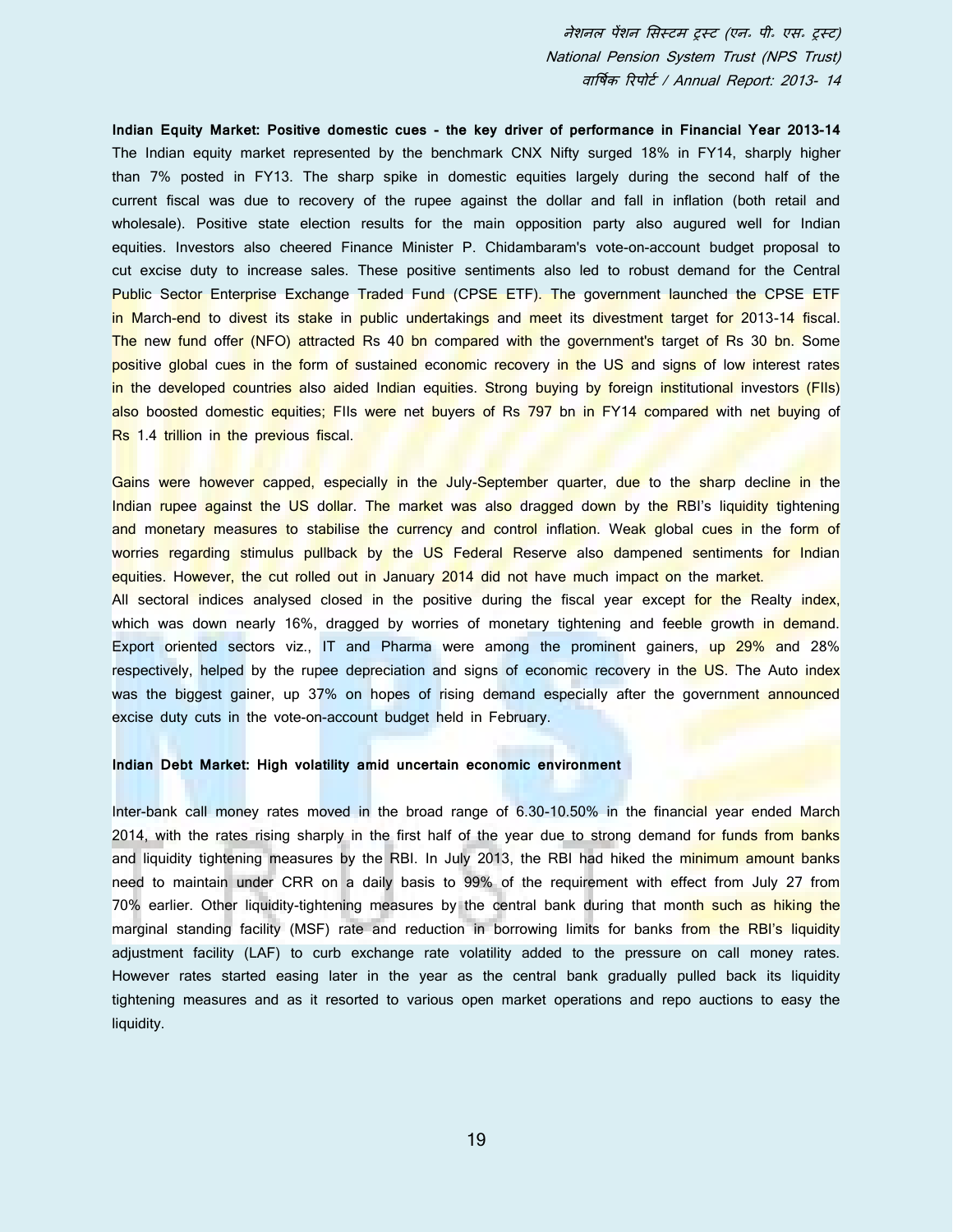**Indian Equity Market: Positive domestic cues - the key driver of performance in Financial Year 2013-14**

The Indian equity market represented by the benchmark CNX Nifty surged 18% in FY14, sharply higher than 7% posted in FY13. The sharp spike in domestic equities largely during the second half of the current fiscal was due to recovery of the rupee against the dollar and fall in inflation (both retail and wholesale). Positive state election results for the main opposition party also augured well for Indian equities. Investors also cheered Finance Minister P. Chidambaram's vote-on-account budget proposal to cut excise duty to increase sales. These positive sentiments also led to robust demand for the Central Public Sector Enterprise Exchange Traded Fund (CPSE ETF). The government launched the CPSE ETF in March-end to divest its stake in public undertakings and meet its divestment target for 2013-14 fiscal. The new fund offer (NFO) attracted Rs 40 bn compared with the government's target of Rs 30 bn. Some positive global cues in the form of sustained economic recovery in the US and signs of low interest rates in the developed countries also aided Indian equities. Strong buying by foreign institutional investors (FIIs) also boosted domestic equities; FIIs were net buyers of Rs 797 bn in FY14 compared with net buying of Rs 1.4 trillion in the previous fiscal.

Gains were however capped, especially in the July-September quarter, due to the sharp decline in the Indian rupee against the US dollar. The market was also dragged down by the RBI's liquidity tightening and monetary measures to stabilise the currency and control inflation. Weak global cues in the form of worries regarding stimulus pullback by the US Federal Reserve also dampened sentiments for Indian equities. However, the cut rolled out in January 2014 did not have much impact on the market.

All sectoral indices analysed closed in the positive during the fiscal year except for the Realty index, which was down nearly 16%, dragged by worries of monetary tightening and feeble growth in demand. Export oriented sectors viz., IT and Pharma were among the prominent gainers, up 29% and 28% respectively, helped by the rupee depreciation and signs of economic recovery in the US. The Auto index was the biggest gainer, up 37% on hopes of rising demand especially after the government announced excise duty cuts in the vote-on-account budget held in February.

**Indian Debt Market: High volatility amid uncertain economic environment**

Inter-bank call money rates moved in the broad range of 6.30-10.50% in the financial year ended March 2014, with the rates rising sharply in the first half of the year due to strong demand for funds from banks and liquidity tightening measures by the RBI. In July 2013, the RBI had hiked the minimum amount banks need to maintain under CRR on a daily basis to 99% of the requirement with effect from July 27 from 70% earlier. Other liquidity-tightening measures by the central bank during that month such as hiking the marginal standing facility (MSF) rate and reduction in borrowing limits for banks from the RBI's liquidity adjustment facility (LAF) to curb exchange rate volatility added to the pressure on call money rates. However rates started easing later in the year as the central bank gradually pulled back its liquidity tightening measures and as it resorted to various open market operations and repo auctions to easy the liquidity.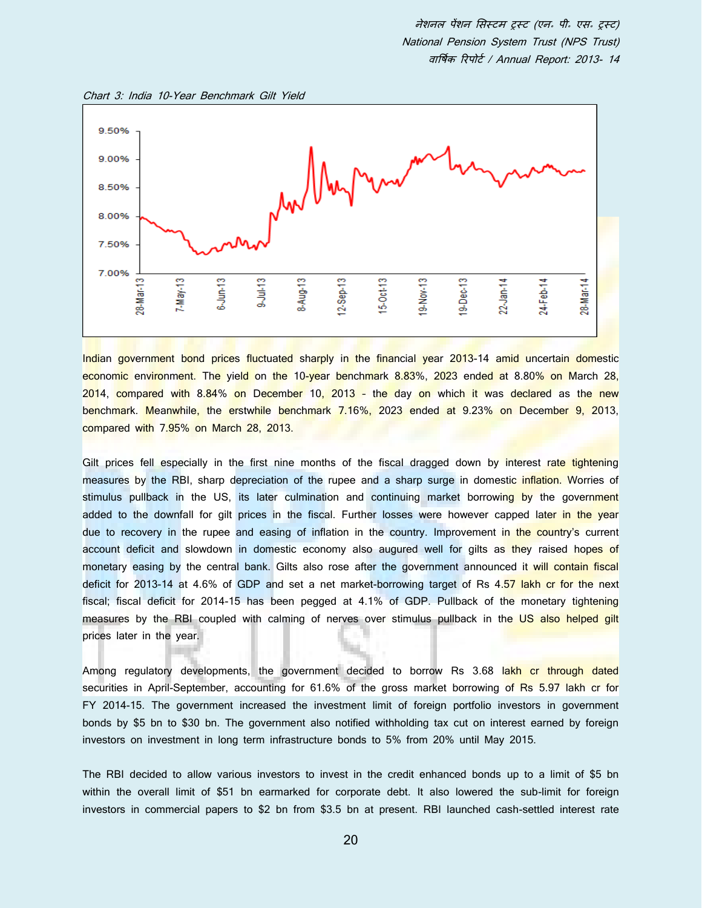*Chart 3: India 10-Year Benchmark Gilt Yield*

Indian government bond prices fluctuated sharply in the financial year 2013-14 amid uncertain domestic economic environment. The yield on the 10-year benchmark 8.83%, 2023 ended at 8.80% on March 28, 2014, compared with 8.84% on December 10, 2013 - the day on which it was declared as the new benchmark. Meanwhile, the erstwhile benchmark 7.16%, 2023 ended at 9.23% on December 9, 2013, compared with 7.95% on March 28, 2013.

Gilt prices fell especially in the first nine months of the fiscal dragged down by interest rate tightening measures by the RBI, sharp depreciation of the rupee and a sharp surge in domestic inflation. Worries of stimulus pullback in the US, its later culmination and continuing market borrowing by the government added to the downfall for gilt prices in the fiscal. Further losses were however capped later in the year due to recovery in the rupee and easing of inflation in the country. Improvement in the country's current account deficit and slowdown in domestic economy also augured well for gilts as they raised hopes of monetary easing by the central bank. Gilts also rose after the government announced it will contain fiscal deficit for 2013-14 at 4.6% of GDP and set a net market-borrowing target of Rs 4.57 lakh cr for the next fiscal; fiscal deficit for 2014-15 has been pegged at 4.1% of GDP. Pullback of the monetary tightening measures by the RBI coupled with calming of nerves over stimulus pullback in the US also helped gilt prices later in the year.

Among regulatory developments, the government decided to borrow Rs 3.68 lakh cr through dated securities in April-September, accounting for 61.6% of the gross market borrowing of Rs 5.97 lakh cr for FY 2014-15. The government increased the investment limit of foreign portfolio investors in government bonds by $5 bn to $30 bn. The government also notified withholding tax cut on interest earned by foreign investors on investment in long term infrastructure bonds to 5% from 20% until May 2015.

The RBI decided to allow various investors to invest in the credit enhanced bonds up to a limit of $5 bn within the overall limit of $51 bn earmarked for corporate debt. It also lowered the sub-limit for foreign investors in commercial papers to $2 bn from $3.5 bn at present. RBI launched cash-settled interest rate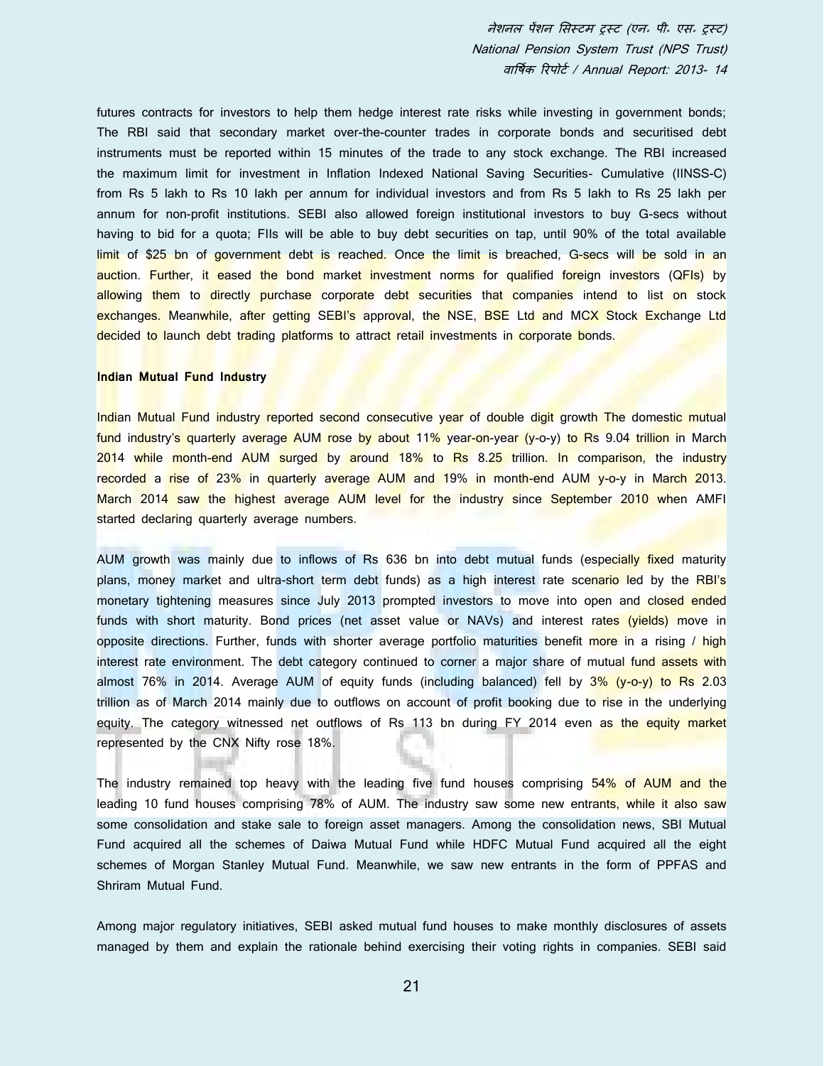futures contracts for investors to help them hedge interest rate risks while investing in government bonds; The RBI said that secondary market over-the-counter trades in corporate bonds and securitised debt instruments must be reported within 15 minutes of the trade to any stock exchange. The RBI increased the maximum limit for investment in Inflation Indexed National Saving Securities- Cumulative (IINSS-C) from Rs 5 lakh to Rs 10 lakh per annum for individual investors and from Rs 5 lakh to Rs 25 lakh per annum for non-profit institutions. SEBI also allowed foreign institutional investors to buy G-secs without having to bid for a quota; FIIs will be able to buy debt securities on tap, until 90% of the total available limit of $25 bn of government debt is reached. Once the limit is breached, G-secs will be sold in an auction. Further, it eased the bond market investment norms for qualified foreign investors (QFIs) by allowing them to directly purchase corporate debt securities that companies intend to list on stock exchanges. Meanwhile, after getting SEBI's approval, the NSE, BSE Ltd and MCX Stock Exchange Ltd decided to launch debt trading platforms to attract retail investments in corporate bonds.

**Indian Mutual Fund Industry**

Indian Mutual Fund industry reported second consecutive year of double digit growth The domestic mutual fund industry's quarterly average AUM rose by about 11% year-on-year (y-o-y) to Rs 9.04 trillion in March 2014 while month-end AUM surged by around 18% to Rs 8.25 trillion. In comparison, the industry recorded a rise of 23% in quarterly average AUM and 19% in month-end AUM y-o-y in March 2013. March 2014 saw the highest average AUM level for the industry since September 2010 when AMFI started declaring quarterly average numbers.

AUM growth was mainly due to inflows of Rs 636 bn into debt mutual funds (especially fixed maturity plans, money market and ultra-short term debt funds) as a high interest rate scenario led by the RBI's monetary tightening measures since July 2013 prompted investors to move into open and closed ended funds with short maturity. Bond prices (net asset value or NAVs) and interest rates (yields) move in opposite directions. Further, funds with shorter average portfolio maturities benefit more in a rising / high interest rate environment. The debt category continued to corner a major share of mutual fund assets with almost 76% in 2014. Average AUM of equity funds (including balanced) fell by 3% (y-o-y) to Rs 2.03 trillion as of March 2014 mainly due to outflows on account of profit booking due to rise in the underlying equity. The category witnessed net outflows of Rs 113 bn during FY 2014 even as the equity market represented by the CNX Nifty rose 18%.

The industry remained top heavy with the leading five fund houses comprising 54% of AUM and the leading 10 fund houses comprising 78% of AUM. The industry saw some new entrants, while it also saw some consolidation and stake sale to foreign asset managers. Among the consolidation news, SBI Mutual Fund acquired all the schemes of Daiwa Mutual Fund while HDFC Mutual Fund acquired all the eight schemes of Morgan Stanley Mutual Fund. Meanwhile, we saw new entrants in the form of PPFAS and Shriram Mutual Fund.

Among major regulatory initiatives, SEBI asked mutual fund houses to make monthly disclosures of assets managed by them and explain the rationale behind exercising their voting rights in companies. SEBI said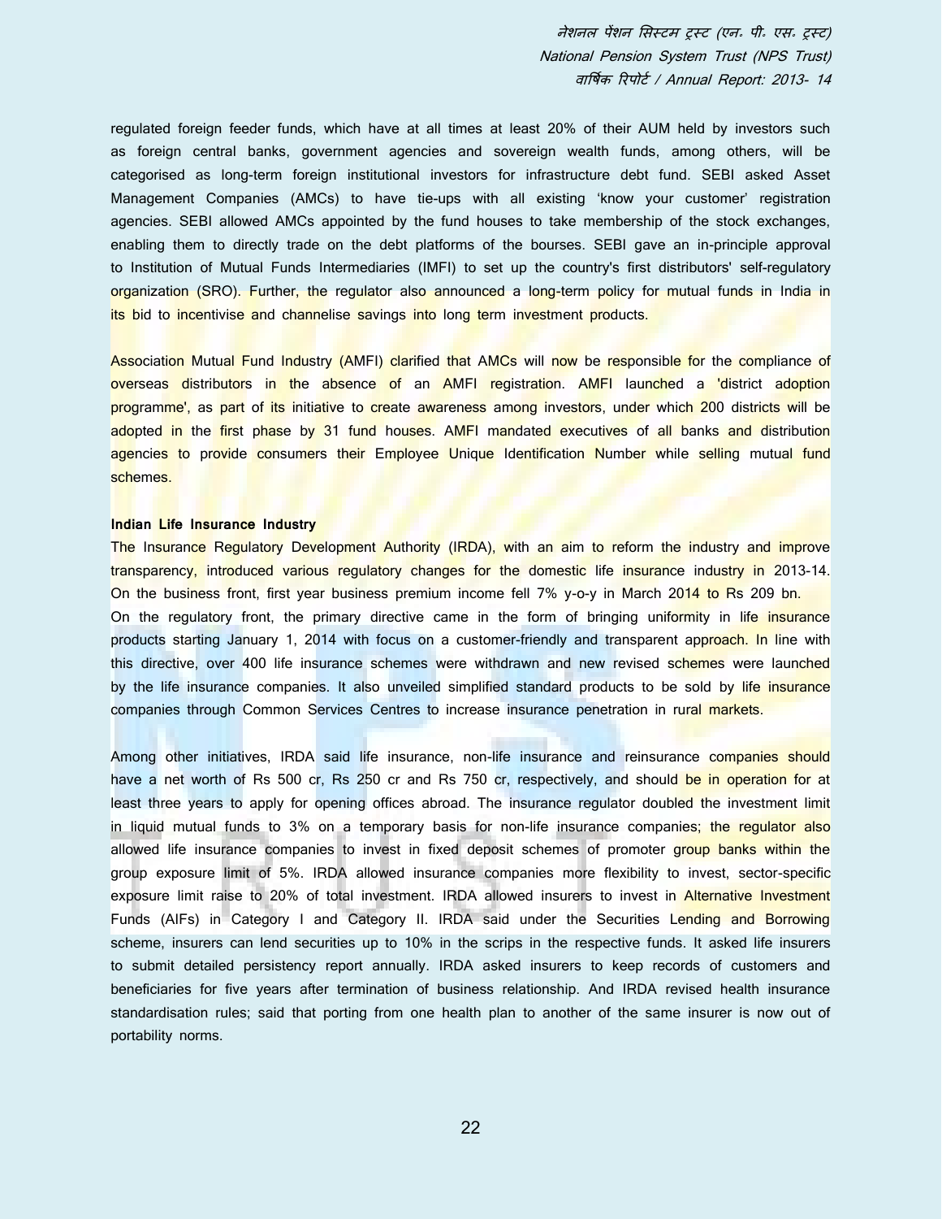regulated foreign feeder funds, which have at all times at least 20% of their AUM held by investors such as foreign central banks, government agencies and sovereign wealth funds, among others, will be categorised as long-term foreign institutional investors for infrastructure debt fund. SEBI asked Asset Management Companies (AMCs) to have tie-ups with all existing 'know your customer' registration agencies. SEBI allowed AMCs appointed by the fund houses to take membership of the stock exchanges, enabling them to directly trade on the debt platforms of the bourses. SEBI gave an in-principle approval to Institution of Mutual Funds Intermediaries (IMFI) to set up the country's first distributors' self-regulatory organization (SRO). Further, the regulator also announced a long-term policy for mutual funds in India in its bid to incentivise and channelise savings into long term investment products.

Association Mutual Fund Industry (AMFI) clarified that AMCs will now be responsible for the compliance of overseas distributors in the absence of an AMFI registration. AMFI launched a 'district adoption programme', as part of its initiative to create awareness among investors, under which 200 districts will be adopted in the first phase by 31 fund houses. AMFI mandated executives of all banks and distribution agencies to provide consumers their Employee Unique Identification Number while selling mutual fund schemes.

**Indian Life Insurance Industry**

The Insurance Regulatory Development Authority (IRDA), with an aim to reform the industry and improve transparency, introduced various regulatory changes for the domestic life insurance industry in 2013-14. On the business front, first year business premium income fell 7% y-o-y in March 2014 to Rs 209 bn.

On the regulatory front, the primary directive came in the form of bringing uniformity in life insurance products starting January 1, 2014 with focus on a customer-friendly and transparent approach. In line with this directive, over 400 life insurance schemes were withdrawn and new revised schemes were launched by the life insurance companies. It also unveiled simplified standard products to be sold by life insurance companies through Common Services Centres to increase insurance penetration in rural markets.

Among other initiatives, IRDA said life insurance, non-life insurance and reinsurance companies should have a net worth of Rs 500 cr, Rs 250 cr and Rs 750 cr, respectively, and should be in operation for at least three years to apply for opening offices abroad. The insurance regulator doubled the investment limit in liquid mutual funds to 3% on a temporary basis for non-life insurance companies; the regulator also allowed life insurance companies to invest in fixed deposit schemes of promoter group banks within the group exposure limit of 5%. IRDA allowed insurance companies more flexibility to invest, sector-specific exposure limit raise to 20% of total investment. IRDA allowed insurers to invest in Alternative Investment Funds (AIFs) in Category I and Category II. IRDA said under the Securities Lending and Borrowing scheme, insurers can lend securities up to 10% in the scrips in the respective funds. It asked life insurers to submit detailed persistency report annually. IRDA asked insurers to keep records of customers and beneficiaries for five years after termination of business relationship. And IRDA revised health insurance standardisation rules; said that porting from one health plan to another of the same insurer is now out of portability norms.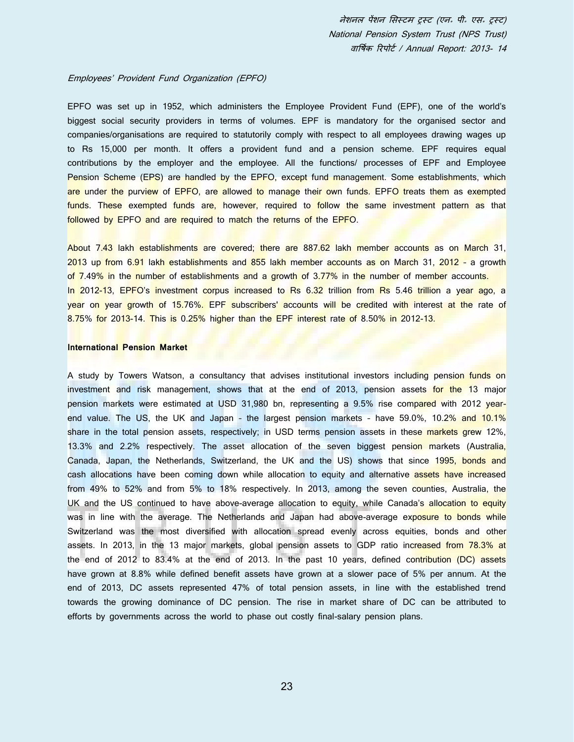*Employees' Provident Fund Organization (EPFO)*

EPFO was set up in 1952, which administers the Employee Provident Fund (EPF), one of the world's biggest social security providers in terms of volumes. EPF is mandatory for the organised sector and companies/organisations are required to statutorily comply with respect to all employees drawing wages up to Rs 15,000 per month. It offers a provident fund and a pension scheme. EPF requires equal contributions by the employer and the employee. All the functions/ processes of EPF and Employee Pension Scheme (EPS) are handled by the EPFO, except fund management. Some establishments, which are under the purview of EPFO, are allowed to manage their own funds. EPFO treats them as exempted funds. These exempted funds are, however, required to follow the same investment pattern as that followed by EPFO and are required to match the returns of the EPFO.

About 7.43 lakh establishments are covered; there are 887.62 lakh member accounts as on March 31, 2013 up from 6.91 lakh establishments and 855 lakh member accounts as on March 31, 2012 - a growth of 7.49% in the number of establishments and a growth of 3.77% in the number of member accounts.
In 2012-13, EPFO's investment corpus increased to Rs 6.32 trillion from Rs 5.46 trillion a year ago, a year on year growth of 15.76%. EPF subscribers' accounts will be credited with interest at the rate of 8.75% for 2013-14. This is 0.25% higher than the EPF interest rate of 8.50% in 2012-13.

**International Pension Market**

A study by Towers Watson, a consultancy that advises institutional investors including pension funds on investment and risk management, shows that at the end of 2013, pension assets for the 13 major pension markets were estimated at USD 31,980 bn, representing a 9.5% rise compared with 2012 year-end value. The US, the UK and Japan - the largest pension markets - have 59.0%, 10.2% and 10.1% share in the total pension assets, respectively; in USD terms pension assets in these markets grew 12%, 13.3% and 2.2% respectively. The asset allocation of the seven biggest pension markets (Australia, Canada, Japan, the Netherlands, Switzerland, the UK and the US) shows that since 1995, bonds and cash allocations have been coming down while allocation to equity and alternative assets have increased from 49% to 52% and from 5% to 18% respectively. In 2013, among the seven counties, Australia, the UK and the US continued to have above-average allocation to equity, while Canada's allocation to equity was in line with the average. The Netherlands and Japan had above-average exposure to bonds while Switzerland was the most diversified with allocation spread evenly across equities, bonds and other assets. In 2013, in the 13 major markets, global pension assets to GDP ratio increased from 78.3% at the end of 2012 to 83.4% at the end of 2013. In the past 10 years, defined contribution (DC) assets have grown at 8.8% while defined benefit assets have grown at a slower pace of 5% per annum. At the end of 2013, DC assets represented 47% of total pension assets, in line with the established trend towards the growing dominance of DC pension. The rise in market share of DC can be attributed to efforts by governments across the world to phase out costly final-salary pension plans.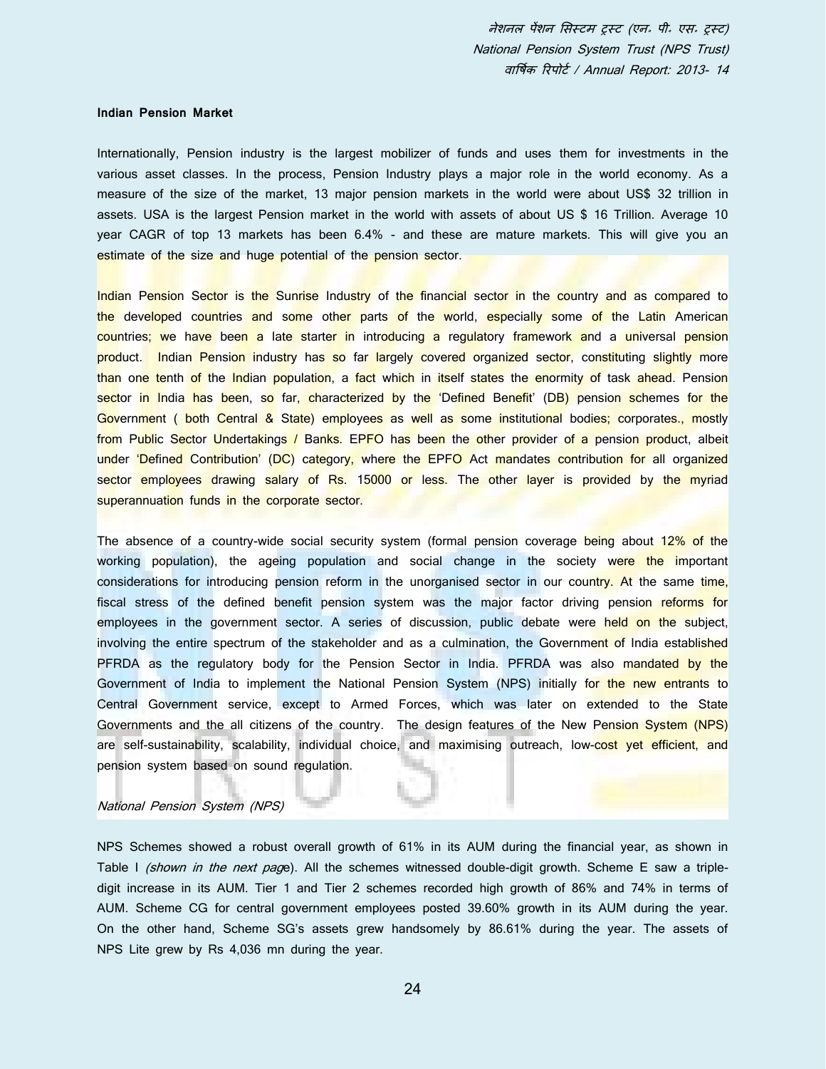### Indian Pension Market

Internationally, Pension industry is the largest mobilizer of funds and uses them for investments in the various asset classes. In the process, Pension Industry plays a major role in the world economy. As a measure of the size of the market, 13 major pension markets in the world were about US$ 32 trillion in assets. USA is the largest Pension market in the world with assets of about US $ 16 Trillion. Average 10 year CAGR of top 13 markets has been 6.4% - and these are mature markets. This will give you an estimate of the size and huge potential of the pension sector.

Indian Pension Sector is the Sunrise Industry of the financial sector in the country and as compared to the developed countries and some other parts of the world, especially some of the Latin American countries; we have been a late starter in introducing a regulatory framework and a universal pension product. Indian Pension industry has so far largely covered organized sector, constituting slightly more than one tenth of the Indian population, a fact which in itself states the enormity of task ahead. Pension sector in India has been, so far, characterized by the 'Defined Benefit' (DB) pension schemes for the Government ( both Central & State) employees as well as some institutional bodies; corporates., mostly from Public Sector Undertakings / Banks. EPFO has been the other provider of a pension product, albeit under 'Defined Contribution' (DC) category, where the EPFO Act mandates contribution for all organized sector employees drawing salary of Rs. 15000 or less. The other layer is provided by the myriad superannuation funds in the corporate sector.

The absence of a country-wide social security system (formal pension coverage being about 12% of the working population), the ageing population and social change in the society were the important considerations for introducing pension reform in the unorganised sector in our country. At the same time, fiscal stress of the defined benefit pension system was the major factor driving pension reforms for employees in the government sector. A series of discussion, public debate were held on the subject, involving the entire spectrum of the stakeholder and as a culmination, the Government of India established PFRDA as the regulatory body for the Pension Sector in India. PFRDA was also mandated by the Government of India to implement the National Pension System (NPS) initially for the new entrants to Central Government service, except to Armed Forces, which was later on extended to the State Governments and the all citizens of the country. The design features of the New Pension System (NPS) are self-sustainability, scalability, individual choice, and maximising outreach, low-cost yet efficient, and pension system based on sound regulation.

*National Pension System (NPS)*

NPS Schemes showed a robust overall growth of 61% in its AUM during the financial year, as shown in Table I *(shown in the next page)*. All the schemes witnessed double-digit growth. Scheme E saw a triple-digit increase in its AUM. Tier 1 and Tier 2 schemes recorded high growth of 86% and 74% in terms of AUM. Scheme CG for central government employees posted 39.60% growth in its AUM during the year. On the other hand, Scheme SG's assets grew handsomely by 86.61% during the year. The assets of NPS Lite grew by Rs 4,036 mn during the year.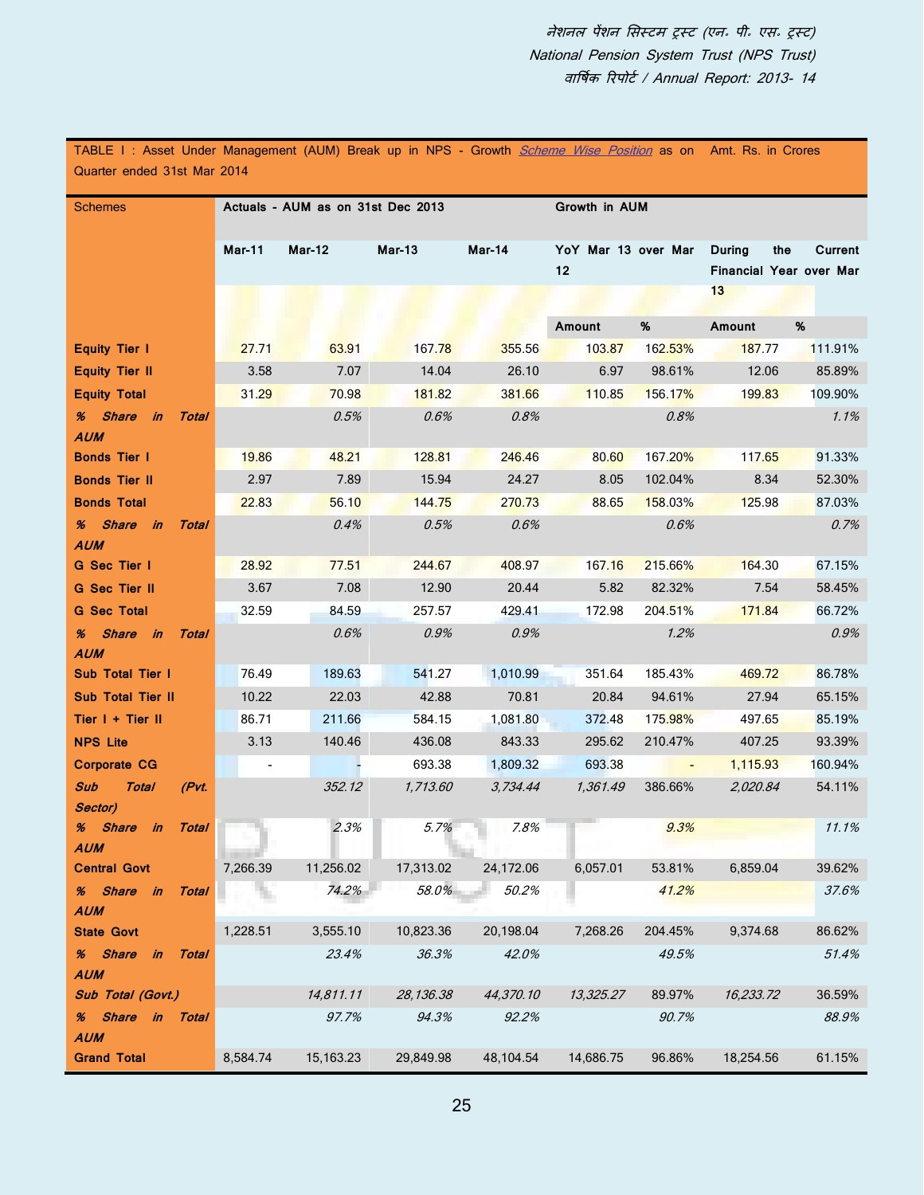TABLE I : Asset Under Management (AUM) Break up in NPS - Growth *Scheme Wise Position* as on Quarter ended 31st Mar 2014 — Amt. Rs. in Crores

| Schemes | Actuals - AUM as on 31st Dec 2013 | | | | Growth in AUM | | | |
|---|---|---|---|---|---|---|---|---|
| | Mar-11 | Mar-12 | Mar-13 | Mar-14 | YoY Mar 13 over Mar 12 | | During the Current Financial Year over Mar 13 | |
| | | | | | Amount | % | Amount | % |
| **Equity Tier I** | 27.71 | 63.91 | 167.78 | 355.56 | 103.87 | 162.53% | 187.77 | 111.91% |
| **Equity Tier II** | 3.58 | 7.07 | 14.04 | 26.10 | 6.97 | 98.61% | 12.06 | 85.89% |
| **Equity Total** | 31.29 | 70.98 | 181.82 | 381.66 | 110.85 | 156.17% | 199.83 | 109.90% |
| ***% Share in Total AUM*** | | *0.5%* | *0.6%* | *0.8%* | | *0.8%* | | *1.1%* |
| **Bonds Tier I** | 19.86 | 48.21 | 128.81 | 246.46 | 80.60 | 167.20% | 117.65 | 91.33% |
| **Bonds Tier II** | 2.97 | 7.89 | 15.94 | 24.27 | 8.05 | 102.04% | 8.34 | 52.30% |
| **Bonds Total** | 22.83 | 56.10 | 144.75 | 270.73 | 88.65 | 158.03% | 125.98 | 87.03% |
| ***% Share in Total AUM*** | | *0.4%* | *0.5%* | *0.6%* | | *0.6%* | | *0.7%* |
| **G Sec Tier I** | 28.92 | 77.51 | 244.67 | 408.97 | 167.16 | 215.66% | 164.30 | 67.15% |
| **G Sec Tier II** | 3.67 | 7.08 | 12.90 | 20.44 | 5.82 | 82.32% | 7.54 | 58.45% |
| **G Sec Total** | 32.59 | 84.59 | 257.57 | 429.41 | 172.98 | 204.51% | 171.84 | 66.72% |
| ***% Share in Total AUM*** | | *0.6%* | *0.9%* | *0.9%* | | *1.2%* | | *0.9%* |
| **Sub Total Tier I** | 76.49 | 189.63 | 541.27 | 1,010.99 | 351.64 | 185.43% | 469.72 | 86.78% |
| **Sub Total Tier II** | 10.22 | 22.03 | 42.88 | 70.81 | 20.84 | 94.61% | 27.94 | 65.15% |
| **Tier I + Tier II** | 86.71 | 211.66 | 584.15 | 1,081.80 | 372.48 | 175.98% | 497.65 | 85.19% |
| **NPS Lite** | 3.13 | 140.46 | 436.08 | 843.33 | 295.62 | 210.47% | 407.25 | 93.39% |
| **Corporate CG** | - | - | 693.38 | 1,809.32 | 693.38 | - | 1,115.93 | 160.94% |
| ***Sub Total (Pvt. Sector)*** | | *352.12* | *1,713.60* | *3,734.44* | *1,361.49* | 386.66% | *2,020.84* | 54.11% |
| ***% Share in Total AUM*** | | *2.3%* | *5.7%* | *7.8%* | | *9.3%* | | *11.1%* |
| **Central Govt** | 7,266.39 | 11,256.02 | 17,313.02 | 24,172.06 | 6,057.01 | 53.81% | 6,859.04 | 39.62% |
| ***% Share in Total AUM*** | | *74.2%* | *58.0%* | *50.2%* | | *41.2%* | | *37.6%* |
| **State Govt** | 1,228.51 | 3,555.10 | 10,823.36 | 20,198.04 | 7,268.26 | 204.45% | 9,374.68 | 86.62% |
| ***% Share in Total AUM*** | | *23.4%* | *36.3%* | *42.0%* | | *49.5%* | | *51.4%* |
| ***Sub Total (Govt.)*** | | *14,811.11* | *28,136.38* | *44,370.10* | *13,325.27* | 89.97% | *16,233.72* | 36.59% |
| ***% Share in Total AUM*** | | *97.7%* | *94.3%* | *92.2%* | | *90.7%* | | *88.9%* |
| **Grand Total** | 8,584.74 | 15,163.23 | 29,849.98 | 48,104.54 | 14,686.75 | 96.86% | 18,254.56 | 61.15% |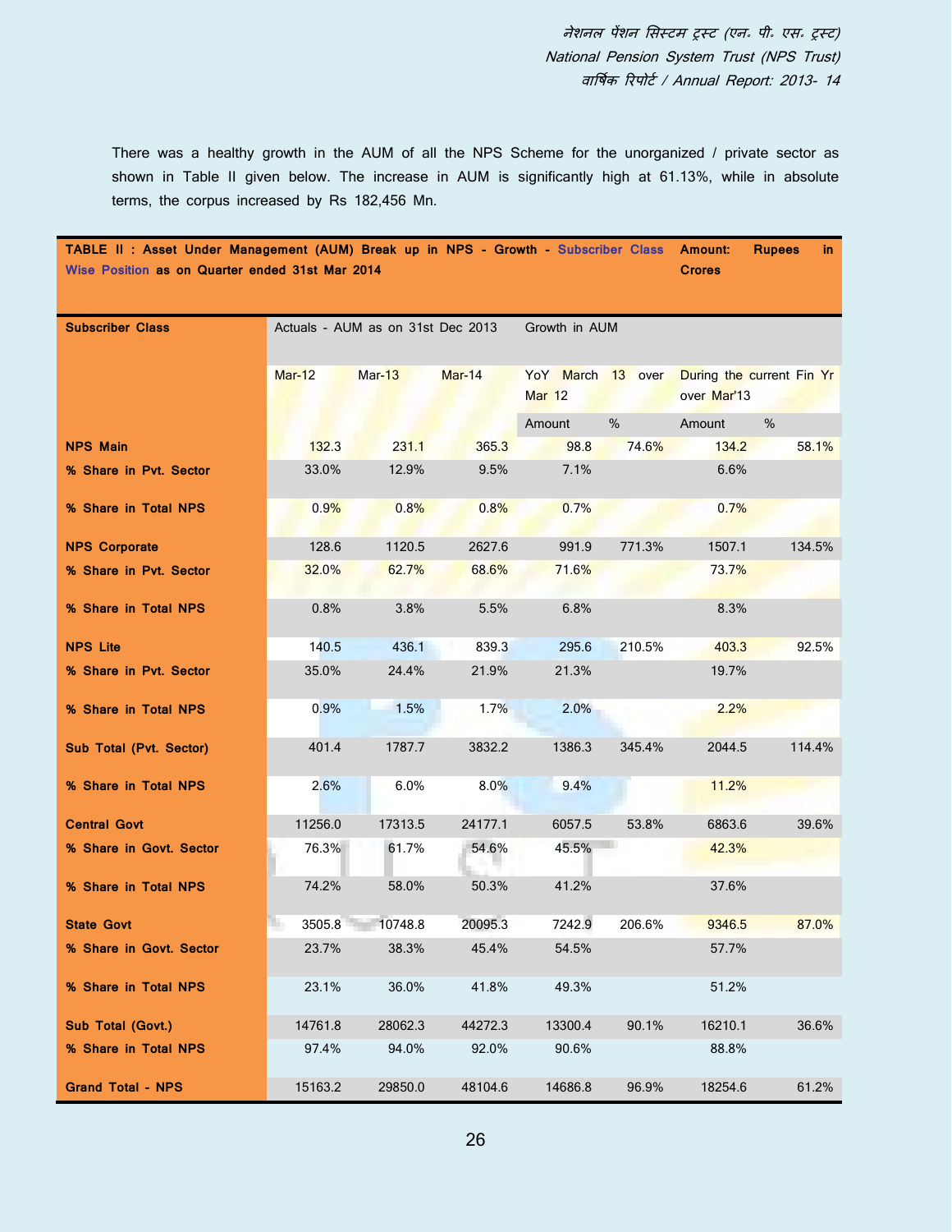There was a healthy growth in the AUM of all the NPS Scheme for the unorganized / private sector as shown in Table II given below. The increase in AUM is significantly high at 61.13%, while in absolute terms, the corpus increased by Rs 182,456 Mn.

**TABLE II : Asset Under Management (AUM) Break up in NPS - Growth - Subscriber Class Wise Position as on Quarter ended 31st Mar 2014** — Amount: Rupees in Crores

| Subscriber Class | Actuals - AUM as on 31st Dec 2013 | | | Growth in AUM | | | |
|---|---|---|---|---|---|---|---|
| | Mar-12 | Mar-13 | Mar-14 | YoY March 13 over Mar 12 | | During the current Fin Yr over Mar'13 | |
| | | | | Amount | % | Amount | % |
| **NPS Main** | 132.3 | 231.1 | 365.3 | 98.8 | 74.6% | 134.2 | 58.1% |
| **% Share in Pvt. Sector** | 33.0% | 12.9% | 9.5% | 7.1% | | 6.6% | |
| **% Share in Total NPS** | 0.9% | 0.8% | 0.8% | 0.7% | | 0.7% | |
| **NPS Corporate** | 128.6 | 1120.5 | 2627.6 | 991.9 | 771.3% | 1507.1 | 134.5% |
| **% Share in Pvt. Sector** | 32.0% | 62.7% | 68.6% | 71.6% | | 73.7% | |
| **% Share in Total NPS** | 0.8% | 3.8% | 5.5% | 6.8% | | 8.3% | |
| **NPS Lite** | 140.5 | 436.1 | 839.3 | 295.6 | 210.5% | 403.3 | 92.5% |
| **% Share in Pvt. Sector** | 35.0% | 24.4% | 21.9% | 21.3% | | 19.7% | |
| **% Share in Total NPS** | 0.9% | 1.5% | 1.7% | 2.0% | | 2.2% | |
| **Sub Total (Pvt. Sector)** | 401.4 | 1787.7 | 3832.2 | 1386.3 | 345.4% | 2044.5 | 114.4% |
| **% Share in Total NPS** | 2.6% | 6.0% | 8.0% | 9.4% | | 11.2% | |
| **Central Govt** | 11256.0 | 17313.5 | 24177.1 | 6057.5 | 53.8% | 6863.6 | 39.6% |
| **% Share in Govt. Sector** | 76.3% | 61.7% | 54.6% | 45.5% | | 42.3% | |
| **% Share in Total NPS** | 74.2% | 58.0% | 50.3% | 41.2% | | 37.6% | |
| **State Govt** | 3505.8 | 10748.8 | 20095.3 | 7242.9 | 206.6% | 9346.5 | 87.0% |
| **% Share in Govt. Sector** | 23.7% | 38.3% | 45.4% | 54.5% | | 57.7% | |
| **% Share in Total NPS** | 23.1% | 36.0% | 41.8% | 49.3% | | 51.2% | |
| **Sub Total (Govt.)** | 14761.8 | 28062.3 | 44272.3 | 13300.4 | 90.1% | 16210.1 | 36.6% |
| **% Share in Total NPS** | 97.4% | 94.0% | 92.0% | 90.6% | | 88.8% | |
| **Grand Total - NPS** | 15163.2 | 29850.0 | 48104.6 | 14686.8 | 96.9% | 18254.6 | 61.2% |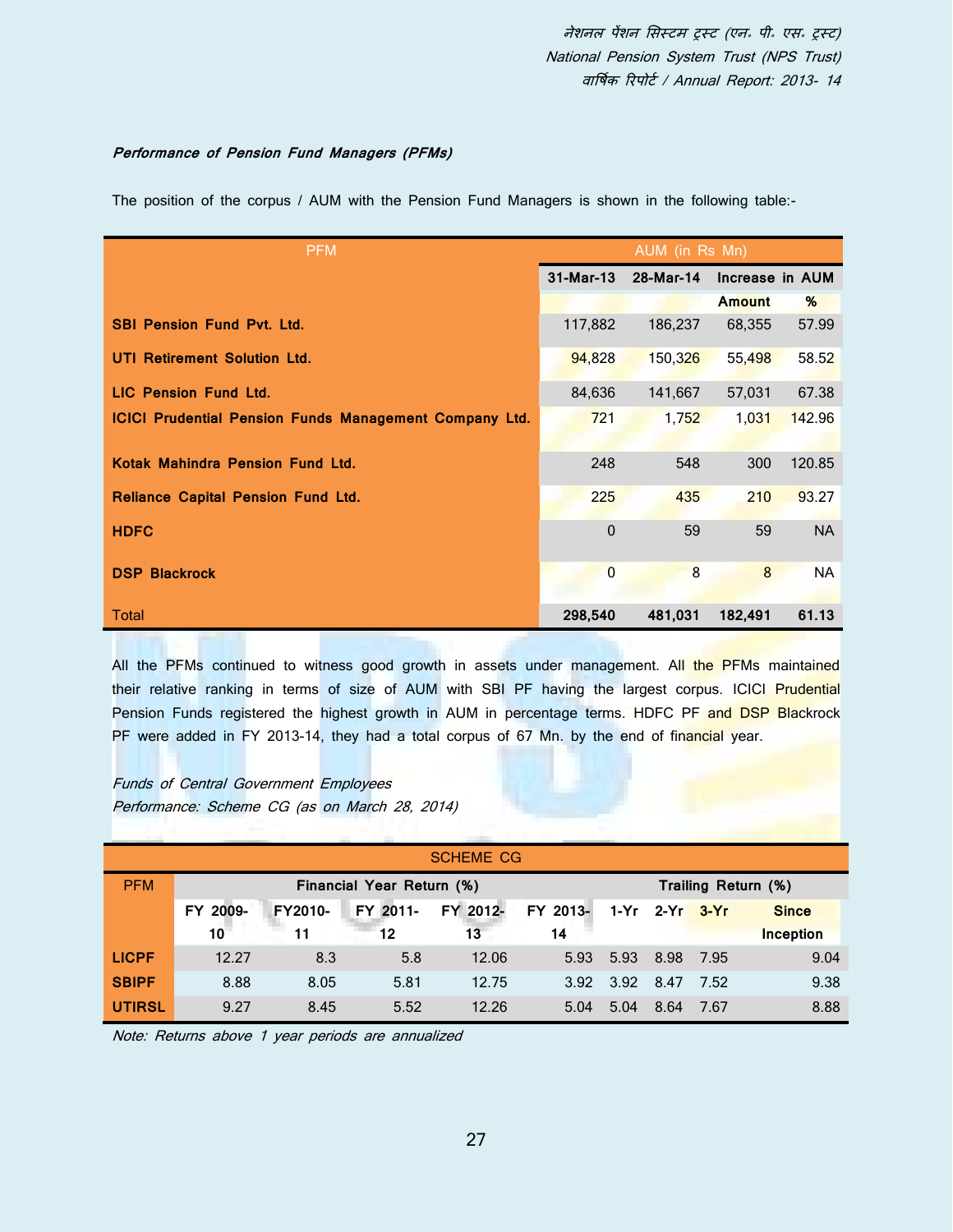***Performance of Pension Fund Managers (PFMs)***

The position of the corpus / AUM with the Pension Fund Managers is shown in the following table:-

| PFM | AUM (in Rs Mn) | | | |
|---|---|---|---|---|
| | 31-Mar-13 | 28-Mar-14 | Increase in AUM | |
| | | | Amount | % |
| **SBI Pension Fund Pvt. Ltd.** | 117,882 | 186,237 | 68,355 | 57.99 |
| **UTI Retirement Solution Ltd.** | 94,828 | 150,326 | 55,498 | 58.52 |
| **LIC Pension Fund Ltd.** | 84,636 | 141,667 | 57,031 | 67.38 |
| **ICICI Prudential Pension Funds Management Company Ltd.** | 721 | 1,752 | 1,031 | 142.96 |
| **Kotak Mahindra Pension Fund Ltd.** | 248 | 548 | 300 | 120.85 |
| **Reliance Capital Pension Fund Ltd.** | 225 | 435 | 210 | 93.27 |
| **HDFC** | 0 | 59 | 59 | NA |
| **DSP Blackrock** | 0 | 8 | 8 | NA |
| Total | **298,540** | **481,031** | **182,491** | **61.13** |

All the PFMs continued to witness good growth in assets under management. All the PFMs maintained their relative ranking in terms of size of AUM with SBI PF having the largest corpus. ICICI Prudential Pension Funds registered the highest growth in AUM in percentage terms. HDFC PF and DSP Blackrock PF were added in FY 2013-14, they had a total corpus of 67 Mn. by the end of financial year.

*Funds of Central Government Employees*
*Performance: Scheme CG (as on March 28, 2014)*

| SCHEME CG | | | | | | | | | |
|---|---|---|---|---|---|---|---|---|---|
| PFM | Financial Year Return (%) | | | | | Trailing Return (%) | | | |
| | FY 2009-10 | FY2010-11 | FY 2011-12 | FY 2012-13 | FY 2013-14 | 1-Yr | 2-Yr | 3-Yr | Since Inception |
| **LICPF** | 12.27 | 8.3 | 5.8 | 12.06 | 5.93 | 5.93 | 8.98 | 7.95 | 9.04 |
| **SBIPF** | 8.88 | 8.05 | 5.81 | 12.75 | 3.92 | 3.92 | 8.47 | 7.52 | 9.38 |
| **UTIRSL** | 9.27 | 8.45 | 5.52 | 12.26 | 5.04 | 5.04 | 8.64 | 7.67 | 8.88 |

*Note: Returns above 1 year periods are annualized*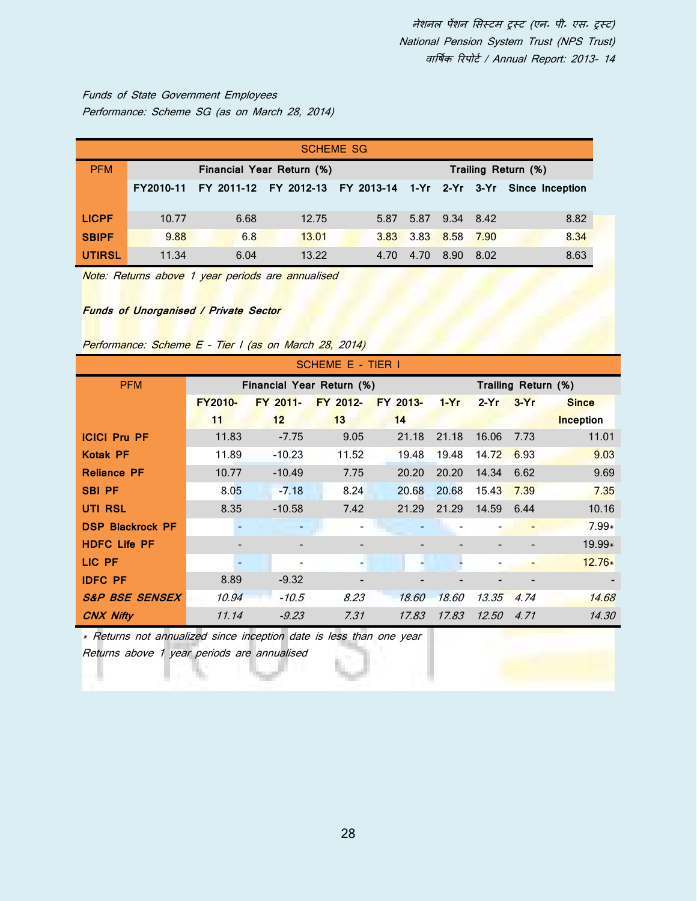*Funds of State Government Employees*

*Performance: Scheme SG (as on March 28, 2014)*

| SCHEME SG | | | | | | | | |
|---|---|---|---|---|---|---|---|---|
| PFM | Financial Year Return (%) | | | | Trailing Return (%) | | | |
| | FY2010-11 | FY 2011-12 | FY 2012-13 | FY 2013-14 | 1-Yr | 2-Yr | 3-Yr | Since Inception |
| **LICPF** | 10.77 | 6.68 | 12.75 | 5.87 | 5.87 | 9.34 | 8.42 | 8.82 |
| **SBIPF** | 9.88 | 6.8 | 13.01 | 3.83 | 3.83 | 8.58 | 7.90 | 8.34 |
| **UTIRSL** | 11.34 | 6.04 | 13.22 | 4.70 | 4.70 | 8.90 | 8.02 | 8.63 |

*Note: Returns above 1 year periods are annualised*

***Funds of Unorganised / Private Sector***

*Performance: Scheme E - Tier I (as on March 28, 2014)*

| SCHEME E - TIER I | | | | | | | | |
|---|---|---|---|---|---|---|---|---|
| PFM | Financial Year Return (%) | | | | Trailing Return (%) | | | |
| | FY2010-11 | FY 2011-12 | FY 2012-13 | FY 2013-14 | 1-Yr | 2-Yr | 3-Yr | Since Inception |
| **ICICI Pru PF** | 11.83 | -7.75 | 9.05 | 21.18 | 21.18 | 16.06 | 7.73 | 11.01 |
| **Kotak PF** | 11.89 | -10.23 | 11.52 | 19.48 | 19.48 | 14.72 | 6.93 | 9.03 |
| **Reliance PF** | 10.77 | -10.49 | 7.75 | 20.20 | 20.20 | 14.34 | 6.62 | 9.69 |
| **SBI PF** | 8.05 | -7.18 | 8.24 | 20.68 | 20.68 | 15.43 | 7.39 | 7.35 |
| **UTI RSL** | 8.35 | -10.58 | 7.42 | 21.29 | 21.29 | 14.59 | 6.44 | 10.16 |
| **DSP Blackrock PF** | - | - | - | - | - | - | - | 7.99* |
| **HDFC Life PF** | - | - | - | - | - | - | - | 19.99* |
| **LIC PF** | - | - | - | - | - | - | - | 12.76* |
| **IDFC PF** | 8.89 | -9.32 | - | - | - | - | - | - |
| ***S&P BSE SENSEX*** | *10.94* | *-10.5* | *8.23* | *18.60* | *18.60* | *13.35* | *4.74* | *14.68* |
| ***CNX Nifty*** | *11.14* | *-9.23* | *7.31* | *17.83* | *17.83* | *12.50* | *4.71* | *14.30* |

*\* Returns not annualized since inception date is less than one year*

*Returns above 1 year periods are annualised*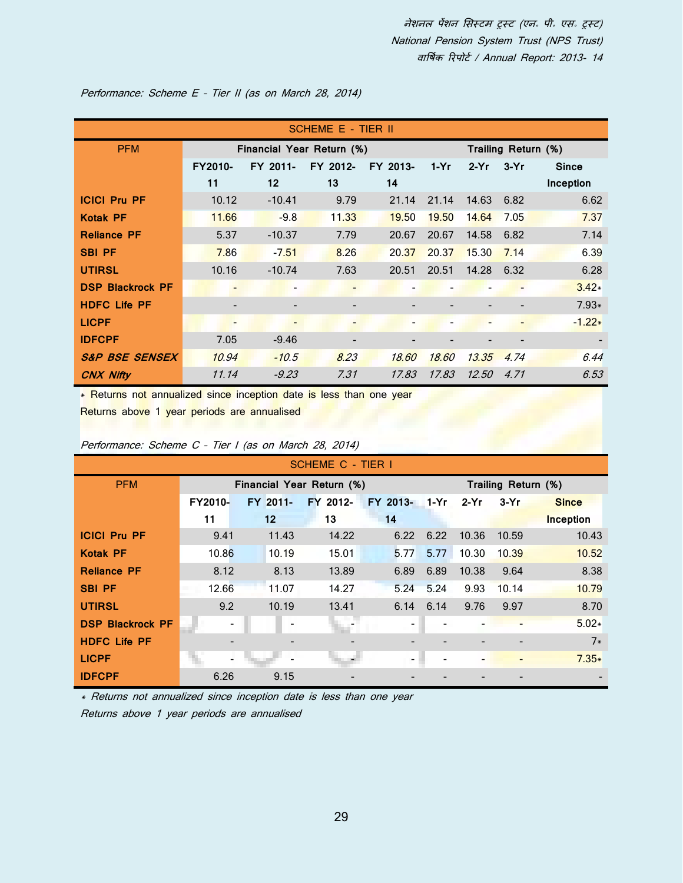*Performance: Scheme E - Tier II (as on March 28, 2014)*

| SCHEME E - TIER II | | | | | | | | |
|---|---|---|---|---|---|---|---|---|
| PFM | Financial Year Return (%) | | | | Trailing Return (%) | | | |
| | FY2010-11 | FY 2011-12 | FY 2012-13 | FY 2013-14 | 1-Yr | 2-Yr | 3-Yr | Since Inception |
| **ICICI Pru PF** | 10.12 | -10.41 | 9.79 | 21.14 | 21.14 | 14.63 | 6.82 | 6.62 |
| **Kotak PF** | 11.66 | -9.8 | 11.33 | 19.50 | 19.50 | 14.64 | 7.05 | 7.37 |
| **Reliance PF** | 5.37 | -10.37 | 7.79 | 20.67 | 20.67 | 14.58 | 6.82 | 7.14 |
| **SBI PF** | 7.86 | -7.51 | 8.26 | 20.37 | 20.37 | 15.30 | 7.14 | 6.39 |
| **UTIRSL** | 10.16 | -10.74 | 7.63 | 20.51 | 20.51 | 14.28 | 6.32 | 6.28 |
| **DSP Blackrock PF** | - | - | - | - | - | - | - | 3.42* |
| **HDFC Life PF** | - | - | - | - | - | - | - | 7.93* |
| **LICPF** | - | - | - | - | - | - | - | -1.22* |
| **IDFCPF** | 7.05 | -9.46 | - | - | - | - | - | - |
| ***S&P BSE SENSEX*** | *10.94* | *-10.5* | *8.23* | *18.60* | *18.60* | *13.35* | *4.74* | *6.44* |
| ***CNX Nifty*** | *11.14* | *-9.23* | *7.31* | *17.83* | *17.83* | *12.50* | *4.71* | *6.53* |

* Returns not annualized since inception date is less than one year

Returns above 1 year periods are annualised

*Performance: Scheme C - Tier I (as on March 28, 2014)*

| SCHEME C - TIER I | | | | | | | | |
|---|---|---|---|---|---|---|---|---|
| PFM | Financial Year Return (%) | | | | Trailing Return (%) | | | |
| | FY2010-11 | FY 2011-12 | FY 2012-13 | FY 2013-14 | 1-Yr | 2-Yr | 3-Yr | Since Inception |
| **ICICI Pru PF** | 9.41 | 11.43 | 14.22 | 6.22 | 6.22 | 10.36 | 10.59 | 10.43 |
| **Kotak PF** | 10.86 | 10.19 | 15.01 | 5.77 | 5.77 | 10.30 | 10.39 | 10.52 |
| **Reliance PF** | 8.12 | 8.13 | 13.89 | 6.89 | 6.89 | 10.38 | 9.64 | 8.38 |
| **SBI PF** | 12.66 | 11.07 | 14.27 | 5.24 | 5.24 | 9.93 | 10.14 | 10.79 |
| **UTIRSL** | 9.2 | 10.19 | 13.41 | 6.14 | 6.14 | 9.76 | 9.97 | 8.70 |
| **DSP Blackrock PF** | - | - | - | - | - | - | - | 5.02* |
| **HDFC Life PF** | - | - | - | - | - | - | - | 7* |
| **LICPF** | - | - | - | - | - | - | - | 7.35* |
| **IDFCPF** | 6.26 | 9.15 | - | - | - | - | - | - |

*\* Returns not annualized since inception date is less than one year*

*Returns above 1 year periods are annualised*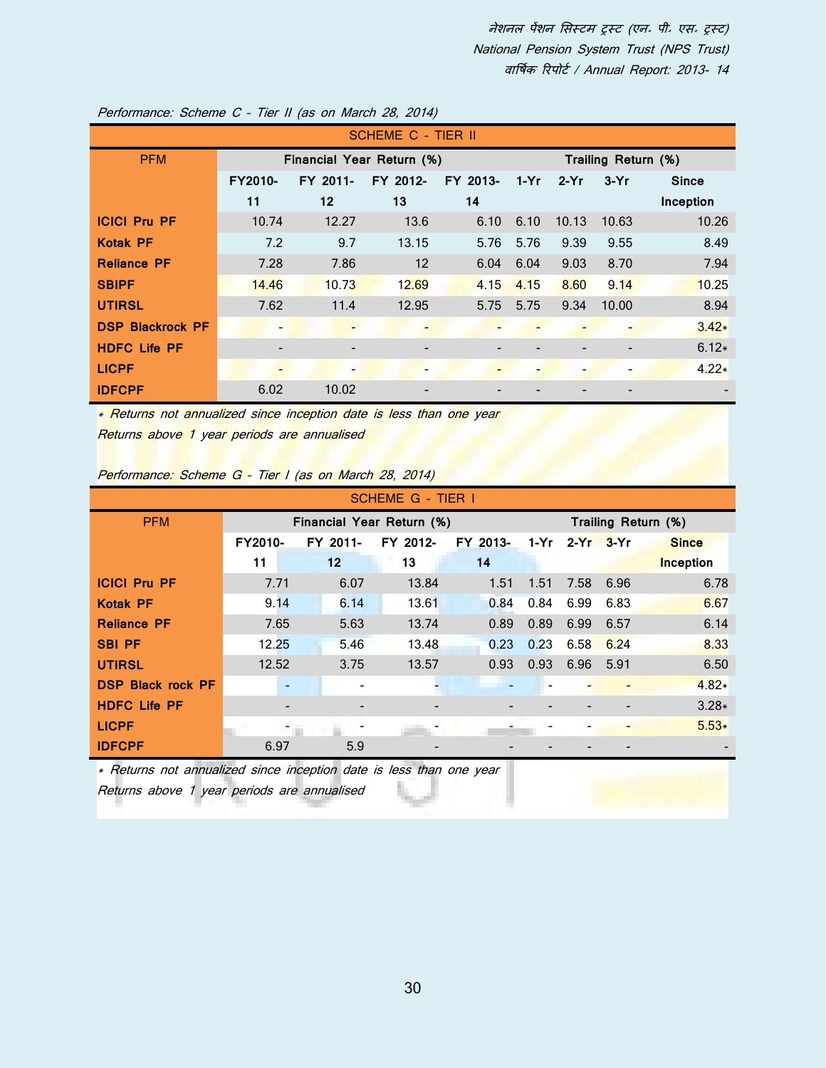Performance: Scheme C - Tier II (as on March 28, 2014)

| SCHEME C - TIER II | | | | | | | | |
|---|---|---|---|---|---|---|---|---|
| PFM | Financial Year Return (%) | | | | Trailing Return (%) | | | |
| | FY2010-11 | FY 2011-12 | FY 2012-13 | FY 2013-14 | 1-Yr | 2-Yr | 3-Yr | Since Inception |
| **ICICI Pru PF** | 10.74 | 12.27 | 13.6 | 6.10 | 6.10 | 10.13 | 10.63 | 10.26 |
| **Kotak PF** | 7.2 | 9.7 | 13.15 | 5.76 | 5.76 | 9.39 | 9.55 | 8.49 |
| **Reliance PF** | 7.28 | 7.86 | 12 | 6.04 | 6.04 | 9.03 | 8.70 | 7.94 |
| **SBIPF** | 14.46 | 10.73 | 12.69 | 4.15 | 4.15 | 8.60 | 9.14 | 10.25 |
| **UTIRSL** | 7.62 | 11.4 | 12.95 | 5.75 | 5.75 | 9.34 | 10.00 | 8.94 |
| **DSP Blackrock PF** | - | - | - | - | - | - | - | 3.42* |
| **HDFC Life PF** | - | - | - | - | - | - | - | 6.12* |
| **LICPF** | - | - | - | - | - | - | - | 4.22* |
| **IDFCPF** | 6.02 | 10.02 | - | - | - | - | - | - |

*Returns not annualized since inception date is less than one year*

*Returns above 1 year periods are annualised*

Performance: Scheme G - Tier I (as on March 28, 2014)

| SCHEME G - TIER I | | | | | | | | |
|---|---|---|---|---|---|---|---|---|
| PFM | Financial Year Return (%) | | | | Trailing Return (%) | | | |
| | FY2010-11 | FY 2011-12 | FY 2012-13 | FY 2013-14 | 1-Yr | 2-Yr | 3-Yr | Since Inception |
| **ICICI Pru PF** | 7.71 | 6.07 | 13.84 | 1.51 | 1.51 | 7.58 | 6.96 | 6.78 |
| **Kotak PF** | 9.14 | 6.14 | 13.61 | 0.84 | 0.84 | 6.99 | 6.83 | 6.67 |
| **Reliance PF** | 7.65 | 5.63 | 13.74 | 0.89 | 0.89 | 6.99 | 6.57 | 6.14 |
| **SBI PF** | 12.25 | 5.46 | 13.48 | 0.23 | 0.23 | 6.58 | 6.24 | 8.33 |
| **UTIRSL** | 12.52 | 3.75 | 13.57 | 0.93 | 0.93 | 6.96 | 5.91 | 6.50 |
| **DSP Black rock PF** | - | - | - | - | - | - | - | 4.82* |
| **HDFC Life PF** | - | - | - | - | - | - | - | 3.28* |
| **LICPF** | - | - | - | - | - | - | - | 5.53* |
| **IDFCPF** | 6.97 | 5.9 | - | - | - | - | - | - |

*Returns not annualized since inception date is less than one year*

*Returns above 1 year periods are annualised*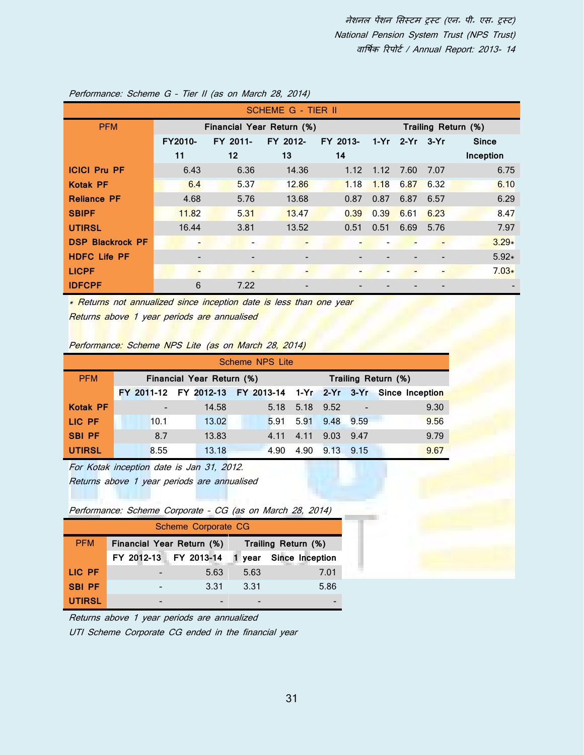*Performance: Scheme G - Tier II (as on March 28, 2014)*

| SCHEME G - TIER II | | | | | | | | |
|---|---|---|---|---|---|---|---|---|
| PFM | Financial Year Return (%) | | | | Trailing Return (%) | | | |
| | FY2010-11 | FY 2011-12 | FY 2012-13 | FY 2013-14 | 1-Yr | 2-Yr | 3-Yr | Since Inception |
| **ICICI Pru PF** | 6.43 | 6.36 | 14.36 | 1.12 | 1.12 | 7.60 | 7.07 | 6.75 |
| **Kotak PF** | 6.4 | 5.37 | 12.86 | 1.18 | 1.18 | 6.87 | 6.32 | 6.10 |
| **Reliance PF** | 4.68 | 5.76 | 13.68 | 0.87 | 0.87 | 6.87 | 6.57 | 6.29 |
| **SBIPF** | 11.82 | 5.31 | 13.47 | 0.39 | 0.39 | 6.61 | 6.23 | 8.47 |
| **UTIRSL** | 16.44 | 3.81 | 13.52 | 0.51 | 0.51 | 6.69 | 5.76 | 7.97 |
| **DSP Blackrock PF** | - | - | - | - | - | - | - | 3.29* |
| **HDFC Life PF** | - | - | - | - | - | - | - | 5.92* |
| **LICPF** | - | - | - | - | - | - | - | 7.03* |
| **IDFCPF** | 6 | 7.22 | - | - | - | - | - | - |

*\* Returns not annualized since inception date is less than one year*

*Returns above 1 year periods are annualised*

*Performance: Scheme NPS Lite (as on March 28, 2014)*

| Scheme NPS Lite | | | | | | | |
|---|---|---|---|---|---|---|---|
| PFM | Financial Year Return (%) | | | Trailing Return (%) | | | |
| | FY 2011-12 | FY 2012-13 | FY 2013-14 | 1-Yr | 2-Yr | 3-Yr | Since Inception |
| **Kotak PF** | - | 14.58 | 5.18 | 5.18 | 9.52 | - | 9.30 |
| **LIC PF** | 10.1 | 13.02 | 5.91 | 5.91 | 9.48 | 9.59 | 9.56 |
| **SBI PF** | 8.7 | 13.83 | 4.11 | 4.11 | 9.03 | 9.47 | 9.79 |
| **UTIRSL** | 8.55 | 13.18 | 4.90 | 4.90 | 9.13 | 9.15 | 9.67 |

*For Kotak inception date is Jan 31, 2012.*

*Returns above 1 year periods are annualised*

*Performance: Scheme Corporate - CG (as on March 28, 2014)*

| Scheme Corporate CG | | | | |
|---|---|---|---|---|
| PFM | Financial Year Return (%) | | Trailing Return (%) | |
| | FY 2012-13 | FY 2013-14 | 1 year | Since Inception |
| **LIC PF** | - | 5.63 | 5.63 | 7.01 |
| **SBI PF** | - | 3.31 | 3.31 | 5.86 |
| **UTIRSL** | - | - | - | - |

*Returns above 1 year periods are annualized*

*UTI Scheme Corporate CG ended in the financial year*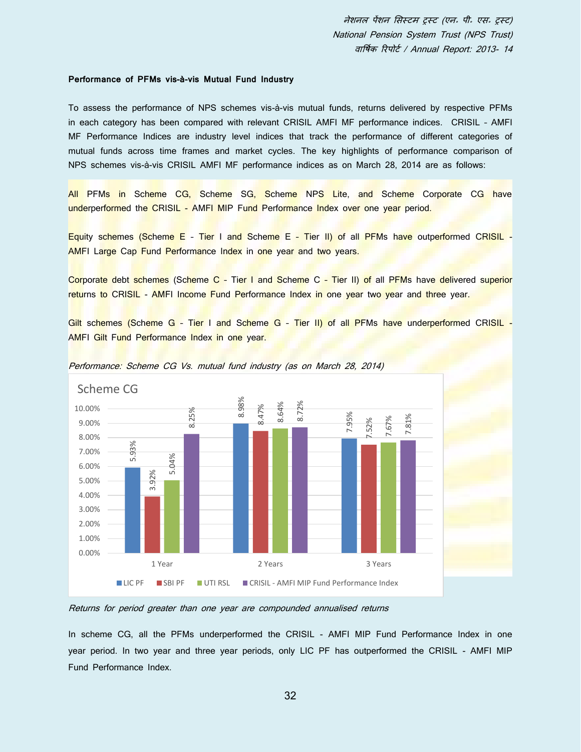**Performance of PFMs vis-à-vis Mutual Fund Industry**

To assess the performance of NPS schemes vis-à-vis mutual funds, returns delivered by respective PFMs in each category has been compared with relevant CRISIL AMFI MF performance indices. CRISIL - AMFI MF Performance Indices are industry level indices that track the performance of different categories of mutual funds across time frames and market cycles. The key highlights of performance comparison of NPS schemes vis-à-vis CRISIL AMFI MF performance indices as on March 28, 2014 are as follows:

All PFMs in Scheme CG, Scheme SG, Scheme NPS Lite, and Scheme Corporate CG have underperformed the CRISIL - AMFI MIP Fund Performance Index over one year period.

Equity schemes (Scheme E - Tier I and Scheme E - Tier II) of all PFMs have outperformed CRISIL - AMFI Large Cap Fund Performance Index in one year and two years.

Corporate debt schemes (Scheme C - Tier I and Scheme C - Tier II) of all PFMs have delivered superior returns to CRISIL - AMFI Income Fund Performance Index in one year two year and three year.

Gilt schemes (Scheme G - Tier I and Scheme G - Tier II) of all PFMs have underperformed CRISIL - AMFI Gilt Fund Performance Index in one year.

*Performance: Scheme CG Vs. mutual fund industry (as on March 28, 2014)*

Scheme CG

| | LIC PF | SBI PF | UTI RSL | CRISIL - AMFI MIP Fund Performance Index |
|---|---|---|---|---|
| 1 Year | 5.93% | 3.92% | 5.04% | 8.25% |
| 2 Years | 8.98% | 8.47% | 8.64% | 8.72% |
| 3 Years | 7.95% | 7.52% | 7.67% | 7.81% |

*Returns for period greater than one year are compounded annualised returns*

In scheme CG, all the PFMs underperformed the CRISIL - AMFI MIP Fund Performance Index in one year period. In two year and three year periods, only LIC PF has outperformed the CRISIL - AMFI MIP Fund Performance Index.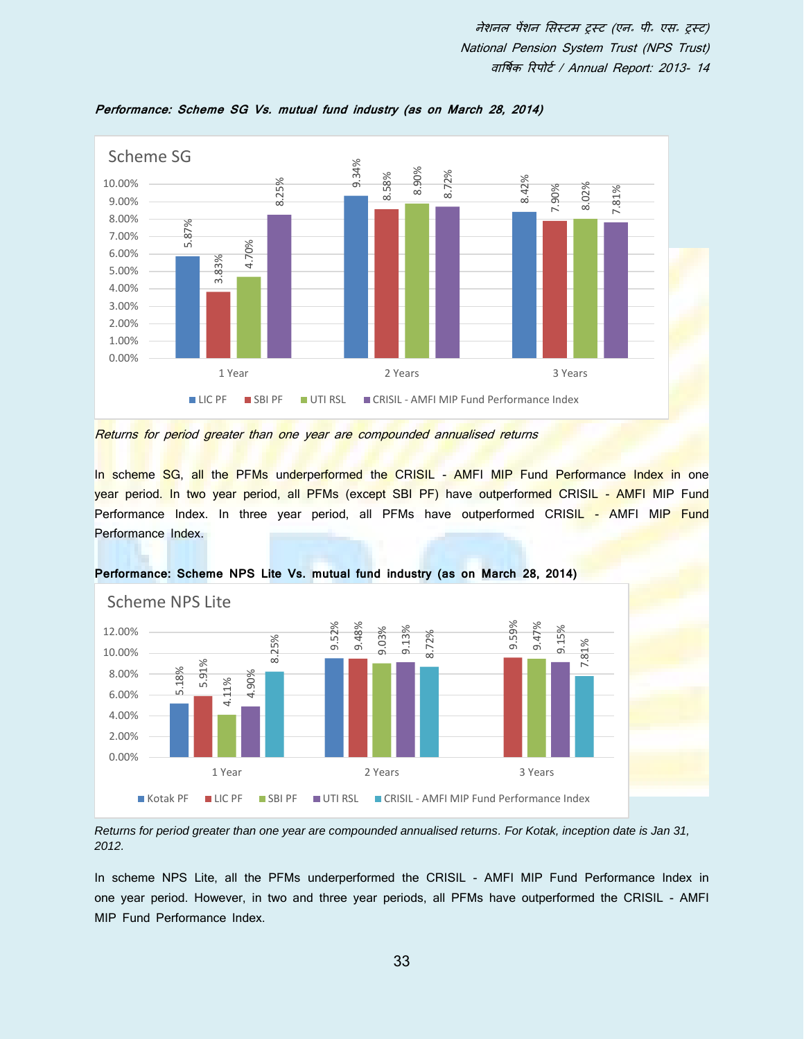***Performance: Scheme SG Vs. mutual fund industry (as on March 28, 2014)***

**Scheme SG**

| | LIC PF | SBI PF | UTI RSL | CRISIL - AMFI MIP Fund Performance Index |
|---|---|---|---|---|
| 1 Year | 5.87% | 3.83% | 4.70% | 8.25% |
| 2 Years | 9.34% | 8.58% | 8.90% | 8.72% |
| 3 Years | 8.42% | 7.90% | 8.02% | 7.81% |

*Returns for period greater than one year are compounded annualised returns*

In scheme SG, all the PFMs underperformed the CRISIL - AMFI MIP Fund Performance Index in one year period. In two year period, all PFMs (except SBI PF) have outperformed CRISIL - AMFI MIP Fund Performance Index. In three year period, all PFMs have outperformed CRISIL - AMFI MIP Fund Performance Index.

**Performance: Scheme NPS Lite Vs. mutual fund industry (as on March 28, 2014)**

**Scheme NPS Lite**

| | Kotak PF | LIC PF | SBI PF | UTI RSL | CRISIL - AMFI MIP Fund Performance Index |
|---|---|---|---|---|---|
| 1 Year | 5.18% | 5.91% | 4.11% | 4.90% | 8.25% |
| 2 Years | 9.52% | 9.48% | 9.03% | 9.13% | 8.72% |
| 3 Years | | 9.59% | 9.47% | 9.15% | 7.81% |

*Returns for period greater than one year are compounded annualised returns. For Kotak, inception date is Jan 31, 2012.*

In scheme NPS Lite, all the PFMs underperformed the CRISIL - AMFI MIP Fund Performance Index in one year period. However, in two and three year periods, all PFMs have outperformed the CRISIL - AMFI MIP Fund Performance Index.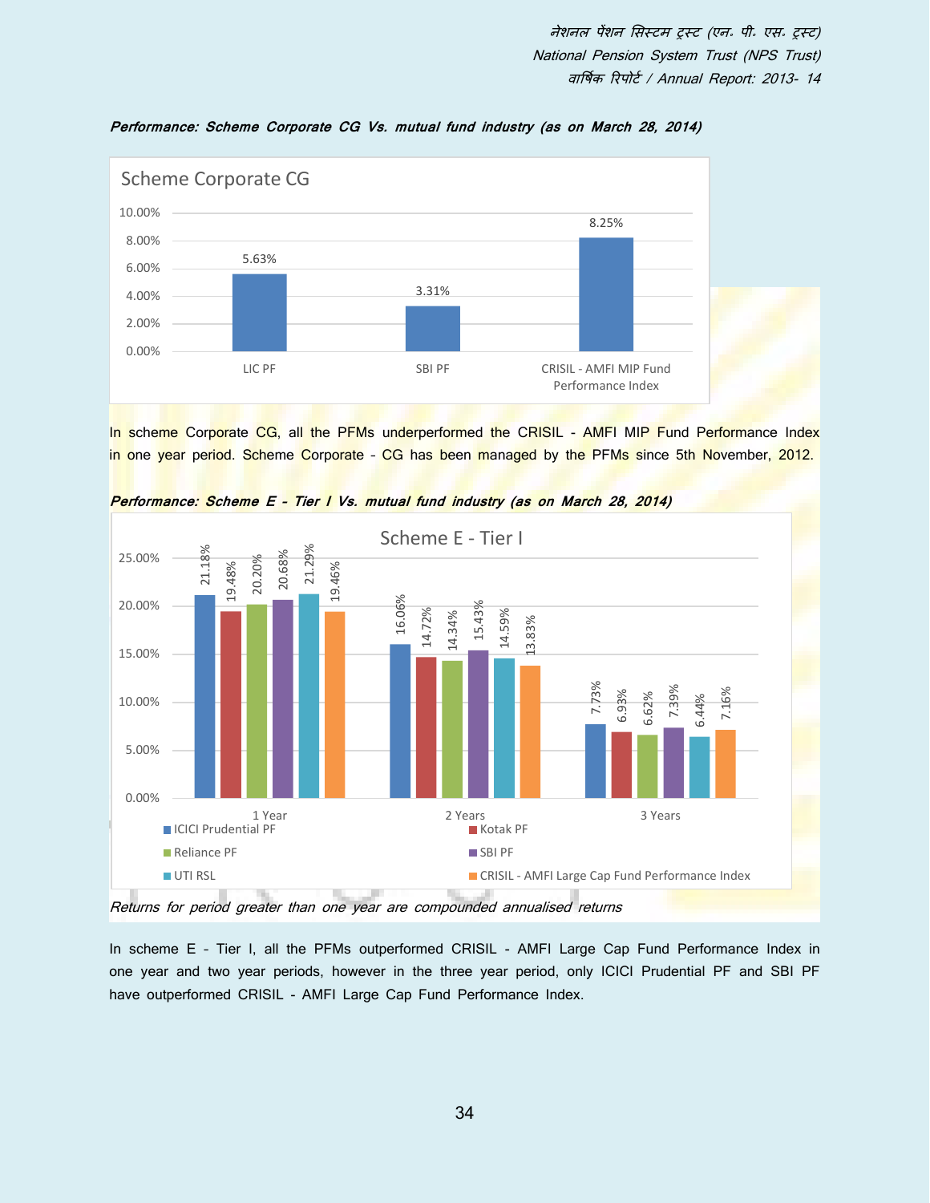***Performance: Scheme Corporate CG Vs. mutual fund industry (as on March 28, 2014)***

**Scheme Corporate CG**

| | LIC PF | SBI PF | CRISIL - AMFI MIP Fund Performance Index |
|---|---|---|---|
| Return | 5.63% | 3.31% | 8.25% |

In scheme Corporate CG, all the PFMs underperformed the CRISIL - AMFI MIP Fund Performance Index in one year period. Scheme Corporate - CG has been managed by the PFMs since 5th November, 2012.

***Performance: Scheme E - Tier I Vs. mutual fund industry (as on March 28, 2014)***

**Scheme E - Tier I**

| | 1 Year | 2 Years | 3 Years |
|---|---|---|---|
| ICICI Prudential PF | 21.18% | 16.06% | 7.73% |
| Kotak PF | 19.48% | 14.72% | 6.93% |
| Reliance PF | 20.20% | 14.34% | 6.62% |
| SBI PF | 20.68% | 15.43% | 7.39% |
| UTI RSL | 21.29% | 14.59% | 6.44% |
| CRISIL - AMFI Large Cap Fund Performance Index | 19.46% | 13.83% | 7.16% |

*Returns for period greater than one year are compounded annualised returns*

In scheme E - Tier I, all the PFMs outperformed CRISIL - AMFI Large Cap Fund Performance Index in one year and two year periods, however in the three year period, only ICICI Prudential PF and SBI PF have outperformed CRISIL - AMFI Large Cap Fund Performance Index.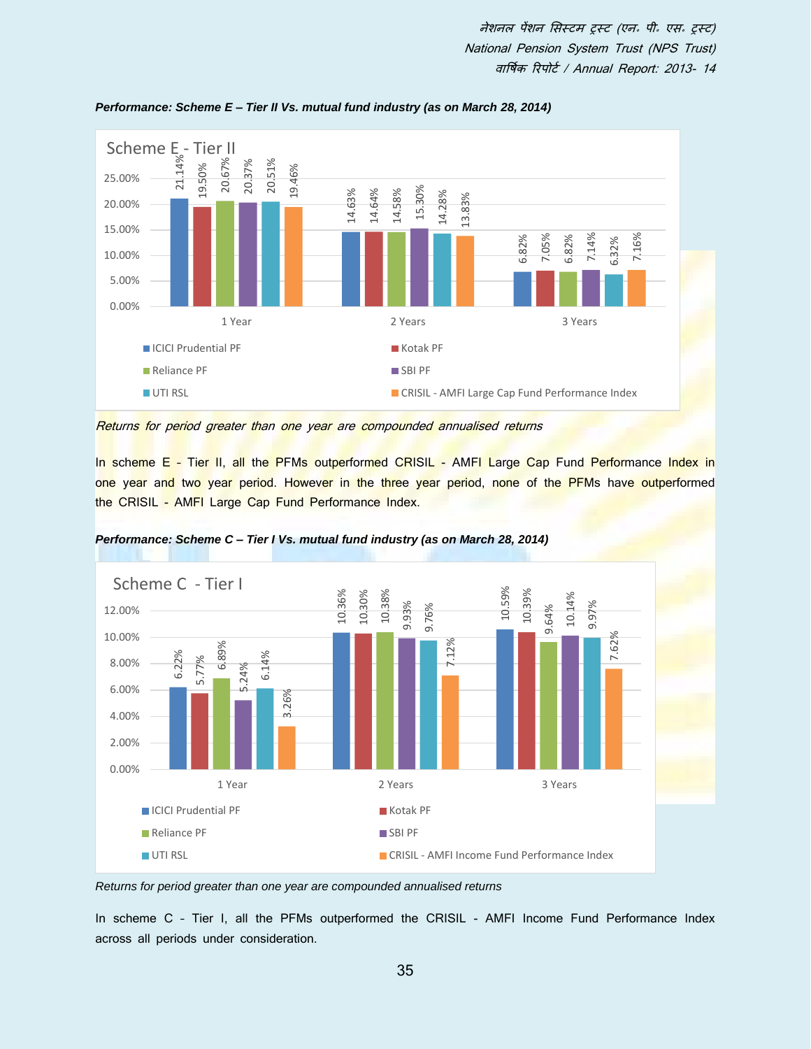***Performance: Scheme E – Tier II Vs. mutual fund industry (as on March 28, 2014)***

**Scheme E - Tier II**

| | ICICI Prudential PF | Kotak PF | Reliance PF | SBI PF | UTI RSL | CRISIL - AMFI Large Cap Fund Performance Index |
|---|---|---|---|---|---|---|
| 1 Year | 21.14% | 19.50% | 20.67% | 20.37% | 20.51% | 19.46% |
| 2 Years | 14.63% | 14.64% | 14.58% | 15.30% | 14.28% | 13.83% |
| 3 Years | 6.82% | 7.05% | 6.82% | 7.14% | 6.32% | 7.16% |

*Returns for period greater than one year are compounded annualised returns*

In scheme E - Tier II, all the PFMs outperformed CRISIL - AMFI Large Cap Fund Performance Index in one year and two year period. However in the three year period, none of the PFMs have outperformed the CRISIL - AMFI Large Cap Fund Performance Index.

***Performance: Scheme C – Tier I Vs. mutual fund industry (as on March 28, 2014)***

**Scheme C - Tier I**

| | ICICI Prudential PF | Kotak PF | Reliance PF | SBI PF | UTI RSL | CRISIL - AMFI Income Fund Performance Index |
|---|---|---|---|---|---|---|
| 1 Year | 6.22% | 5.77% | 6.89% | 5.24% | 6.14% | 3.26% |
| 2 Years | 10.36% | 10.30% | 10.38% | 9.93% | 9.76% | 7.12% |
| 3 Years | 10.59% | 10.39% | 9.64% | 10.14% | 9.97% | 7.62% |

*Returns for period greater than one year are compounded annualised returns*

In scheme C - Tier I, all the PFMs outperformed the CRISIL - AMFI Income Fund Performance Index across all periods under consideration.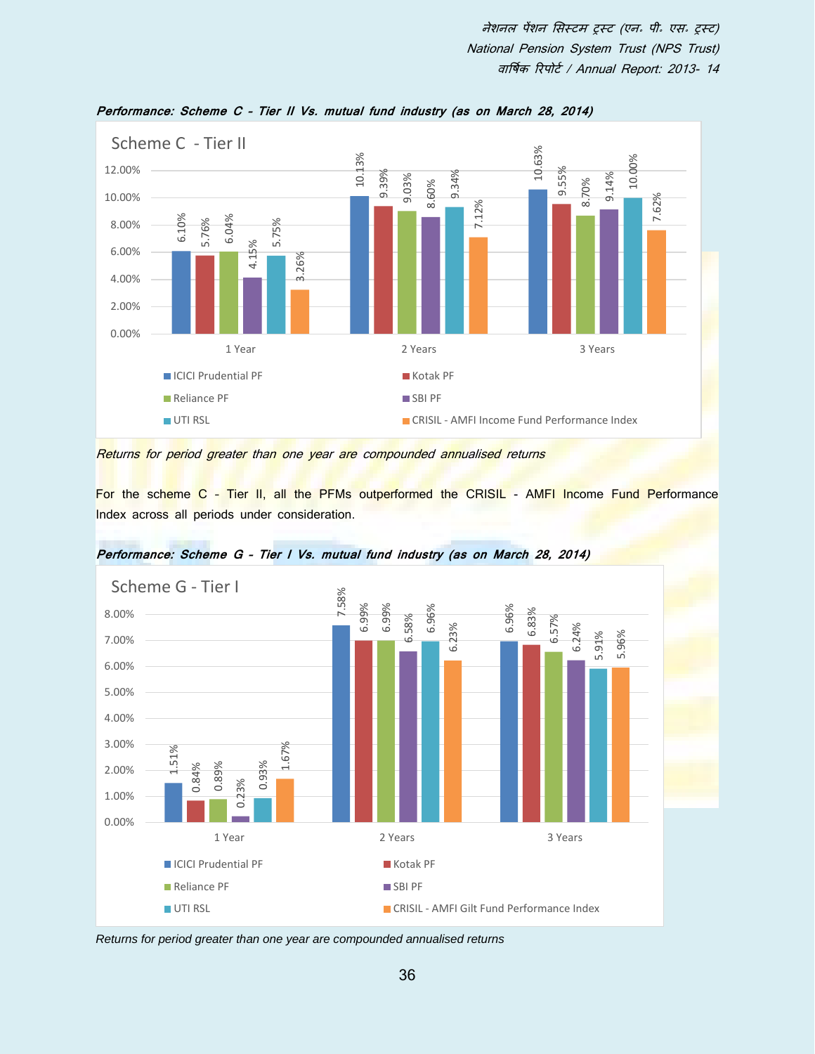***Performance: Scheme C - Tier II Vs. mutual fund industry (as on March 28, 2014)***

Scheme C - Tier II

| | ICICI Prudential PF | Kotak PF | Reliance PF | SBI PF | UTI RSL | CRISIL - AMFI Income Fund Performance Index |
|---|---|---|---|---|---|---|
| 1 Year | 6.10% | 5.76% | 6.04% | 4.15% | 5.75% | 3.26% |
| 2 Years | 10.13% | 9.39% | 9.03% | 8.60% | 9.34% | 7.12% |
| 3 Years | 10.63% | 9.55% | 8.70% | 9.14% | 10.00% | 7.62% |

*Returns for period greater than one year are compounded annualised returns*

For the scheme C - Tier II, all the PFMs outperformed the CRISIL - AMFI Income Fund Performance Index across all periods under consideration.

***Performance: Scheme G - Tier I Vs. mutual fund industry (as on March 28, 2014)***

Scheme G - Tier I

| | ICICI Prudential PF | Kotak PF | Reliance PF | SBI PF | UTI RSL | CRISIL - AMFI Gilt Fund Performance Index |
|---|---|---|---|---|---|---|
| 1 Year | 1.51% | 0.84% | 0.89% | 0.23% | 0.93% | 1.67% |
| 2 Years | 7.58% | 6.99% | 6.99% | 6.58% | 6.96% | 6.23% |
| 3 Years | 6.96% | 6.83% | 6.57% | 6.24% | 5.91% | 5.96% |

*Returns for period greater than one year are compounded annualised returns*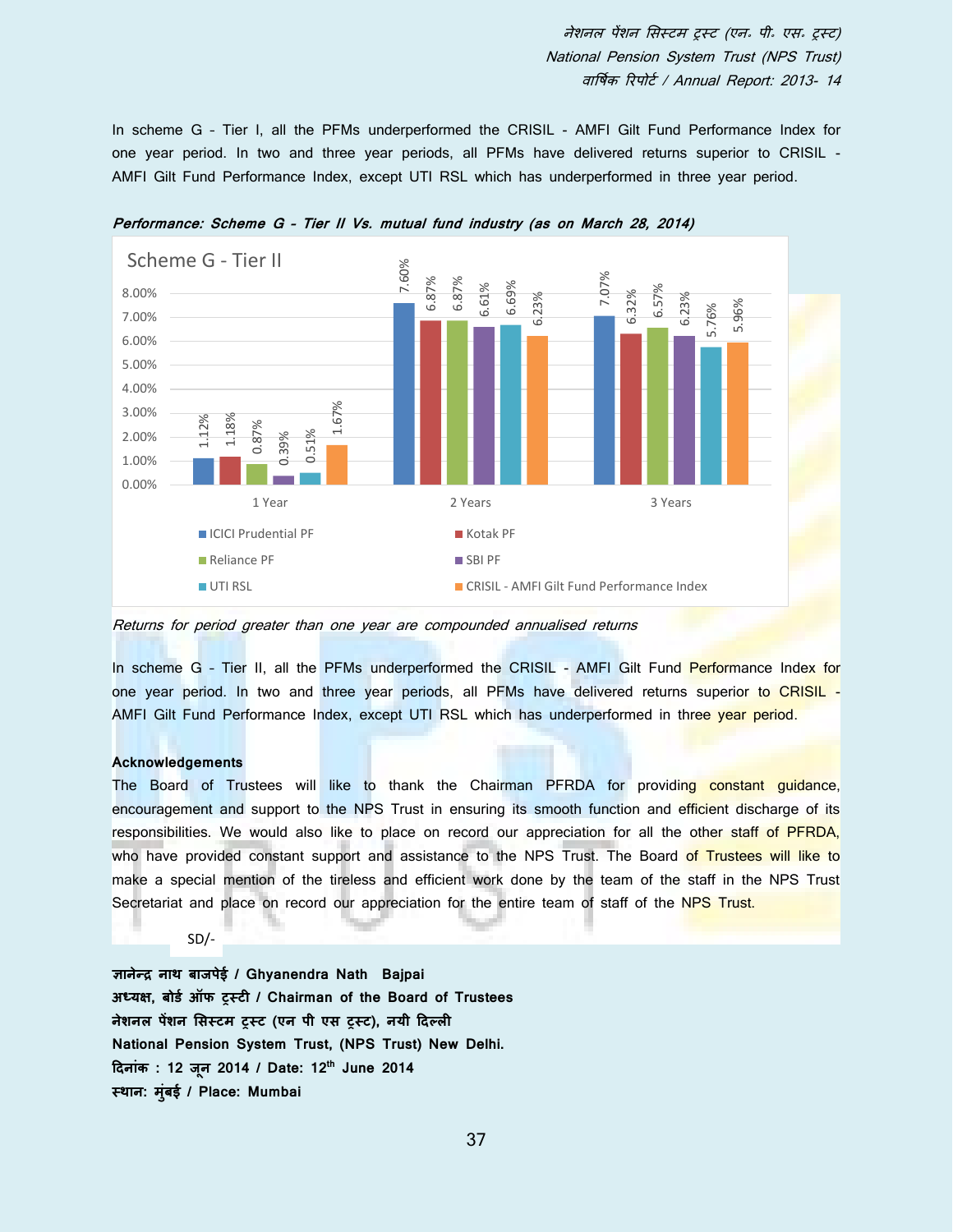In scheme G - Tier I, all the PFMs underperformed the CRISIL - AMFI Gilt Fund Performance Index for one year period. In two and three year periods, all PFMs have delivered returns superior to CRISIL - AMFI Gilt Fund Performance Index, except UTI RSL which has underperformed in three year period.

***Performance: Scheme G - Tier II Vs. mutual fund industry (as on March 28, 2014)***

**Scheme G - Tier II**

| | 1 Year | 2 Years | 3 Years |
|---|---|---|---|
| ICICI Prudential PF | 1.12% | 7.60% | 7.07% |
| Kotak PF | 1.18% | 6.87% | 6.32% |
| Reliance PF | 0.87% | 6.87% | 6.57% |
| SBI PF | 0.39% | 6.61% | 6.23% |
| UTI RSL | 0.51% | 6.69% | 5.76% |
| CRISIL - AMFI Gilt Fund Performance Index | 1.67% | 6.23% | 5.96% |

*Returns for period greater than one year are compounded annualised returns*

In scheme G - Tier II, all the PFMs underperformed the CRISIL - AMFI Gilt Fund Performance Index for one year period. In two and three year periods, all PFMs have delivered returns superior to CRISIL - AMFI Gilt Fund Performance Index, except UTI RSL which has underperformed in three year period.

**Acknowledgements**

The Board of Trustees will like to thank the Chairman PFRDA for providing constant guidance, encouragement and support to the NPS Trust in ensuring its smooth function and efficient discharge of its responsibilities. We would also like to place on record our appreciation for all the other staff of PFRDA, who have provided constant support and assistance to the NPS Trust. The Board of Trustees will like to make a special mention of the tireless and efficient work done by the team of the staff in the NPS Trust Secretariat and place on record our appreciation for the entire team of staff of the NPS Trust.

SD/-

**ज्ञानेन्द्र नाथ बाजपेई / Ghyanendra Nath Bajpai**
**अध्यक्ष, बोर्ड ऑफ ट्रस्टी / Chairman of the Board of Trustees**
**नेशनल पेंशन सिस्टम ट्रस्ट (एन पी एस ट्रस्ट), नयी दिल्ली**
**National Pension System Trust, (NPS Trust) New Delhi.**
**दिनांक : 12 जून 2014 / Date: 12th June 2014**
**स्थान: मुंबई / Place: Mumbai**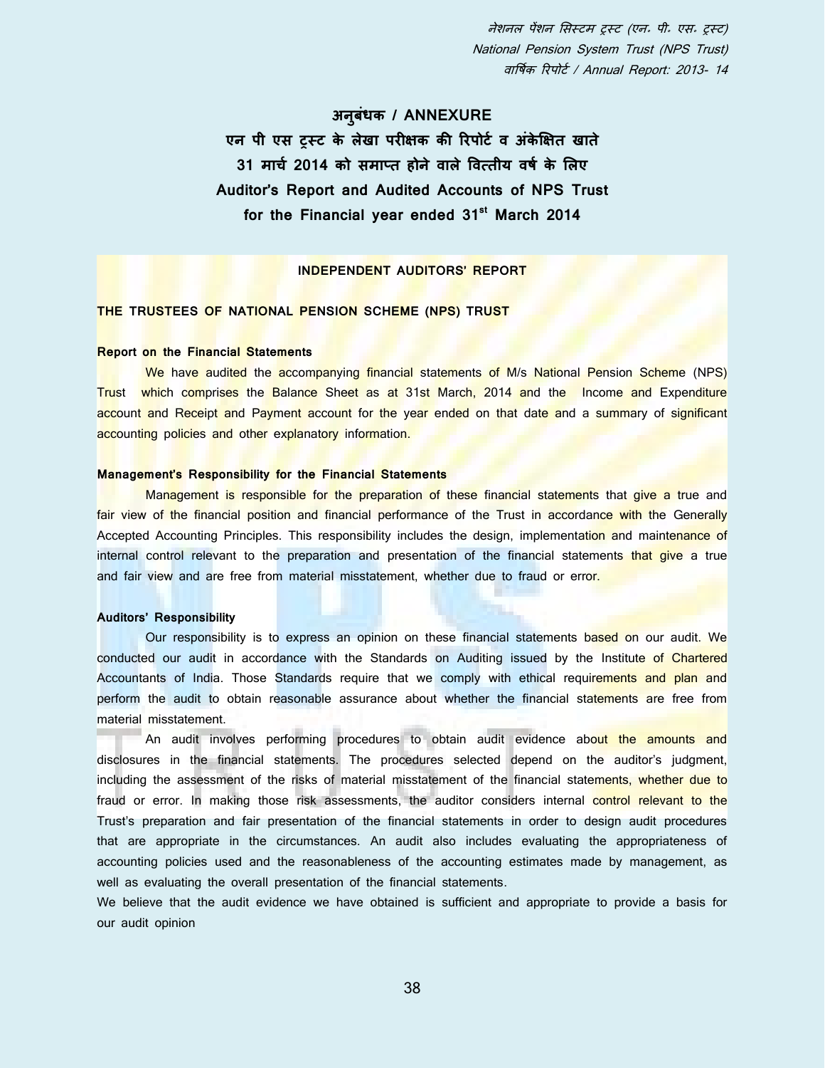# अनुबंधक / ANNEXURE

## एन पी एस ट्रस्ट के लेखा परीक्षक की रिपोर्ट व अंकेक्षित खाते 31 मार्च 2014 को समाप्त होने वाले वित्तीय वर्ष के लिए

## Auditor's Report and Audited Accounts of NPS Trust for the Financial year ended 31st March 2014

### INDEPENDENT AUDITORS' REPORT

**THE TRUSTEES OF NATIONAL PENSION SCHEME (NPS) TRUST**

**Report on the Financial Statements**

We have audited the accompanying financial statements of M/s National Pension Scheme (NPS) Trust which comprises the Balance Sheet as at 31st March, 2014 and the Income and Expenditure account and Receipt and Payment account for the year ended on that date and a summary of significant accounting policies and other explanatory information.

**Management's Responsibility for the Financial Statements**

Management is responsible for the preparation of these financial statements that give a true and fair view of the financial position and financial performance of the Trust in accordance with the Generally Accepted Accounting Principles. This responsibility includes the design, implementation and maintenance of internal control relevant to the preparation and presentation of the financial statements that give a true and fair view and are free from material misstatement, whether due to fraud or error.

**Auditors' Responsibility**

Our responsibility is to express an opinion on these financial statements based on our audit. We conducted our audit in accordance with the Standards on Auditing issued by the Institute of Chartered Accountants of India. Those Standards require that we comply with ethical requirements and plan and perform the audit to obtain reasonable assurance about whether the financial statements are free from material misstatement.

An audit involves performing procedures to obtain audit evidence about the amounts and disclosures in the financial statements. The procedures selected depend on the auditor's judgment, including the assessment of the risks of material misstatement of the financial statements, whether due to fraud or error. In making those risk assessments, the auditor considers internal control relevant to the Trust's preparation and fair presentation of the financial statements in order to design audit procedures that are appropriate in the circumstances. An audit also includes evaluating the appropriateness of accounting policies used and the reasonableness of the accounting estimates made by management, as well as evaluating the overall presentation of the financial statements.

We believe that the audit evidence we have obtained is sufficient and appropriate to provide a basis for our audit opinion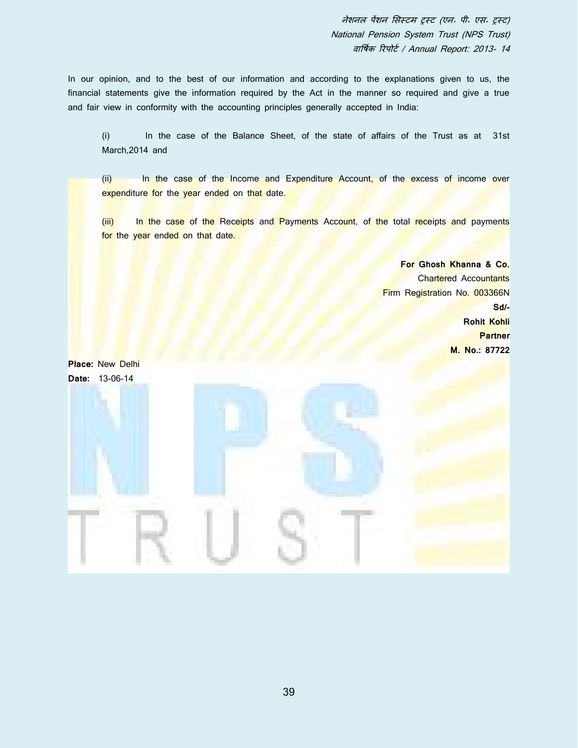In our opinion, and to the best of our information and according to the explanations given to us, the financial statements give the information required by the Act in the manner so required and give a true and fair view in conformity with the accounting principles generally accepted in India:

(i) In the case of the Balance Sheet, of the state of affairs of the Trust as at 31st March,2014 and

(ii) In the case of the Income and Expenditure Account, of the excess of income over expenditure for the year ended on that date.

(iii) In the case of the Receipts and Payments Account, of the total receipts and payments for the year ended on that date.

**For Ghosh Khanna & Co.**
Chartered Accountants
Firm Registration No. 003366N
**Sd/-**
**Rohit Kohli**
**Partner**
**M. No.: 87722**

**Place:** New Delhi
**Date:** 13-06-14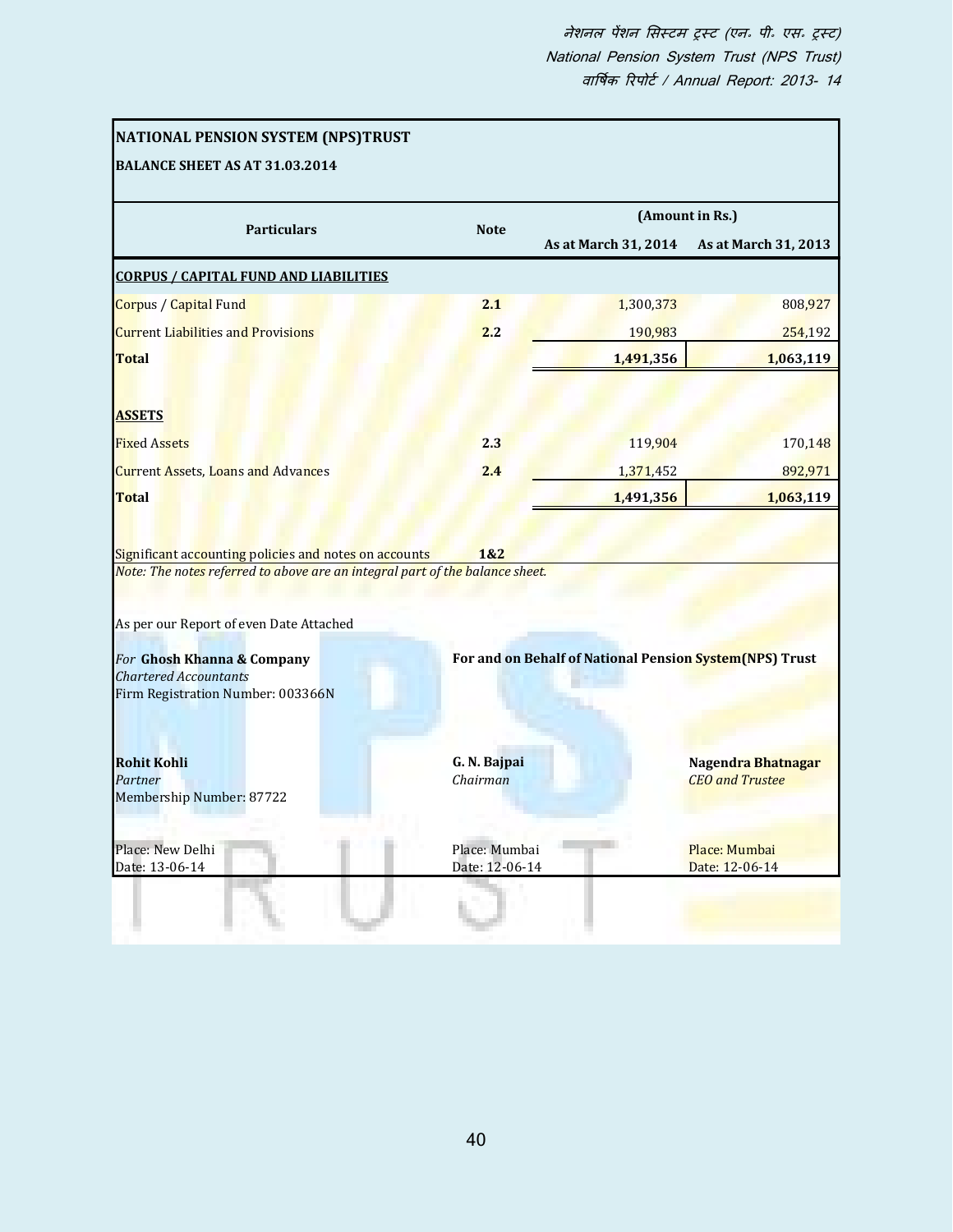## NATIONAL PENSION SYSTEM (NPS)TRUST

### BALANCE SHEET AS AT 31.03.2014

| Particulars | Note | (Amount in Rs.) | |
|---|---|---|---|
| | | As at March 31, 2014 | As at March 31, 2013 |
| **CORPUS / CAPITAL FUND AND LIABILITIES** | | | |
| Corpus / Capital Fund | **2.1** | 1,300,373 | 808,927 |
| Current Liabilities and Provisions | **2.2** | 190,983 | 254,192 |
| **Total** | | **1,491,356** | **1,063,119** |
| **ASSETS** | | | |
| Fixed Assets | **2.3** | 119,904 | 170,148 |
| Current Assets, Loans and Advances | **2.4** | 1,371,452 | 892,971 |
| **Total** | | **1,491,356** | **1,063,119** |
| Significant accounting policies and notes on accounts | **1&2** | | |

*Note: The notes referred to above are an integral part of the balance sheet.*

As per our Report of even Date Attached

*For* **Ghosh Khanna & Company**
*Chartered Accountants*
Firm Registration Number: 003366N

**For and on Behalf of National Pension System(NPS) Trust**

**Rohit Kohli**
*Partner*
Membership Number: 87722

**G. N. Bajpai**
*Chairman*

**Nagendra Bhatnagar**
*CEO and Trustee*

Place: New Delhi
Date: 13-06-14

Place: Mumbai
Date: 12-06-14

Place: Mumbai
Date: 12-06-14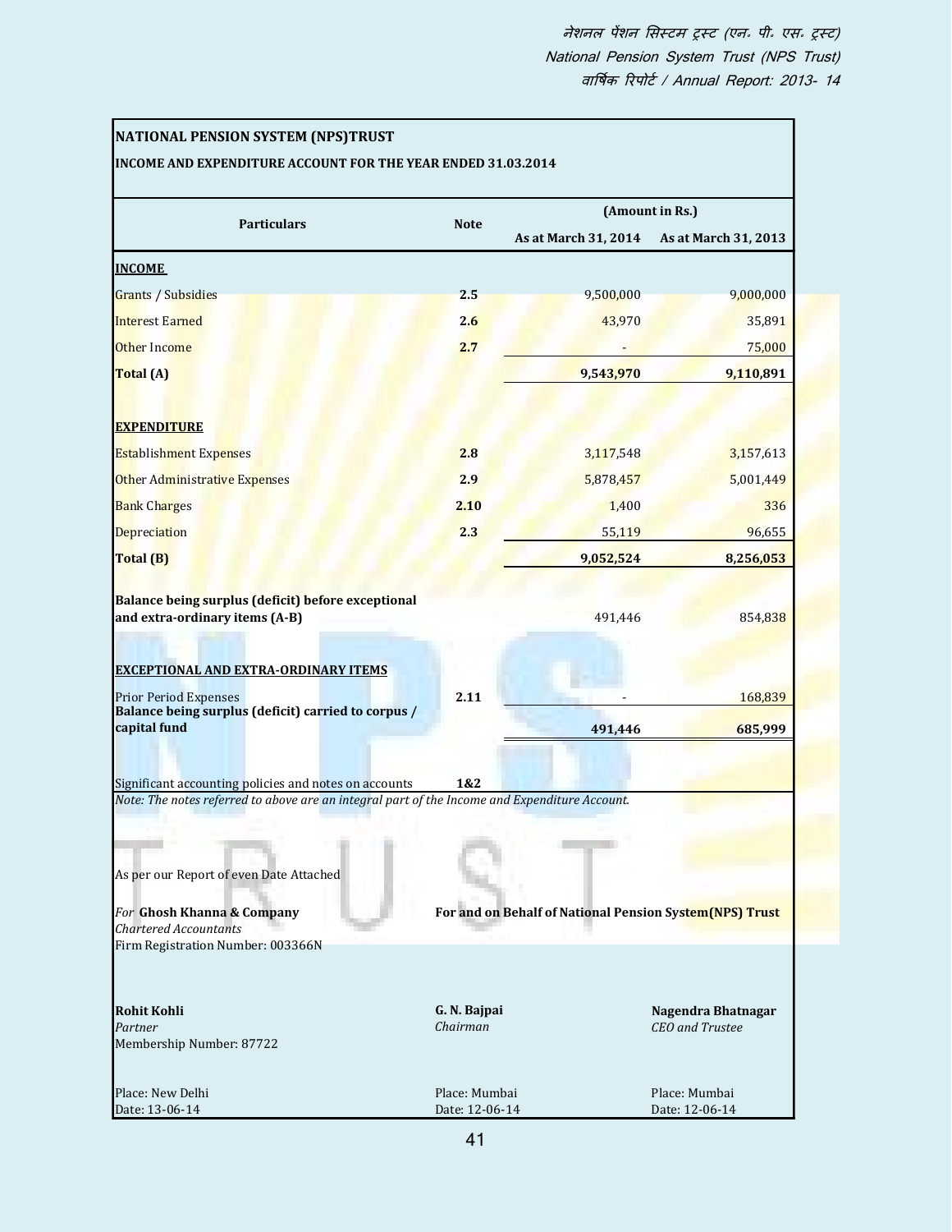## NATIONAL PENSION SYSTEM (NPS)TRUST

### INCOME AND EXPENDITURE ACCOUNT FOR THE YEAR ENDED 31.03.2014

| Particulars | Note | (Amount in Rs.) As at March 31, 2014 | As at March 31, 2013 |
|---|---|---|---|
| **INCOME** | | | |
| Grants / Subsidies | 2.5 | 9,500,000 | 9,000,000 |
| Interest Earned | 2.6 | 43,970 | 35,891 |
| Other Income | 2.7 | - | 75,000 |
| **Total (A)** | | **9,543,970** | **9,110,891** |
| **EXPENDITURE** | | | |
| Establishment Expenses | 2.8 | 3,117,548 | 3,157,613 |
| Other Administrative Expenses | 2.9 | 5,878,457 | 5,001,449 |
| Bank Charges | 2.10 | 1,400 | 336 |
| Depreciation | 2.3 | 55,119 | 96,655 |
| **Total (B)** | | **9,052,524** | **8,256,053** |
| **Balance being surplus (deficit) before exceptional and extra-ordinary items (A-B)** | | 491,446 | 854,838 |
| **EXCEPTIONAL AND EXTRA-ORDINARY ITEMS** | | | |
| Prior Period Expenses | 2.11 | - | 168,839 |
| **Balance being surplus (deficit) carried to corpus / capital fund** | | **491,446** | **685,999** |
| Significant accounting policies and notes on accounts | 1&2 | | |

*Note: The notes referred to above are an integral part of the Income and Expenditure Account.*

As per our Report of even Date Attached

*For* **Ghosh Khanna & Company**
*Chartered Accountants*
Firm Registration Number: 003366N

**For and on Behalf of National Pension System(NPS) Trust**

**Rohit Kohli**
*Partner*
Membership Number: 87722

**G. N. Bajpai**
*Chairman*

**Nagendra Bhatnagar**
*CEO and Trustee*

Place: New Delhi
Date: 13-06-14

Place: Mumbai
Date: 12-06-14

Place: Mumbai
Date: 12-06-14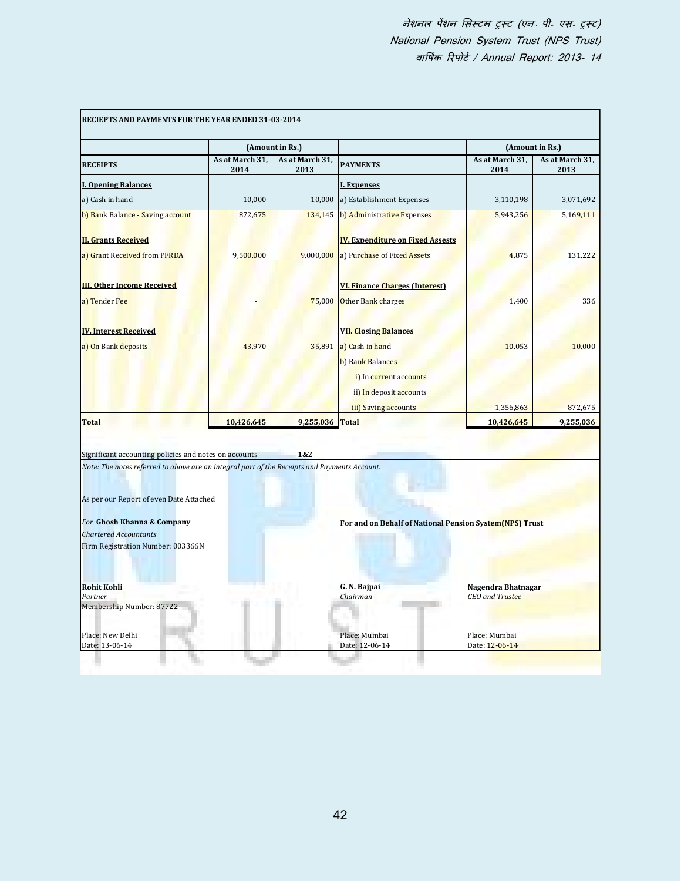**RECIEPTS AND PAYMENTS FOR THE YEAR ENDED 31-03-2014**

| | (Amount in Rs.) | | | (Amount in Rs.) | |
|---|---|---|---|---|---|
| **RECEIPTS** | **As at March 31, 2014** | **As at March 31, 2013** | **PAYMENTS** | **As at March 31, 2014** | **As at March 31, 2013** |
| **I. Opening Balances** | | | **I. Expenses** | | |
| a) Cash in hand | 10,000 | 10,000 | a) Establishment Expenses | 3,110,198 | 3,071,692 |
| b) Bank Balance - Saving account | 872,675 | 134,145 | b) Administrative Expenses | 5,943,256 | 5,169,111 |
| **II. Grants Received** | | | **IV. Expenditure on Fixed Assests** | | |
| a) Grant Received from PFRDA | 9,500,000 | 9,000,000 | a) Purchase of Fixed Assets | 4,875 | 131,222 |
| **III. Other Income Received** | | | **VI. Finance Charges (Interest)** | | |
| a) Tender Fee | - | 75,000 | Other Bank charges | 1,400 | 336 |
| **IV. Interest Received** | | | **VII. Closing Balances** | | |
| a) On Bank deposits | 43,970 | 35,891 | a) Cash in hand | 10,053 | 10,000 |
| | | | b) Bank Balances | | |
| | | | i) In current accounts | | |
| | | | ii) In deposit accounts | | |
| | | | iii) Saving accounts | 1,356,863 | 872,675 |
| **Total** | **10,426,645** | **9,255,036** | **Total** | **10,426,645** | **9,255,036** |

Significant accounting policies and notes on accounts **1&2**

*Note: The notes referred to above are an integral part of the Receipts and Payments Account.*

As per our Report of even Date Attached

*For* **Ghosh Khanna & Company**
*Chartered Accountants*
Firm Registration Number: 003366N

**For and on Behalf of National Pension System(NPS) Trust**

**Rohit Kohli**
*Partner*
Membership Number: 87722

Place: New Delhi
Date: 13-06-14

**G. N. Bajpai**
*Chairman*

Place: Mumbai
Date: 12-06-14

**Nagendra Bhatnagar**
*CEO and Trustee*

Place: Mumbai
Date: 12-06-14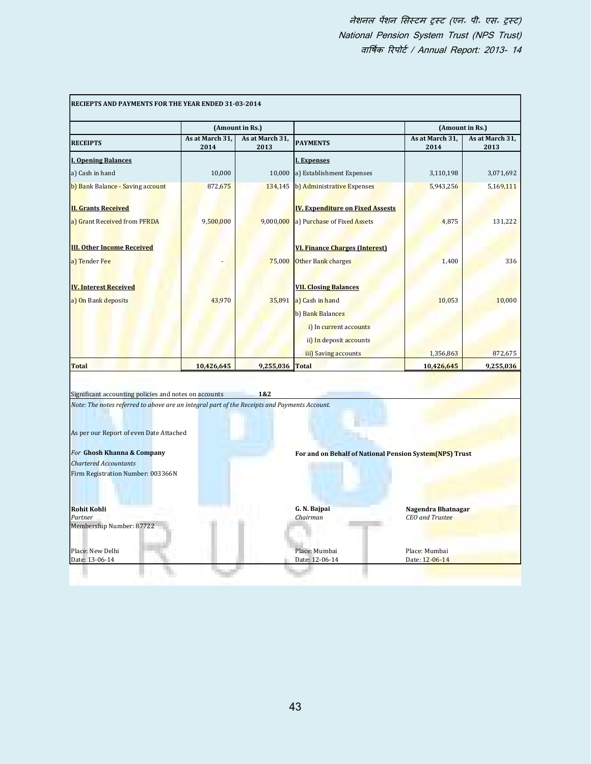**RECIEPTS AND PAYMENTS FOR THE YEAR ENDED 31-03-2014**

| RECEIPTS | (Amount in Rs.) As at March 31, 2014 | As at March 31, 2013 | PAYMENTS | (Amount in Rs.) As at March 31, 2014 | As at March 31, 2013 |
|---|---|---|---|---|---|
| **I. Opening Balances** | | | **I. Expenses** | | |
| a) Cash in hand | 10,000 | 10,000 | a) Establishment Expenses | 3,110,198 | 3,071,692 |
| b) Bank Balance - Saving account | 872,675 | 134,145 | b) Administrative Expenses | 5,943,256 | 5,169,111 |
| **II. Grants Received** | | | **IV. Expenditure on Fixed Assests** | | |
| a) Grant Received from PFRDA | 9,500,000 | 9,000,000 | a) Purchase of Fixed Assets | 4,875 | 131,222 |
| **III. Other Income Received** | | | **VI. Finance Charges (Interest)** | | |
| a) Tender Fee | - | 75,000 | Other Bank charges | 1,400 | 336 |
| **IV. Interest Received** | | | **VII. Closing Balances** | | |
| a) On Bank deposits | 43,970 | 35,891 | a) Cash in hand | 10,053 | 10,000 |
| | | | b) Bank Balances | | |
| | | | i) In current accounts | | |
| | | | ii) In deposit accounts | | |
| | | | iii) Saving accounts | 1,356,863 | 872,675 |
| **Total** | **10,426,645** | **9,255,036** | **Total** | **10,426,645** | **9,255,036** |

Significant accounting policies and notes on accounts **1&2**

*Note: The notes referred to above are an integral part of the Receipts and Payments Account.*

As per our Report of even Date Attached

*For* **Ghosh Khanna & Company**
*Chartered Accountants*
Firm Registration Number: 003366N

**Rohit Kohli**
*Partner*
Membership Number: 87722

Place: New Delhi
Date: 13-06-14

**For and on Behalf of National Pension System(NPS) Trust**

**G. N. Bajpai**
*Chairman*
Place: Mumbai
Date: 12-06-14

**Nagendra Bhatnagar**
*CEO and Trustee*
Place: Mumbai
Date: 12-06-14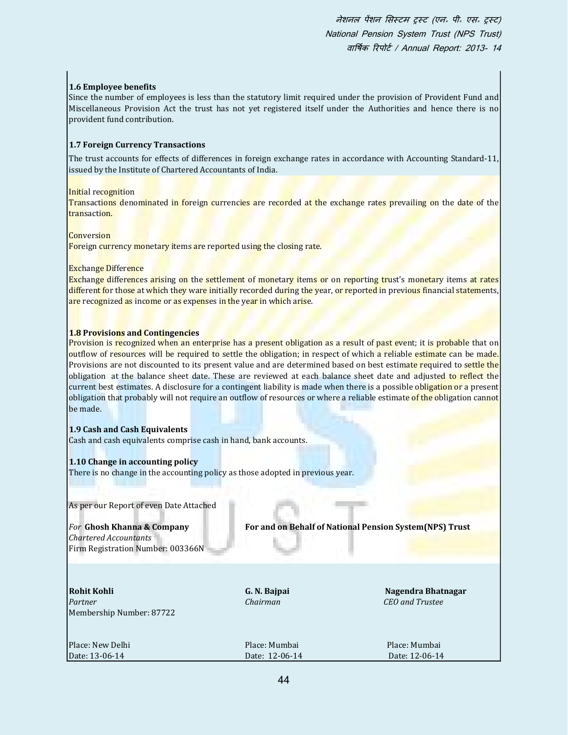### 1.6 Employee benefits

Since the number of employees is less than the statutory limit required under the provision of Provident Fund and Miscellaneous Provision Act the trust has not yet registered itself under the Authorities and hence there is no provident fund contribution.

### 1.7 Foreign Currency Transactions

The trust accounts for effects of differences in foreign exchange rates in accordance with Accounting Standard-11, issued by the Institute of Chartered Accountants of India.

Initial recognition

Transactions denominated in foreign currencies are recorded at the exchange rates prevailing on the date of the transaction.

Conversion

Foreign currency monetary items are reported using the closing rate.

Exchange Difference

Exchange differences arising on the settlement of monetary items or on reporting trust's monetary items at rates different for those at which they ware initially recorded during the year, or reported in previous financial statements, are recognized as income or as expenses in the year in which arise.

### 1.8 Provisions and Contingencies

Provision is recognized when an enterprise has a present obligation as a result of past event; it is probable that on outflow of resources will be required to settle the obligation; in respect of which a reliable estimate can be made. Provisions are not discounted to its present value and are determined based on best estimate required to settle the obligation at the balance sheet date. These are reviewed at each balance sheet date and adjusted to reflect the current best estimates. A disclosure for a contingent liability is made when there is a possible obligation or a present obligation that probably will not require an outflow of resources or where a reliable estimate of the obligation cannot be made.

### 1.9 Cash and Cash Equivalents

Cash and cash equivalents comprise cash in hand, bank accounts.

### 1.10 Change in accounting policy

There is no change in the accounting policy as those adopted in previous year.

As per our Report of even Date Attached

| *For* **Ghosh Khanna & Company**<br>*Chartered Accountants*<br>Firm Registration Number: 003366N | **For and on Behalf of National Pension System(NPS) Trust** | |
|---|---|---|
| **Rohit Kohli**<br>*Partner*<br>Membership Number: 87722 | **G. N. Bajpai**<br>*Chairman* | **Nagendra Bhatnagar**<br>*CEO and Trustee* |
| Place: New Delhi<br>Date: 13-06-14 | Place: Mumbai<br>Date: 12-06-14 | Place: Mumbai<br>Date: 12-06-14 |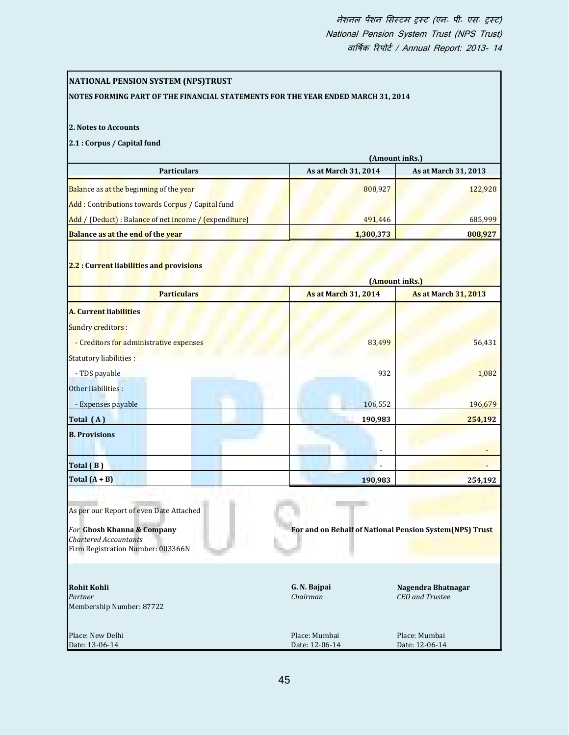## NATIONAL PENSION SYSTEM (NPS)TRUST

**NOTES FORMING PART OF THE FINANCIAL STATEMENTS FOR THE YEAR ENDED MARCH 31, 2014**

**2. Notes to Accounts**

**2.1 : Corpus / Capital fund**

(Amount inRs.)

| Particulars | As at March 31, 2014 | As at March 31, 2013 |
|---|---|---|
| Balance as at the beginning of the year | 808,927 | 122,928 |
| Add : Contributions towards Corpus / Capital fund | | |
| Add / (Deduct) : Balance of net income / (expenditure) | 491,446 | 685,999 |
| **Balance as at the end of the year** | **1,300,373** | **808,927** |

**2.2 : Current liabilities and provisions**

(Amount inRs.)

| Particulars | As at March 31, 2014 | As at March 31, 2013 |
|---|---|---|
| **A. Current liabilities** | | |
| Sundry creditors : | | |
| - Creditors for administrative expenses | 83,499 | 56,431 |
| Statutory liabilities : | | |
| - TDS payable | 932 | 1,082 |
| Other liabilities : | | |
| - Expenses payable | 106,552 | 196,679 |
| **Total ( A )** | **190,983** | **254,192** |
| **B. Provisions** | | |
| | - | - |
| **Total ( B )** | - | - |
| **Total (A + B)** | **190,983** | **254,192** |

As per our Report of even Date Attached

*For* **Ghosh Khanna & Company**
*Chartered Accountants*
Firm Registration Number: 003366N

**For and on Behalf of National Pension System(NPS) Trust**

**Rohit Kohli**
*Partner*
Membership Number: 87722

**G. N. Bajpai**
*Chairman*

**Nagendra Bhatnagar**
*CEO and Trustee*

Place: New Delhi
Date: 13-06-14

Place: Mumbai
Date: 12-06-14

Place: Mumbai
Date: 12-06-14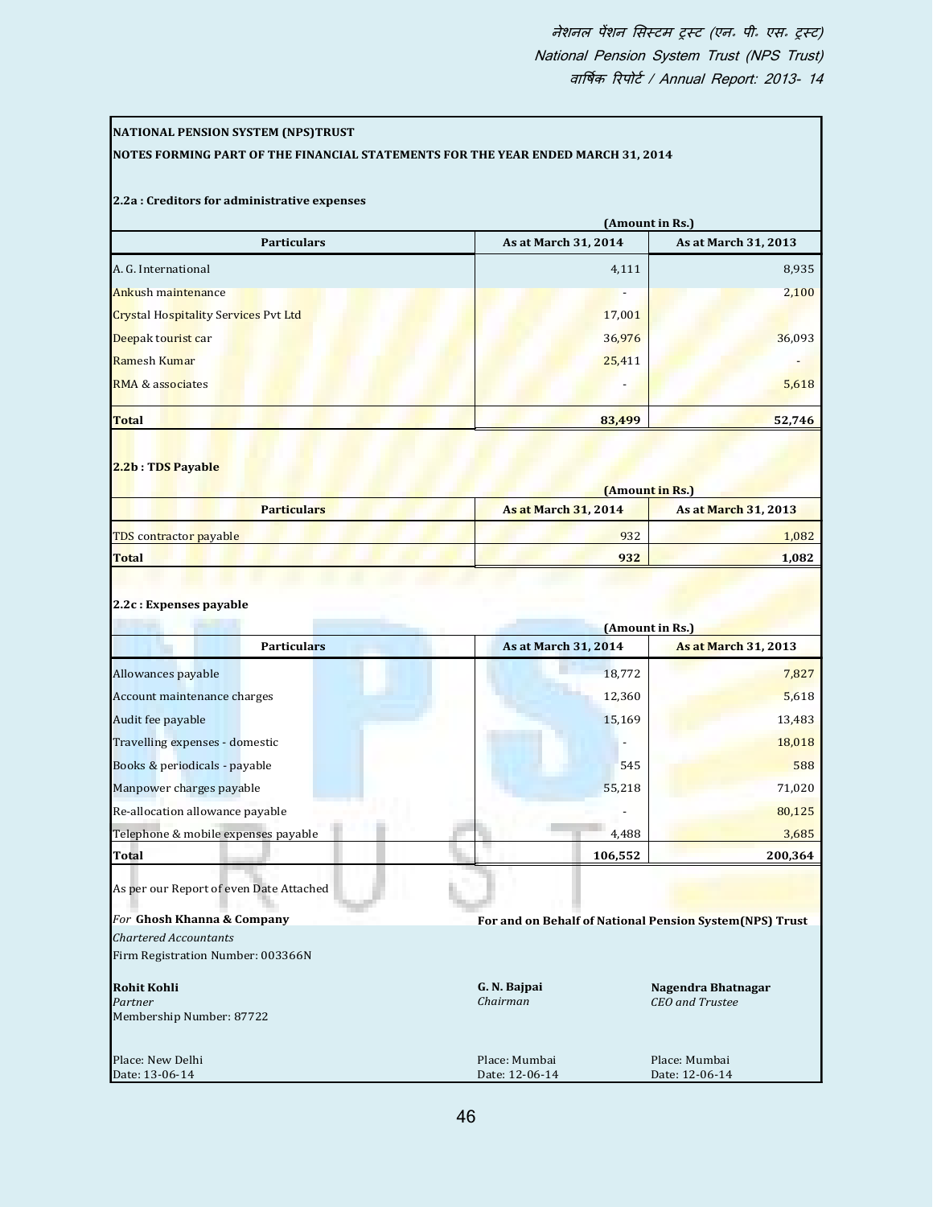**NATIONAL PENSION SYSTEM (NPS)TRUST**

**NOTES FORMING PART OF THE FINANCIAL STATEMENTS FOR THE YEAR ENDED MARCH 31, 2014**

**2.2a : Creditors for administrative expenses**

(Amount in Rs.)

| Particulars | As at March 31, 2014 | As at March 31, 2013 |
|---|---|---|
| A. G. International | 4,111 | 8,935 |
| Ankush maintenance | - | 2,100 |
| Crystal Hospitality Services Pvt Ltd | 17,001 | |
| Deepak tourist car | 36,976 | 36,093 |
| Ramesh Kumar | 25,411 | - |
| RMA & associates | - | 5,618 |
| **Total** | **83,499** | **52,746** |

**2.2b : TDS Payable**

(Amount in Rs.)

| Particulars | As at March 31, 2014 | As at March 31, 2013 |
|---|---|---|
| TDS contractor payable | 932 | 1,082 |
| **Total** | **932** | **1,082** |

**2.2c : Expenses payable**

(Amount in Rs.)

| Particulars | As at March 31, 2014 | As at March 31, 2013 |
|---|---|---|
| Allowances payable | 18,772 | 7,827 |
| Account maintenance charges | 12,360 | 5,618 |
| Audit fee payable | 15,169 | 13,483 |
| Travelling expenses - domestic | - | 18,018 |
| Books & periodicals - payable | 545 | 588 |
| Manpower charges payable | 55,218 | 71,020 |
| Re-allocation allowance payable | - | 80,125 |
| Telephone & mobile expenses payable | 4,488 | 3,685 |
| **Total** | **106,552** | **200,364** |

As per our Report of even Date Attached

*For* **Ghosh Khanna & Company**
*Chartered Accountants*
Firm Registration Number: 003366N

**Rohit Kohli**
*Partner*
Membership Number: 87722

Place: New Delhi
Date: 13-06-14

**For and on Behalf of National Pension System(NPS) Trust**

**G. N. Bajpai**
*Chairman*

Place: Mumbai
Date: 12-06-14

**Nagendra Bhatnagar**
*CEO and Trustee*

Place: Mumbai
Date: 12-06-14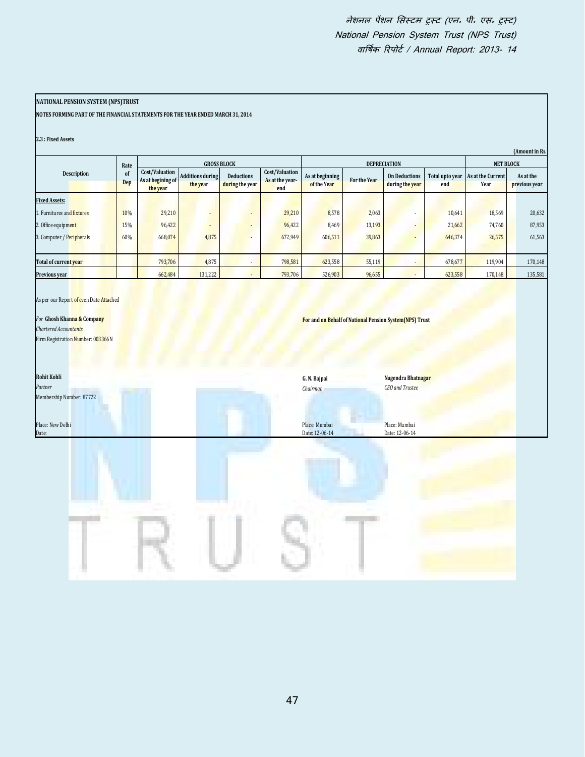**NATIONAL PENSION SYSTEM (NPS)TRUST**

**NOTES FORMING PART OF THE FINANCIAL STATEMENTS FOR THE YEAR ENDED MARCH 31, 2014**

**2.3 : Fixed Assets**

(Amount in Rs.

| Description | Rate of Dep | GROSS BLOCK | | | | DEPRECIATION | | | | NET BLOCK | |
|---|---|---|---|---|---|---|---|---|---|---|---|
| | | Cost/Valuation As at begining of the year | Additions during the year | Deductions during the year | Cost/Valuation As at the year-end | As at beginning of the Year | For the Year | On Deductions during the year | Total upto year end | As at the Current Year | As at the previous year |
| **Fixed Assets:** | | | | | | | | | | | |
| 1. Furnitures and fixtures | 10% | 29,210 | - | - | 29,210 | 8,578 | 2,063 | - | 10,641 | 18,569 | 20,632 |
| 2. Office equipment | 15% | 96,422 | - | - | 96,422 | 8,469 | 13,193 | - | 21,662 | 74,760 | 87,953 |
| 3. Computer / Peripherals | 60% | 668,074 | 4,875 | - | 672,949 | 606,511 | 39,863 | - | 646,374 | 26,575 | 61,563 |
| **Total of current year** | | 793,706 | 4,875 | - | 798,581 | 623,558 | 55,119 | - | 678,677 | 119,904 | 170,148 |
| **Previous year** | | 662,484 | 131,222 | - | 793,706 | 526,903 | 96,655 | - | 623,558 | 170,148 | 135,581 |

As per our Report of even Date Attached

*For* **Ghosh Khanna & Company**
*Chartered Accountants*
Firm Registration Number: 003366N

**For and on Behalf of National Pension System(NPS) Trust**

**Rohit Kohli**
*Partner*
Membership Number: 87722

**G. N. Bajpai**
*Chairman*

**Nagendra Bhatnagar**
*CEO and Trustee*

Place: New Delhi
Date:

Place: Mumbai
Date: 12-06-14

Place: Mumbai
Date: 12-06-14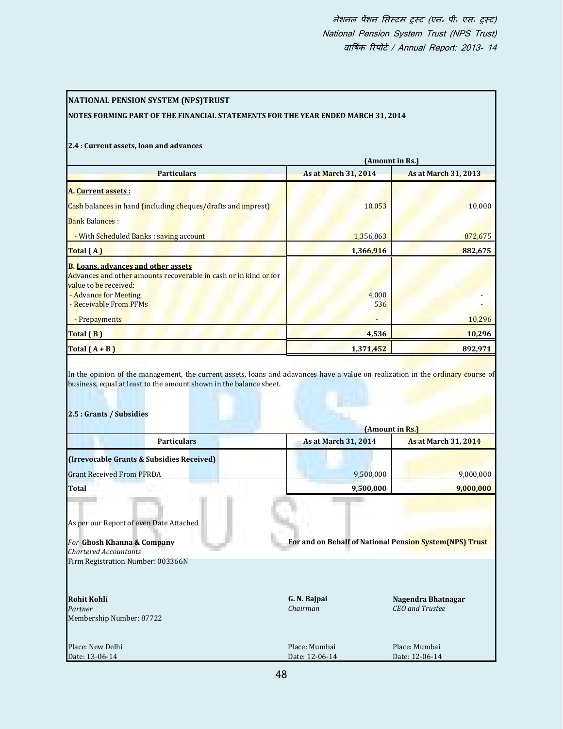## NATIONAL PENSION SYSTEM (NPS)TRUST

### NOTES FORMING PART OF THE FINANCIAL STATEMENTS FOR THE YEAR ENDED MARCH 31, 2014

#### 2.4 : Current assets, loan and advances

| Particulars | As at March 31, 2014 | As at March 31, 2013 |
|---|---|---|
| | (Amount in Rs.) | |
| **A. Current assets :** | | |
| Cash balances in hand (including cheques/drafts and imprest) | 10,053 | 10,000 |
| Bank Balances : | | |
| - With Scheduled Banks : saving account | 1,356,863 | 872,675 |
| **Total ( A )** | **1,366,916** | **882,675** |
| **B. Loans, advances and other assets** | | |
| Advances and other amounts recoverable in cash or in kind or for value to be received: | | |
| - Advance for Meeting | 4,000 | - |
| - Receivable From PFMs | 536 | - |
| - Prepayments | - | 10,296 |
| **Total ( B )** | **4,536** | **10,296** |
| **Total ( A + B )** | **1,371,452** | **892,971** |

In the opinion of the management, the current assets, loans and adavances have a value on realization in the ordinary course of business, equal at least to the amount shown in the balance sheet.

#### 2.5 : Grants / Subsidies

| Particulars | As at March 31, 2014 | As at March 31, 2014 |
|---|---|---|
| | (Amount in Rs.) | |
| **(Irrevocable Grants & Subsidies Received)** | | |
| Grant Received From PFRDA | 9,500,000 | 9,000,000 |
| **Total** | **9,500,000** | **9,000,000** |

As per our Report of even Date Attached

*For* **Ghosh Khanna & Company**
*Chartered Accountants*
Firm Registration Number: 003366N

**For and on Behalf of National Pension System(NPS) Trust**

**Rohit Kohli**
*Partner*
Membership Number: 87722

Place: New Delhi
Date: 13-06-14

**G. N. Bajpai**
*Chairman*

Place: Mumbai
Date: 12-06-14

**Nagendra Bhatnagar**
*CEO and Trustee*

Place: Mumbai
Date: 12-06-14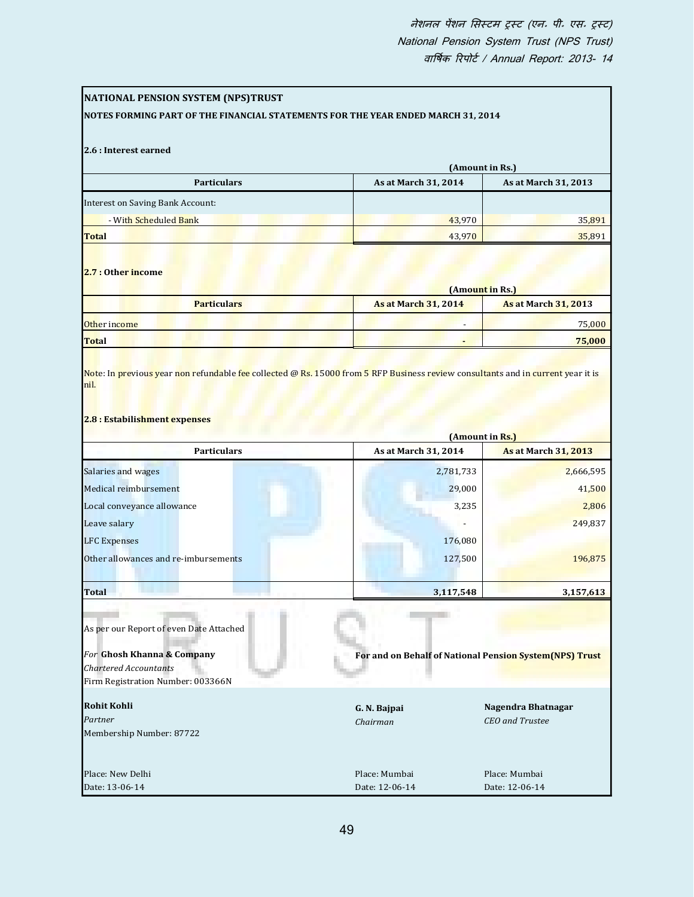**NATIONAL PENSION SYSTEM (NPS)TRUST**

**NOTES FORMING PART OF THE FINANCIAL STATEMENTS FOR THE YEAR ENDED MARCH 31, 2014**

**2.6 : Interest earned**

**(Amount in Rs.)**

| Particulars | As at March 31, 2014 | As at March 31, 2013 |
|---|---|---|
| Interest on Saving Bank Account: | | |
| - With Scheduled Bank | 43,970 | 35,891 |
| **Total** | 43,970 | 35,891 |

**2.7 : Other income**

**(Amount in Rs.)**

| Particulars | As at March 31, 2014 | As at March 31, 2013 |
|---|---|---|
| Other income | - | 75,000 |
| **Total** | **-** | **75,000** |

Note: In previous year non refundable fee collected @ Rs. 15000 from 5 RFP Business review consultants and in current year it is nil.

**2.8 : Estabilishment expenses**

**(Amount in Rs.)**

| Particulars | As at March 31, 2014 | As at March 31, 2013 |
|---|---|---|
| Salaries and wages | 2,781,733 | 2,666,595 |
| Medical reimbursement | 29,000 | 41,500 |
| Local conveyance allowance | 3,235 | 2,806 |
| Leave salary | - | 249,837 |
| LFC Expenses | 176,080 | |
| Other allowances and re-imbursements | 127,500 | 196,875 |
| **Total** | **3,117,548** | **3,157,613** |

As per our Report of even Date Attached

*For* **Ghosh Khanna & Company**
*Chartered Accountants*
Firm Registration Number: 003366N

**For and on Behalf of National Pension System(NPS) Trust**

**Rohit Kohli**
*Partner*
Membership Number: 87722

**G. N. Bajpai**
*Chairman*

**Nagendra Bhatnagar**
*CEO and Trustee*

Place: New Delhi
Date: 13-06-14

Place: Mumbai
Date: 12-06-14

Place: Mumbai
Date: 12-06-14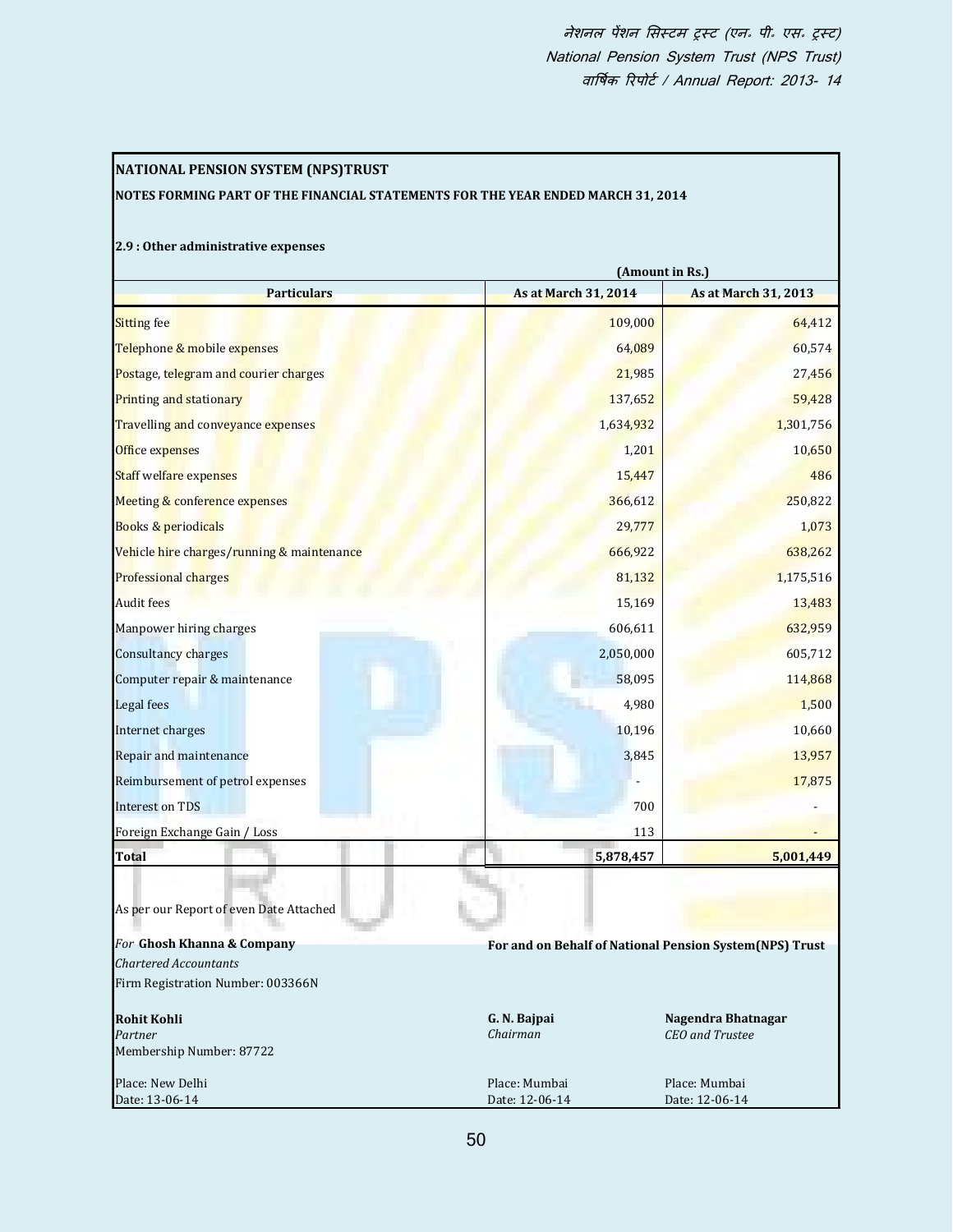# NATIONAL PENSION SYSTEM (NPS)TRUST

## NOTES FORMING PART OF THE FINANCIAL STATEMENTS FOR THE YEAR ENDED MARCH 31, 2014

### 2.9 : Other administrative expenses

(Amount in Rs.)

| Particulars | As at March 31, 2014 | As at March 31, 2013 |
|---|---|---|
| Sitting fee | 109,000 | 64,412 |
| Telephone & mobile expenses | 64,089 | 60,574 |
| Postage, telegram and courier charges | 21,985 | 27,456 |
| Printing and stationary | 137,652 | 59,428 |
| Travelling and conveyance expenses | 1,634,932 | 1,301,756 |
| Office expenses | 1,201 | 10,650 |
| Staff welfare expenses | 15,447 | 486 |
| Meeting & conference expenses | 366,612 | 250,822 |
| Books & periodicals | 29,777 | 1,073 |
| Vehicle hire charges/running & maintenance | 666,922 | 638,262 |
| Professional charges | 81,132 | 1,175,516 |
| Audit fees | 15,169 | 13,483 |
| Manpower hiring charges | 606,611 | 632,959 |
| Consultancy charges | 2,050,000 | 605,712 |
| Computer repair & maintenance | 58,095 | 114,868 |
| Legal fees | 4,980 | 1,500 |
| Internet charges | 10,196 | 10,660 |
| Repair and maintenance | 3,845 | 13,957 |
| Reimbursement of petrol expenses | - | 17,875 |
| Interest on TDS | 700 | - |
| Foreign Exchange Gain / Loss | 113 | - |
| **Total** | **5,878,457** | **5,001,449** |

As per our Report of even Date Attached

*For* **Ghosh Khanna & Company**
*Chartered Accountants*
Firm Registration Number: 003366N

**Rohit Kohli**
*Partner*
Membership Number: 87722

Place: New Delhi
Date: 13-06-14

**For and on Behalf of National Pension System(NPS) Trust**

**G. N. Bajpai**
*Chairman*

Place: Mumbai
Date: 12-06-14

**Nagendra Bhatnagar**
*CEO and Trustee*

Place: Mumbai
Date: 12-06-14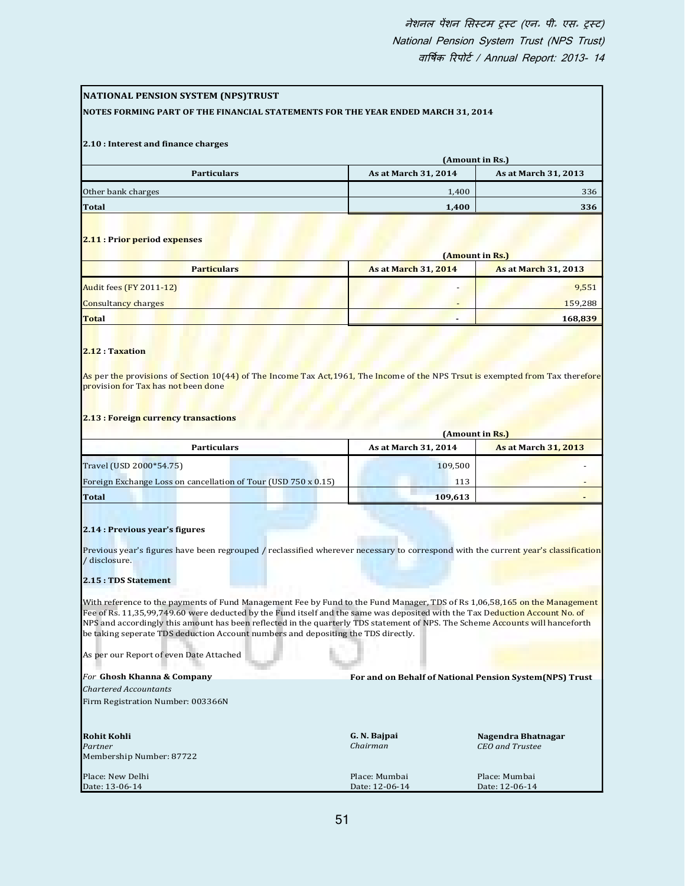**NATIONAL PENSION SYSTEM (NPS)TRUST**

**NOTES FORMING PART OF THE FINANCIAL STATEMENTS FOR THE YEAR ENDED MARCH 31, 2014**

**2.10 : Interest and finance charges**

(Amount in Rs.)

| Particulars | As at March 31, 2014 | As at March 31, 2013 |
|---|---|---|
| Other bank charges | 1,400 | 336 |
| **Total** | **1,400** | **336** |

**2.11 : Prior period expenses**

(Amount in Rs.)

| Particulars | As at March 31, 2014 | As at March 31, 2013 |
|---|---|---|
| Audit fees (FY 2011-12) | - | 9,551 |
| Consultancy charges | - | 159,288 |
| **Total** | **-** | **168,839** |

**2.12 : Taxation**

As per the provisions of Section 10(44) of The Income Tax Act,1961, The Income of the NPS Trsut is exempted from Tax therefore provision for Tax has not been done

**2.13 : Foreign currency transactions**

(Amount in Rs.)

| Particulars | As at March 31, 2014 | As at March 31, 2013 |
|---|---|---|
| Travel (USD 2000*54.75) | 109,500 | - |
| Foreign Exchange Loss on cancellation of Tour (USD 750 x 0.15) | 113 | - |
| **Total** | **109,613** | **-** |

**2.14 : Previous year's figures**

Previous year's figures have been regrouped / reclassified wherever necessary to correspond with the current year's classification / disclosure.

**2.15 : TDS Statement**

With reference to the payments of Fund Management Fee by Fund to the Fund Manager, TDS of Rs 1,06,58,165 on the Management Fee of Rs. 11,35,99,749.60 were deducted by the Fund itself and the same was deposited with the Tax Deduction Account No. of NPS and accordingly this amount has been reflected in the quarterly TDS statement of NPS. The Scheme Accounts will hanceforth be taking seperate TDS deduction Account numbers and depositing the TDS directly.

As per our Report of even Date Attached

*For* **Ghosh Khanna & Company**
*Chartered Accountants*
Firm Registration Number: 003366N

**Rohit Kohli**
*Partner*
Membership Number: 87722

Place: New Delhi
Date: 13-06-14

**For and on Behalf of National Pension System(NPS) Trust**

**G. N. Bajpai**
*Chairman*

Place: Mumbai
Date: 12-06-14

**Nagendra Bhatnagar**
*CEO and Trustee*

Place: Mumbai
Date: 12-06-14